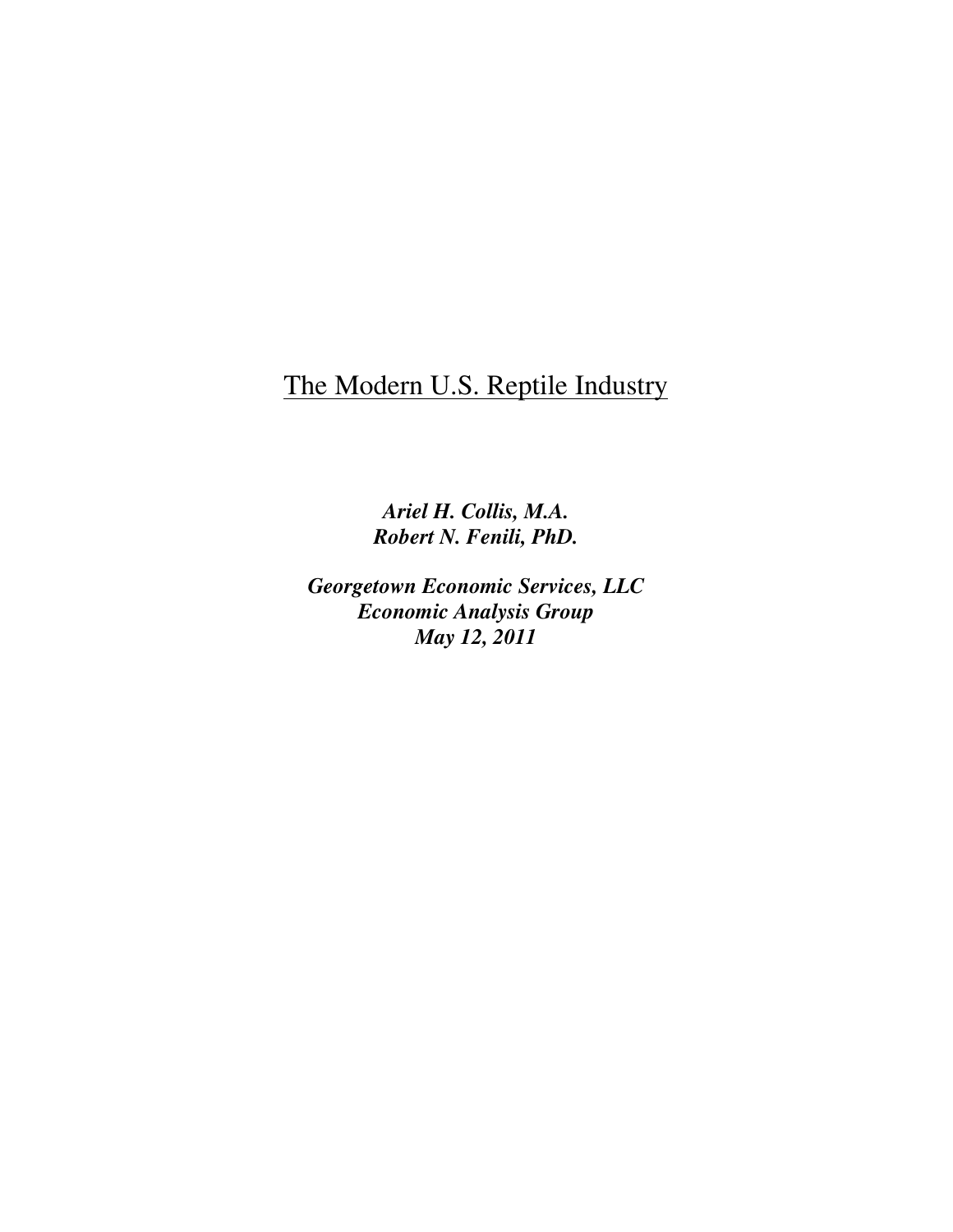# The Modern U.S. Reptile Industry

***Ariel H. Collis, M.A.***
***Robert N. Fenili, PhD.***

***Georgetown Economic Services, LLC***
***Economic Analysis Group***
***May 12, 2011***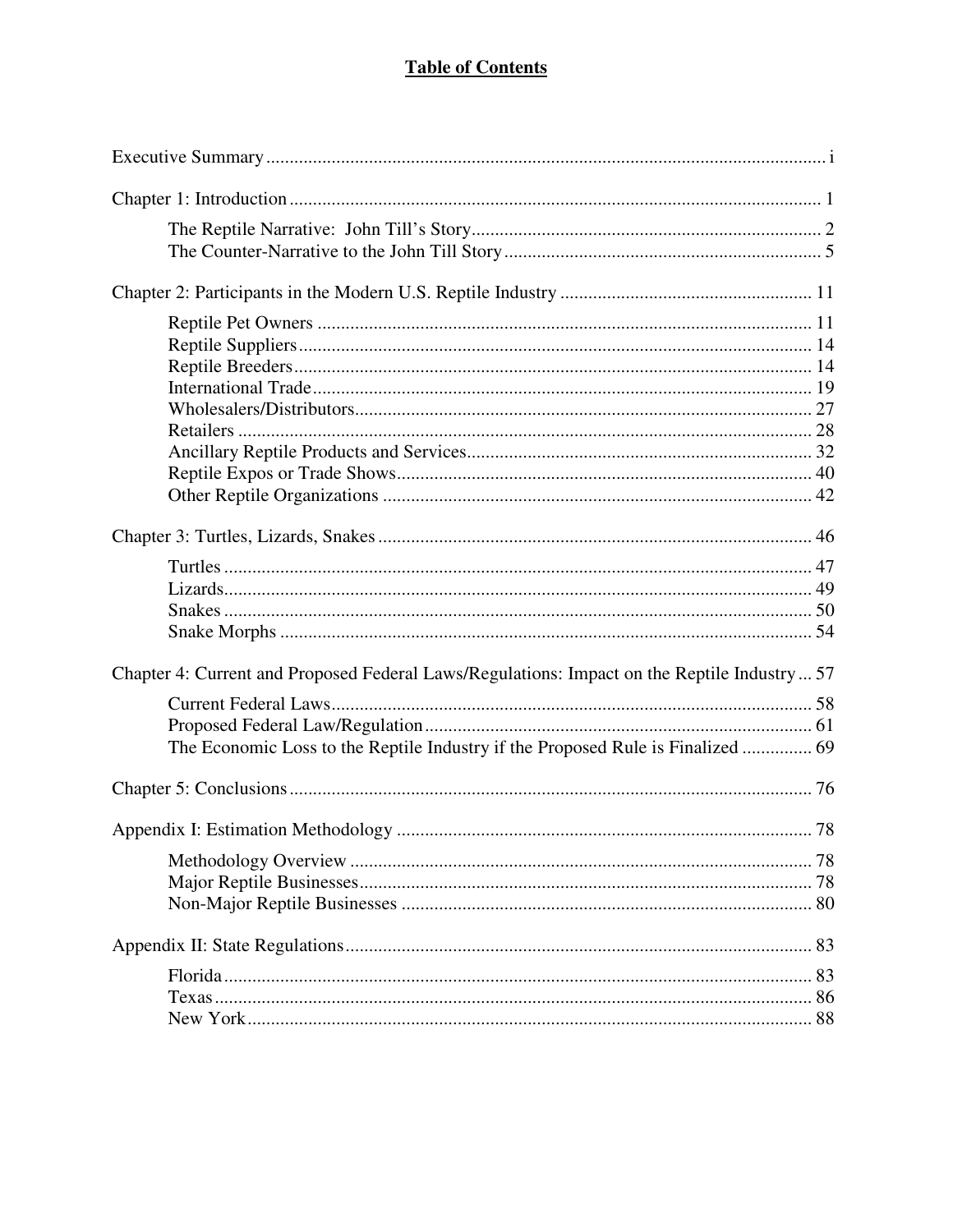# Table of Contents

Executive Summary ........................................................................................................................ i

Chapter 1: Introduction ................................................................................................................. 1

- The Reptile Narrative: John Till's Story........................................................................... 2
- The Counter-Narrative to the John Till Story .................................................................... 5

Chapter 2: Participants in the Modern U.S. Reptile Industry ...................................................... 11

- Reptile Pet Owners .......................................................................................................... 11
- Reptile Suppliers .............................................................................................................. 14
- Reptile Breeders ............................................................................................................... 14
- International Trade ........................................................................................................... 19
- Wholesalers/Distributors .................................................................................................. 27
- Retailers ........................................................................................................................... 28
- Ancillary Reptile Products and Services .......................................................................... 32
- Reptile Expos or Trade Shows ......................................................................................... 40
- Other Reptile Organizations ............................................................................................ 42

Chapter 3: Turtles, Lizards, Snakes ............................................................................................. 46

- Turtles .............................................................................................................................. 47
- Lizards .............................................................................................................................. 49
- Snakes .............................................................................................................................. 50
- Snake Morphs .................................................................................................................. 54

Chapter 4: Current and Proposed Federal Laws/Regulations: Impact on the Reptile Industry ... 57

- Current Federal Laws ....................................................................................................... 58
- Proposed Federal Law/Regulation ................................................................................... 61
- The Economic Loss to the Reptile Industry if the Proposed Rule is Finalized ............... 69

Chapter 5: Conclusions ................................................................................................................ 76

Appendix I: Estimation Methodology ......................................................................................... 78

- Methodology Overview ................................................................................................... 78
- Major Reptile Businesses ................................................................................................. 78
- Non-Major Reptile Businesses ........................................................................................ 80

Appendix II: State Regulations .................................................................................................... 83

- Florida .............................................................................................................................. 83
- Texas ................................................................................................................................ 86
- New York ......................................................................................................................... 88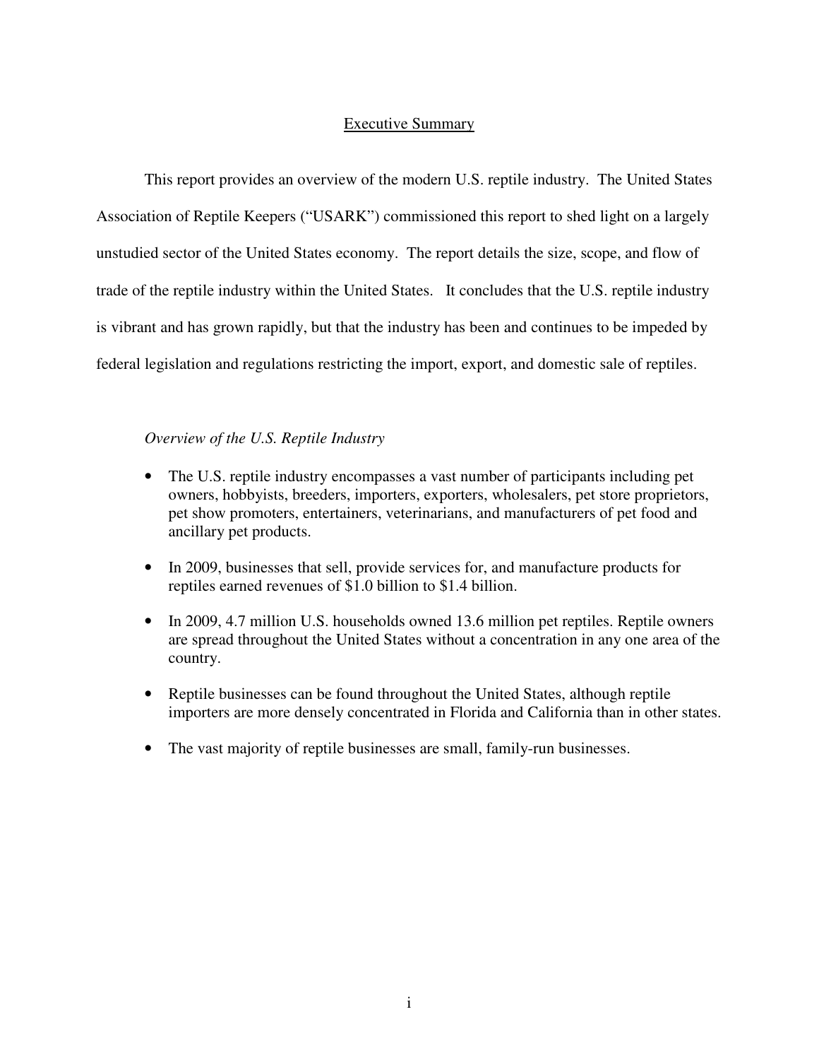## Executive Summary

This report provides an overview of the modern U.S. reptile industry. The United States Association of Reptile Keepers ("USARK") commissioned this report to shed light on a largely unstudied sector of the United States economy. The report details the size, scope, and flow of trade of the reptile industry within the United States. It concludes that the U.S. reptile industry is vibrant and has grown rapidly, but that the industry has been and continues to be impeded by federal legislation and regulations restricting the import, export, and domestic sale of reptiles.

*Overview of the U.S. Reptile Industry*

- The U.S. reptile industry encompasses a vast number of participants including pet owners, hobbyists, breeders, importers, exporters, wholesalers, pet store proprietors, pet show promoters, entertainers, veterinarians, and manufacturers of pet food and ancillary pet products.
- In 2009, businesses that sell, provide services for, and manufacture products for reptiles earned revenues of $1.0 billion to $1.4 billion.
- In 2009, 4.7 million U.S. households owned 13.6 million pet reptiles. Reptile owners are spread throughout the United States without a concentration in any one area of the country.
- Reptile businesses can be found throughout the United States, although reptile importers are more densely concentrated in Florida and California than in other states.
- The vast majority of reptile businesses are small, family-run businesses.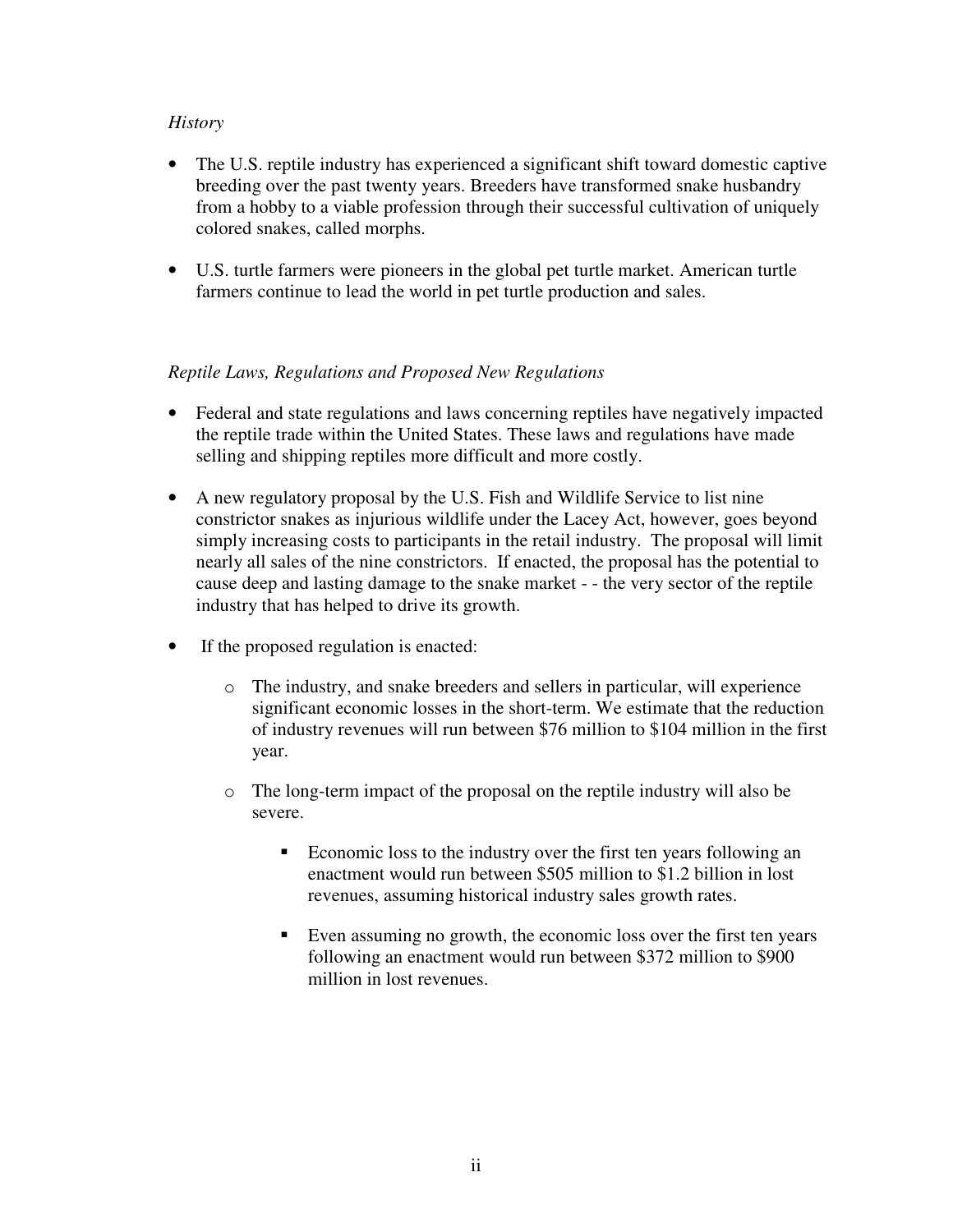*History*

- The U.S. reptile industry has experienced a significant shift toward domestic captive breeding over the past twenty years. Breeders have transformed snake husbandry from a hobby to a viable profession through their successful cultivation of uniquely colored snakes, called morphs.

- U.S. turtle farmers were pioneers in the global pet turtle market. American turtle farmers continue to lead the world in pet turtle production and sales.

*Reptile Laws, Regulations and Proposed New Regulations*

- Federal and state regulations and laws concerning reptiles have negatively impacted the reptile trade within the United States. These laws and regulations have made selling and shipping reptiles more difficult and more costly.

- A new regulatory proposal by the U.S. Fish and Wildlife Service to list nine constrictor snakes as injurious wildlife under the Lacey Act, however, goes beyond simply increasing costs to participants in the retail industry. The proposal will limit nearly all sales of the nine constrictors. If enacted, the proposal has the potential to cause deep and lasting damage to the snake market - - the very sector of the reptile industry that has helped to drive its growth.

- If the proposed regulation is enacted:

    - The industry, and snake breeders and sellers in particular, will experience significant economic losses in the short-term. We estimate that the reduction of industry revenues will run between $76 million to $104 million in the first year.

    - The long-term impact of the proposal on the reptile industry will also be severe.

        - Economic loss to the industry over the first ten years following an enactment would run between $505 million to $1.2 billion in lost revenues, assuming historical industry sales growth rates.

        - Even assuming no growth, the economic loss over the first ten years following an enactment would run between $372 million to $900 million in lost revenues.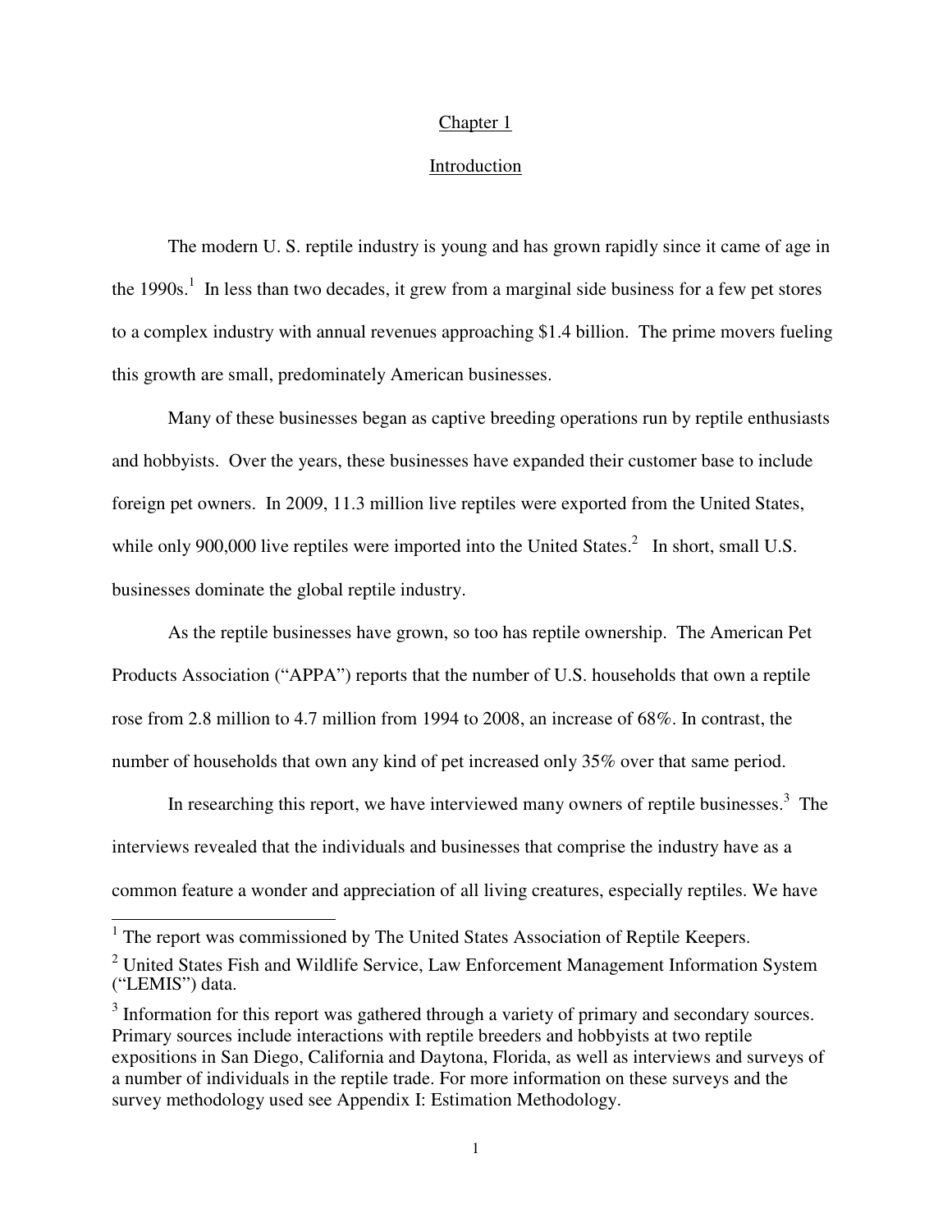# Chapter 1

## Introduction

The modern U. S. reptile industry is young and has grown rapidly since it came of age in the 1990s.[1] In less than two decades, it grew from a marginal side business for a few pet stores to a complex industry with annual revenues approaching $1.4 billion. The prime movers fueling this growth are small, predominately American businesses.

Many of these businesses began as captive breeding operations run by reptile enthusiasts and hobbyists. Over the years, these businesses have expanded their customer base to include foreign pet owners. In 2009, 11.3 million live reptiles were exported from the United States, while only 900,000 live reptiles were imported into the United States.[2] In short, small U.S. businesses dominate the global reptile industry.

As the reptile businesses have grown, so too has reptile ownership. The American Pet Products Association ("APPA") reports that the number of U.S. households that own a reptile rose from 2.8 million to 4.7 million from 1994 to 2008, an increase of 68%. In contrast, the number of households that own any kind of pet increased only 35% over that same period.

In researching this report, we have interviewed many owners of reptile businesses.[3] The interviews revealed that the individuals and businesses that comprise the industry have as a common feature a wonder and appreciation of all living creatures, especially reptiles. We have

---

[1] The report was commissioned by The United States Association of Reptile Keepers.

[2] United States Fish and Wildlife Service, Law Enforcement Management Information System ("LEMIS") data.

[3] Information for this report was gathered through a variety of primary and secondary sources. Primary sources include interactions with reptile breeders and hobbyists at two reptile expositions in San Diego, California and Daytona, Florida, as well as interviews and surveys of a number of individuals in the reptile trade. For more information on these surveys and the survey methodology used see Appendix I: Estimation Methodology.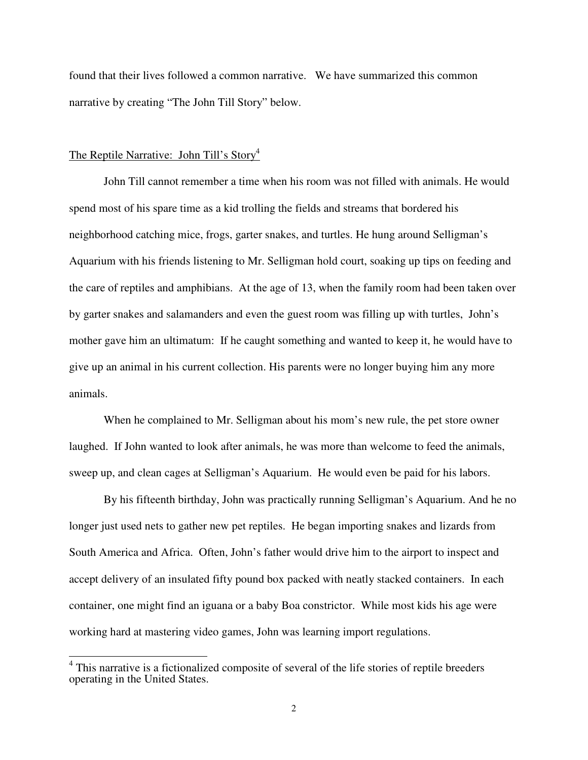found that their lives followed a common narrative. We have summarized this common narrative by creating "The John Till Story" below.

The Reptile Narrative: John Till's Story[4]

John Till cannot remember a time when his room was not filled with animals. He would spend most of his spare time as a kid trolling the fields and streams that bordered his neighborhood catching mice, frogs, garter snakes, and turtles. He hung around Selligman's Aquarium with his friends listening to Mr. Selligman hold court, soaking up tips on feeding and the care of reptiles and amphibians. At the age of 13, when the family room had been taken over by garter snakes and salamanders and even the guest room was filling up with turtles, John's mother gave him an ultimatum: If he caught something and wanted to keep it, he would have to give up an animal in his current collection. His parents were no longer buying him any more animals.

When he complained to Mr. Selligman about his mom's new rule, the pet store owner laughed. If John wanted to look after animals, he was more than welcome to feed the animals, sweep up, and clean cages at Selligman's Aquarium. He would even be paid for his labors.

By his fifteenth birthday, John was practically running Selligman's Aquarium. And he no longer just used nets to gather new pet reptiles. He began importing snakes and lizards from South America and Africa. Often, John's father would drive him to the airport to inspect and accept delivery of an insulated fifty pound box packed with neatly stacked containers. In each container, one might find an iguana or a baby Boa constrictor. While most kids his age were working hard at mastering video games, John was learning import regulations.

---

[4] This narrative is a fictionalized composite of several of the life stories of reptile breeders operating in the United States.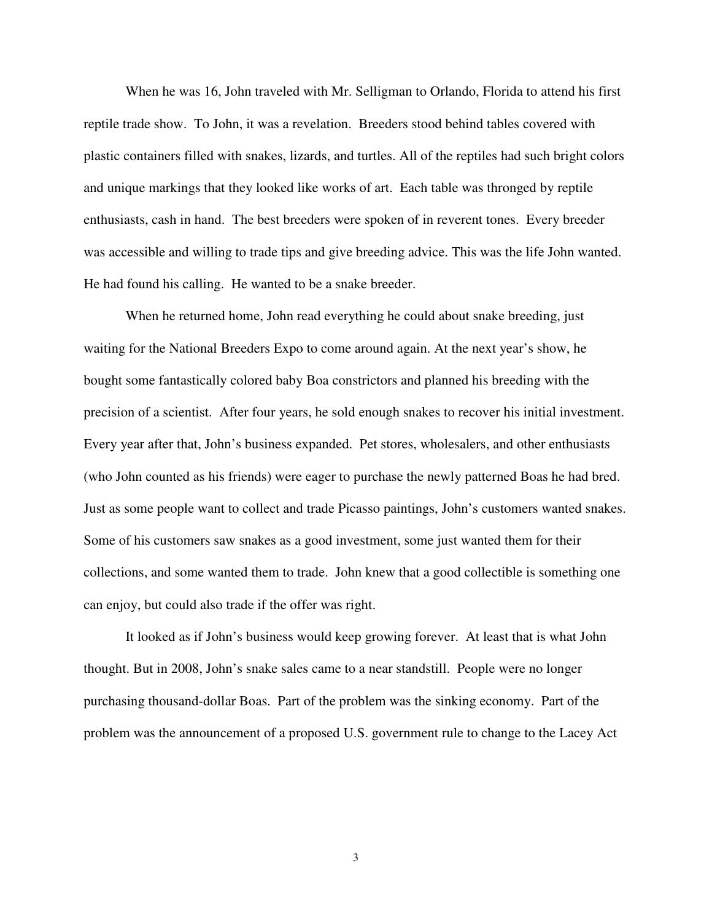When he was 16, John traveled with Mr. Selligman to Orlando, Florida to attend his first reptile trade show. To John, it was a revelation. Breeders stood behind tables covered with plastic containers filled with snakes, lizards, and turtles. All of the reptiles had such bright colors and unique markings that they looked like works of art. Each table was thronged by reptile enthusiasts, cash in hand. The best breeders were spoken of in reverent tones. Every breeder was accessible and willing to trade tips and give breeding advice. This was the life John wanted. He had found his calling. He wanted to be a snake breeder.

When he returned home, John read everything he could about snake breeding, just waiting for the National Breeders Expo to come around again. At the next year's show, he bought some fantastically colored baby Boa constrictors and planned his breeding with the precision of a scientist. After four years, he sold enough snakes to recover his initial investment. Every year after that, John's business expanded. Pet stores, wholesalers, and other enthusiasts (who John counted as his friends) were eager to purchase the newly patterned Boas he had bred. Just as some people want to collect and trade Picasso paintings, John's customers wanted snakes. Some of his customers saw snakes as a good investment, some just wanted them for their collections, and some wanted them to trade. John knew that a good collectible is something one can enjoy, but could also trade if the offer was right.

It looked as if John's business would keep growing forever. At least that is what John thought. But in 2008, John's snake sales came to a near standstill. People were no longer purchasing thousand-dollar Boas. Part of the problem was the sinking economy. Part of the problem was the announcement of a proposed U.S. government rule to change to the Lacey Act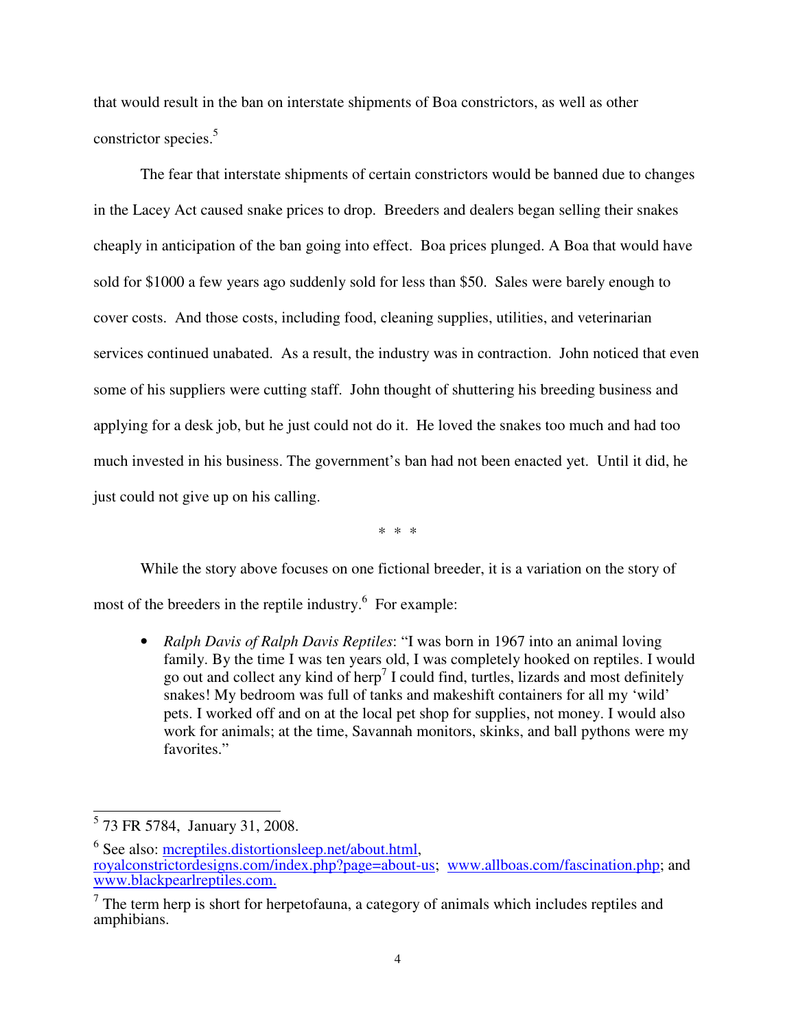that would result in the ban on interstate shipments of Boa constrictors, as well as other constrictor species.[5]

The fear that interstate shipments of certain constrictors would be banned due to changes in the Lacey Act caused snake prices to drop. Breeders and dealers began selling their snakes cheaply in anticipation of the ban going into effect. Boa prices plunged. A Boa that would have sold for $1000 a few years ago suddenly sold for less than $50. Sales were barely enough to cover costs. And those costs, including food, cleaning supplies, utilities, and veterinarian services continued unabated. As a result, the industry was in contraction. John noticed that even some of his suppliers were cutting staff. John thought of shuttering his breeding business and applying for a desk job, but he just could not do it. He loved the snakes too much and had too much invested in his business. The government's ban had not been enacted yet. Until it did, he just could not give up on his calling.

\* \* \*

While the story above focuses on one fictional breeder, it is a variation on the story of most of the breeders in the reptile industry.[6] For example:

- *Ralph Davis of Ralph Davis Reptiles*: "I was born in 1967 into an animal loving family. By the time I was ten years old, I was completely hooked on reptiles. I would go out and collect any kind of herp[7] I could find, turtles, lizards and most definitely snakes! My bedroom was full of tanks and makeshift containers for all my 'wild' pets. I worked off and on at the local pet shop for supplies, not money. I would also work for animals; at the time, Savannah monitors, skinks, and ball pythons were my favorites."

---

[5] 73 FR 5784, January 31, 2008.

[6] See also: mcreptiles.distortionsleep.net/about.html, royalconstrictordesigns.com/index.php?page=about-us; www.allboas.com/fascination.php; and www.blackpearlreptiles.com.

[7] The term herp is short for herpetofauna, a category of animals which includes reptiles and amphibians.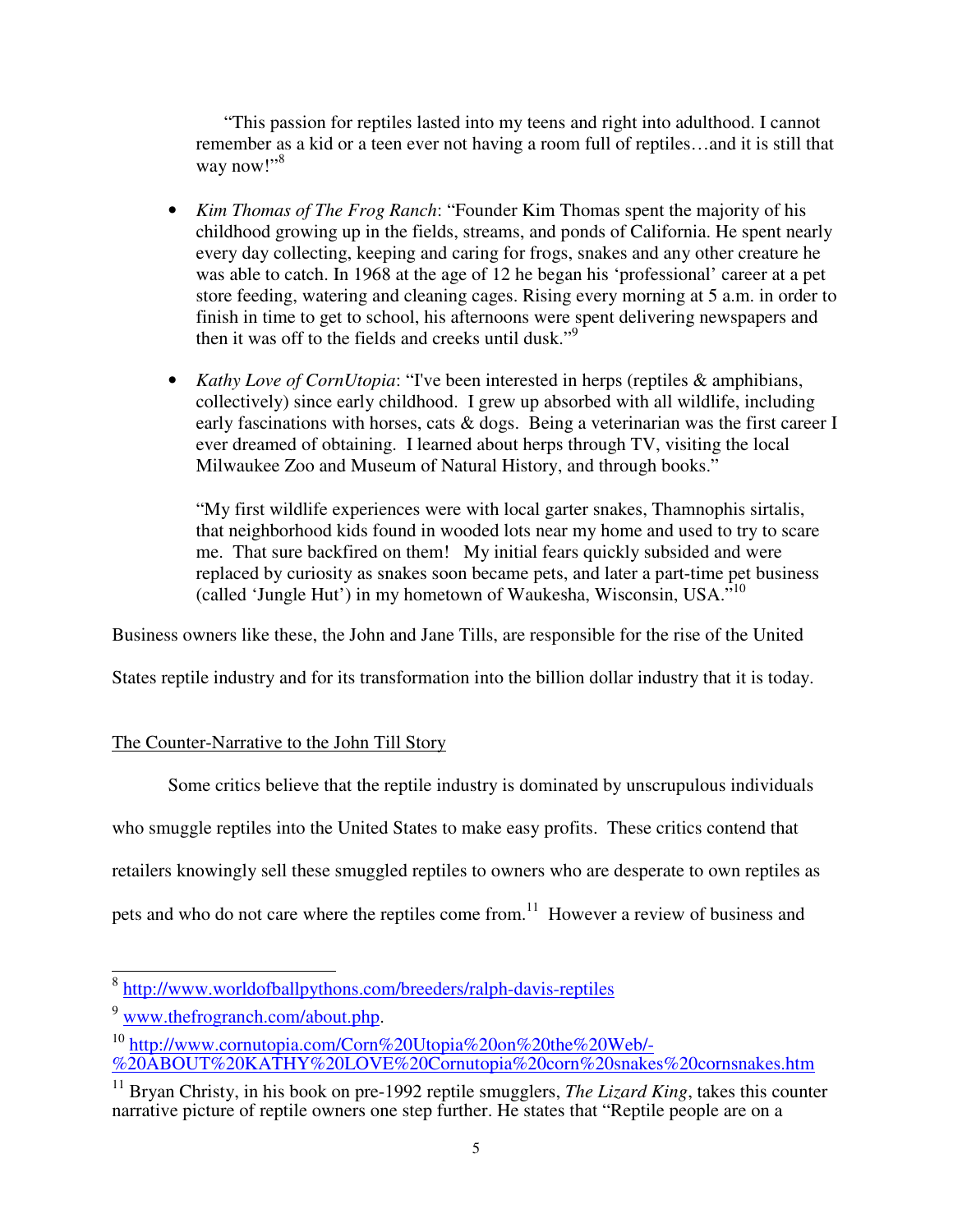"This passion for reptiles lasted into my teens and right into adulthood. I cannot remember as a kid or a teen ever not having a room full of reptiles…and it is still that way now!"[8]

- *Kim Thomas of The Frog Ranch*: "Founder Kim Thomas spent the majority of his childhood growing up in the fields, streams, and ponds of California. He spent nearly every day collecting, keeping and caring for frogs, snakes and any other creature he was able to catch. In 1968 at the age of 12 he began his 'professional' career at a pet store feeding, watering and cleaning cages. Rising every morning at 5 a.m. in order to finish in time to get to school, his afternoons were spent delivering newspapers and then it was off to the fields and creeks until dusk."[9]

- *Kathy Love of CornUtopia*: "I've been interested in herps (reptiles & amphibians, collectively) since early childhood. I grew up absorbed with all wildlife, including early fascinations with horses, cats & dogs. Being a veterinarian was the first career I ever dreamed of obtaining. I learned about herps through TV, visiting the local Milwaukee Zoo and Museum of Natural History, and through books."

  "My first wildlife experiences were with local garter snakes, Thamnophis sirtalis, that neighborhood kids found in wooded lots near my home and used to try to scare me. That sure backfired on them! My initial fears quickly subsided and were replaced by curiosity as snakes soon became pets, and later a part-time pet business (called 'Jungle Hut') in my hometown of Waukesha, Wisconsin, USA."[10]

Business owners like these, the John and Jane Tills, are responsible for the rise of the United States reptile industry and for its transformation into the billion dollar industry that it is today.

## The Counter-Narrative to the John Till Story

Some critics believe that the reptile industry is dominated by unscrupulous individuals who smuggle reptiles into the United States to make easy profits. These critics contend that retailers knowingly sell these smuggled reptiles to owners who are desperate to own reptiles as pets and who do not care where the reptiles come from.[11] However a review of business and

---

[8] http://www.worldofballpythons.com/breeders/ralph-davis-reptiles

[9] www.thefrogranch.com/about.php.

[10] http://www.cornutopia.com/Corn%20Utopia%20on%20the%20Web/-%20ABOUT%20KATHY%20LOVE%20Cornutopia%20corn%20snakes%20cornsnakes.htm

[11] Bryan Christy, in his book on pre-1992 reptile smugglers, *The Lizard King*, takes this counter narrative picture of reptile owners one step further. He states that "Reptile people are on a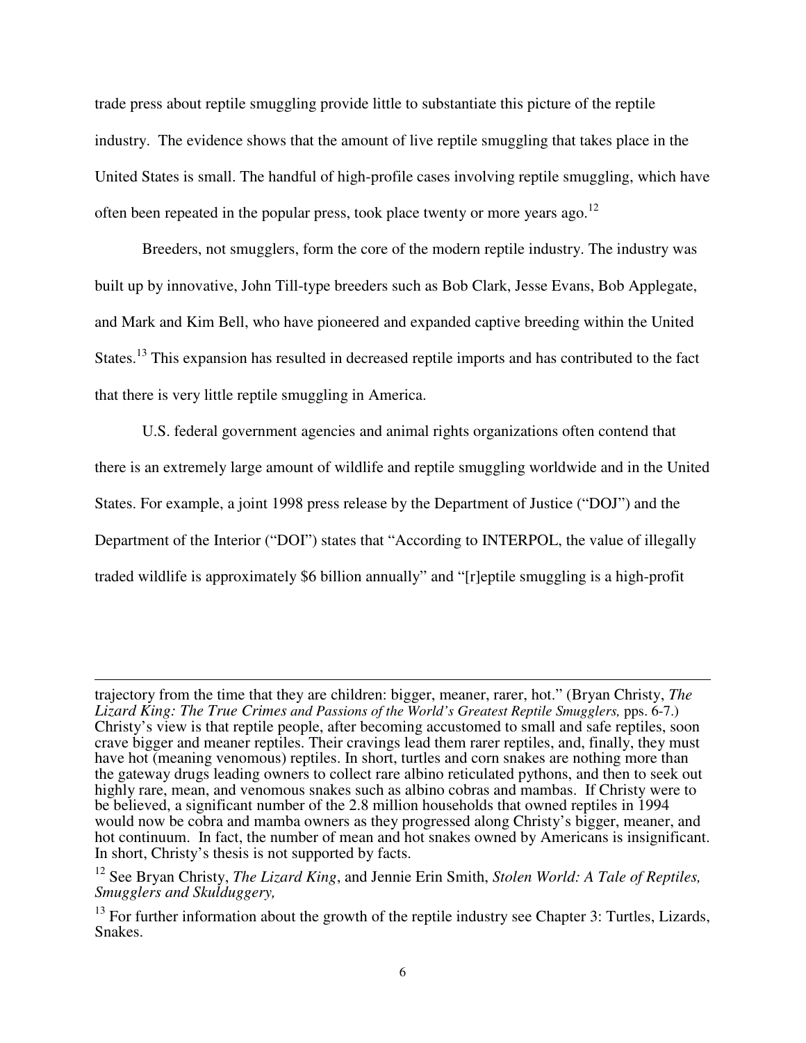trade press about reptile smuggling provide little to substantiate this picture of the reptile industry. The evidence shows that the amount of live reptile smuggling that takes place in the United States is small. The handful of high-profile cases involving reptile smuggling, which have often been repeated in the popular press, took place twenty or more years ago.[12]

Breeders, not smugglers, form the core of the modern reptile industry. The industry was built up by innovative, John Till-type breeders such as Bob Clark, Jesse Evans, Bob Applegate, and Mark and Kim Bell, who have pioneered and expanded captive breeding within the United States.[13] This expansion has resulted in decreased reptile imports and has contributed to the fact that there is very little reptile smuggling in America.

U.S. federal government agencies and animal rights organizations often contend that there is an extremely large amount of wildlife and reptile smuggling worldwide and in the United States. For example, a joint 1998 press release by the Department of Justice ("DOJ") and the Department of the Interior ("DOI") states that "According to INTERPOL, the value of illegally traded wildlife is approximately $6 billion annually" and "[r]eptile smuggling is a high-profit

---

trajectory from the time that they are children: bigger, meaner, rarer, hot." (Bryan Christy, *The Lizard King: The True Crimes and Passions of the World's Greatest Reptile Smugglers,* pps. 6-7.) Christy's view is that reptile people, after becoming accustomed to small and safe reptiles, soon crave bigger and meaner reptiles. Their cravings lead them rarer reptiles, and, finally, they must have hot (meaning venomous) reptiles. In short, turtles and corn snakes are nothing more than the gateway drugs leading owners to collect rare albino reticulated pythons, and then to seek out highly rare, mean, and venomous snakes such as albino cobras and mambas. If Christy were to be believed, a significant number of the 2.8 million households that owned reptiles in 1994 would now be cobra and mamba owners as they progressed along Christy's bigger, meaner, and hot continuum. In fact, the number of mean and hot snakes owned by Americans is insignificant. In short, Christy's thesis is not supported by facts.

[12] See Bryan Christy, *The Lizard King*, and Jennie Erin Smith, *Stolen World: A Tale of Reptiles, Smugglers and Skulduggery,*

[13] For further information about the growth of the reptile industry see Chapter 3: Turtles, Lizards, Snakes.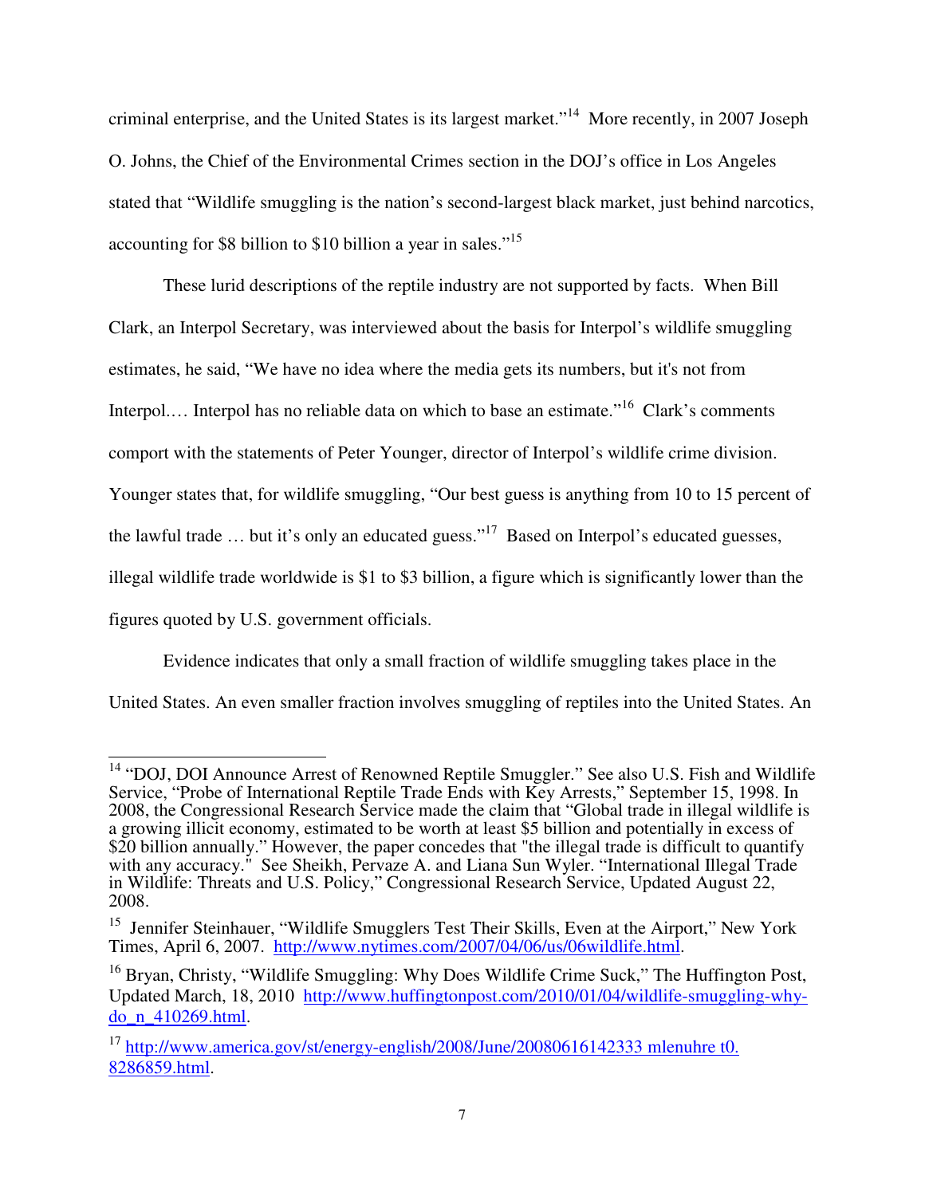criminal enterprise, and the United States is its largest market."[14] More recently, in 2007 Joseph O. Johns, the Chief of the Environmental Crimes section in the DOJ's office in Los Angeles stated that "Wildlife smuggling is the nation's second-largest black market, just behind narcotics, accounting for $8 billion to $10 billion a year in sales."[15]

These lurid descriptions of the reptile industry are not supported by facts. When Bill Clark, an Interpol Secretary, was interviewed about the basis for Interpol's wildlife smuggling estimates, he said, "We have no idea where the media gets its numbers, but it's not from Interpol.… Interpol has no reliable data on which to base an estimate."[16] Clark's comments comport with the statements of Peter Younger, director of Interpol's wildlife crime division. Younger states that, for wildlife smuggling, "Our best guess is anything from 10 to 15 percent of the lawful trade … but it's only an educated guess."[17] Based on Interpol's educated guesses, illegal wildlife trade worldwide is $1 to $3 billion, a figure which is significantly lower than the figures quoted by U.S. government officials.

Evidence indicates that only a small fraction of wildlife smuggling takes place in the United States. An even smaller fraction involves smuggling of reptiles into the United States. An

---

[14] "DOJ, DOI Announce Arrest of Renowned Reptile Smuggler." See also U.S. Fish and Wildlife Service, "Probe of International Reptile Trade Ends with Key Arrests," September 15, 1998. In 2008, the Congressional Research Service made the claim that "Global trade in illegal wildlife is a growing illicit economy, estimated to be worth at least $5 billion and potentially in excess of $20 billion annually." However, the paper concedes that "the illegal trade is difficult to quantify with any accuracy." See Sheikh, Pervaze A. and Liana Sun Wyler. "International Illegal Trade in Wildlife: Threats and U.S. Policy," Congressional Research Service, Updated August 22, 2008.

[15] Jennifer Steinhauer, "Wildlife Smugglers Test Their Skills, Even at the Airport," New York Times, April 6, 2007. http://www.nytimes.com/2007/04/06/us/06wildlife.html.

[16] Bryan, Christy, "Wildlife Smuggling: Why Does Wildlife Crime Suck," The Huffington Post, Updated March, 18, 2010 http://www.huffingtonpost.com/2010/01/04/wildlife-smuggling-why-do_n_410269.html.

[17] http://www.america.gov/st/energy-english/2008/June/20080616142333 mlenuhre t0. 8286859.html.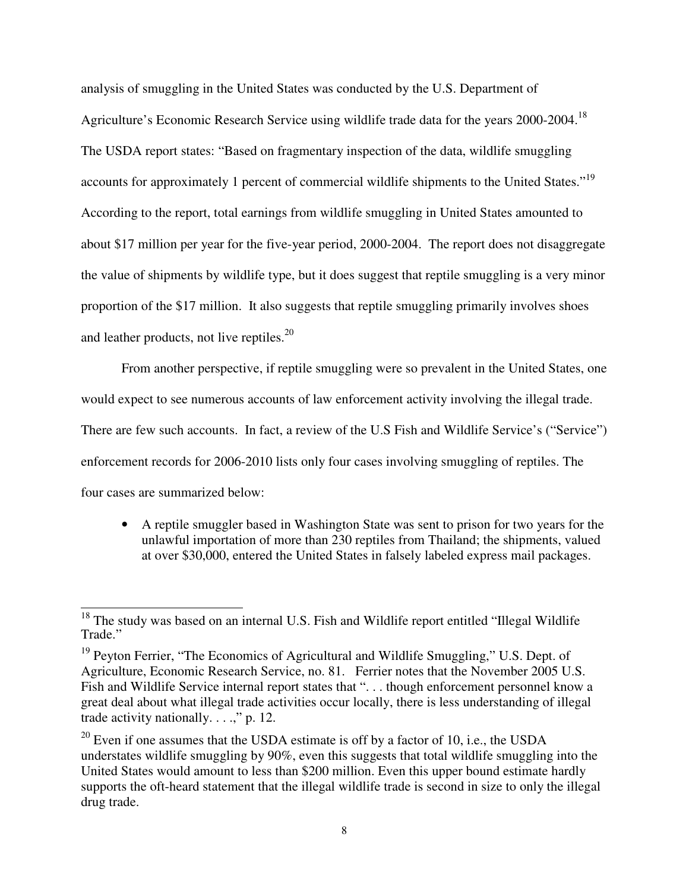analysis of smuggling in the United States was conducted by the U.S. Department of Agriculture's Economic Research Service using wildlife trade data for the years 2000-2004.[18] The USDA report states: "Based on fragmentary inspection of the data, wildlife smuggling accounts for approximately 1 percent of commercial wildlife shipments to the United States."[19] According to the report, total earnings from wildlife smuggling in United States amounted to about $17 million per year for the five-year period, 2000-2004. The report does not disaggregate the value of shipments by wildlife type, but it does suggest that reptile smuggling is a very minor proportion of the $17 million. It also suggests that reptile smuggling primarily involves shoes and leather products, not live reptiles.[20]

From another perspective, if reptile smuggling were so prevalent in the United States, one would expect to see numerous accounts of law enforcement activity involving the illegal trade. There are few such accounts. In fact, a review of the U.S Fish and Wildlife Service's ("Service") enforcement records for 2006-2010 lists only four cases involving smuggling of reptiles. The four cases are summarized below:

- A reptile smuggler based in Washington State was sent to prison for two years for the unlawful importation of more than 230 reptiles from Thailand; the shipments, valued at over $30,000, entered the United States in falsely labeled express mail packages.

---

[18] The study was based on an internal U.S. Fish and Wildlife report entitled "Illegal Wildlife Trade."

[19] Peyton Ferrier, "The Economics of Agricultural and Wildlife Smuggling," U.S. Dept. of Agriculture, Economic Research Service, no. 81. Ferrier notes that the November 2005 U.S. Fish and Wildlife Service internal report states that ". . . though enforcement personnel know a great deal about what illegal trade activities occur locally, there is less understanding of illegal trade activity nationally. . . .," p. 12.

[20] Even if one assumes that the USDA estimate is off by a factor of 10, i.e., the USDA understates wildlife smuggling by 90%, even this suggests that total wildlife smuggling into the United States would amount to less than $200 million. Even this upper bound estimate hardly supports the oft-heard statement that the illegal wildlife trade is second in size to only the illegal drug trade.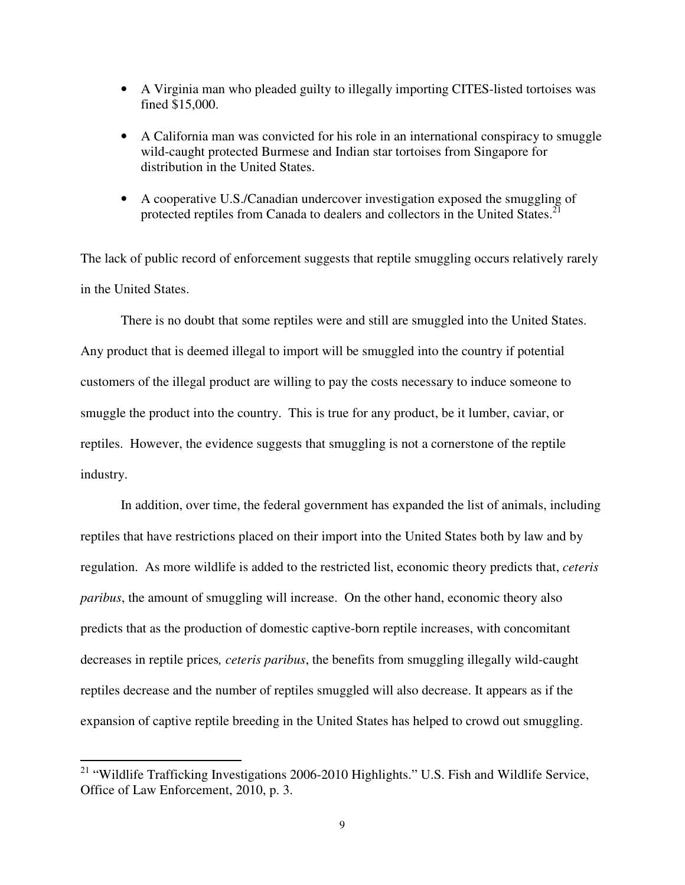- A Virginia man who pleaded guilty to illegally importing CITES-listed tortoises was fined $15,000.
- A California man was convicted for his role in an international conspiracy to smuggle wild-caught protected Burmese and Indian star tortoises from Singapore for distribution in the United States.
- A cooperative U.S./Canadian undercover investigation exposed the smuggling of protected reptiles from Canada to dealers and collectors in the United States.[21]

The lack of public record of enforcement suggests that reptile smuggling occurs relatively rarely in the United States.

There is no doubt that some reptiles were and still are smuggled into the United States. Any product that is deemed illegal to import will be smuggled into the country if potential customers of the illegal product are willing to pay the costs necessary to induce someone to smuggle the product into the country. This is true for any product, be it lumber, caviar, or reptiles. However, the evidence suggests that smuggling is not a cornerstone of the reptile industry.

In addition, over time, the federal government has expanded the list of animals, including reptiles that have restrictions placed on their import into the United States both by law and by regulation. As more wildlife is added to the restricted list, economic theory predicts that, *ceteris paribus*, the amount of smuggling will increase. On the other hand, economic theory also predicts that as the production of domestic captive-born reptile increases, with concomitant decreases in reptile prices*, ceteris paribus*, the benefits from smuggling illegally wild-caught reptiles decrease and the number of reptiles smuggled will also decrease. It appears as if the expansion of captive reptile breeding in the United States has helped to crowd out smuggling.

[21] "Wildlife Trafficking Investigations 2006-2010 Highlights." U.S. Fish and Wildlife Service, Office of Law Enforcement, 2010, p. 3.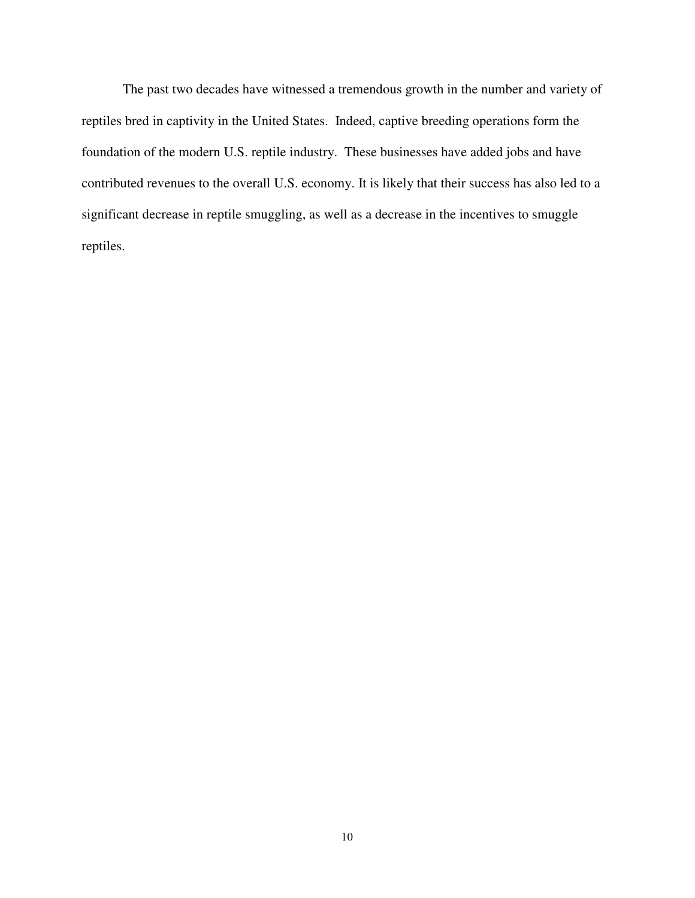The past two decades have witnessed a tremendous growth in the number and variety of reptiles bred in captivity in the United States. Indeed, captive breeding operations form the foundation of the modern U.S. reptile industry. These businesses have added jobs and have contributed revenues to the overall U.S. economy. It is likely that their success has also led to a significant decrease in reptile smuggling, as well as a decrease in the incentives to smuggle reptiles.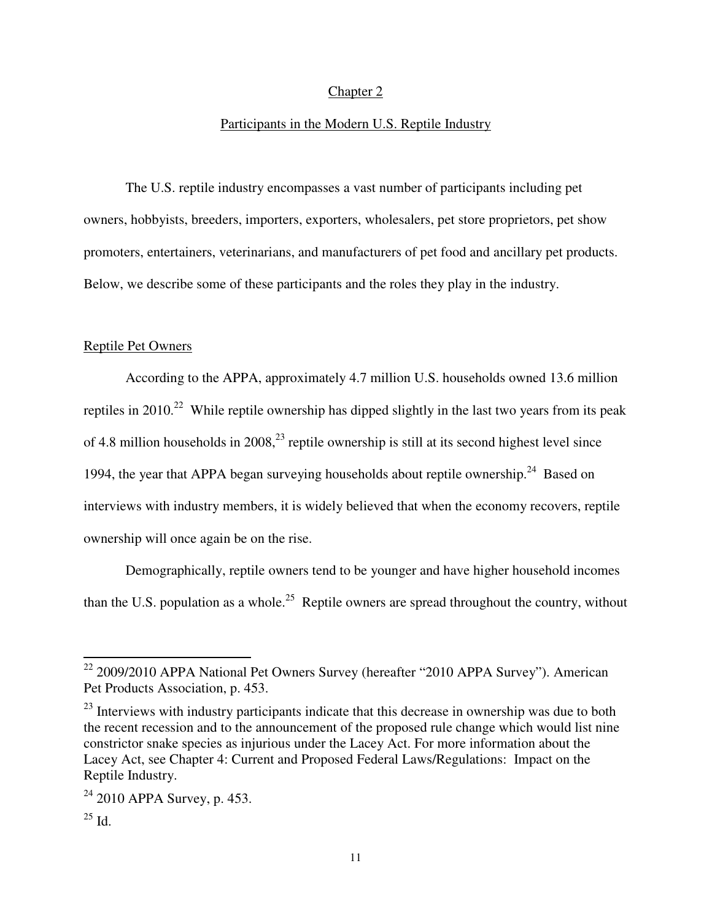## Chapter 2

## Participants in the Modern U.S. Reptile Industry

The U.S. reptile industry encompasses a vast number of participants including pet owners, hobbyists, breeders, importers, exporters, wholesalers, pet store proprietors, pet show promoters, entertainers, veterinarians, and manufacturers of pet food and ancillary pet products. Below, we describe some of these participants and the roles they play in the industry.

### Reptile Pet Owners

According to the APPA, approximately 4.7 million U.S. households owned 13.6 million reptiles in 2010.[22] While reptile ownership has dipped slightly in the last two years from its peak of 4.8 million households in 2008,[23] reptile ownership is still at its second highest level since 1994, the year that APPA began surveying households about reptile ownership.[24] Based on interviews with industry members, it is widely believed that when the economy recovers, reptile ownership will once again be on the rise.

Demographically, reptile owners tend to be younger and have higher household incomes than the U.S. population as a whole.[25] Reptile owners are spread throughout the country, without

---

[22] 2009/2010 APPA National Pet Owners Survey (hereafter "2010 APPA Survey"). American Pet Products Association, p. 453.

[23] Interviews with industry participants indicate that this decrease in ownership was due to both the recent recession and to the announcement of the proposed rule change which would list nine constrictor snake species as injurious under the Lacey Act. For more information about the Lacey Act, see Chapter 4: Current and Proposed Federal Laws/Regulations: Impact on the Reptile Industry.

[24] 2010 APPA Survey, p. 453.

[25] Id.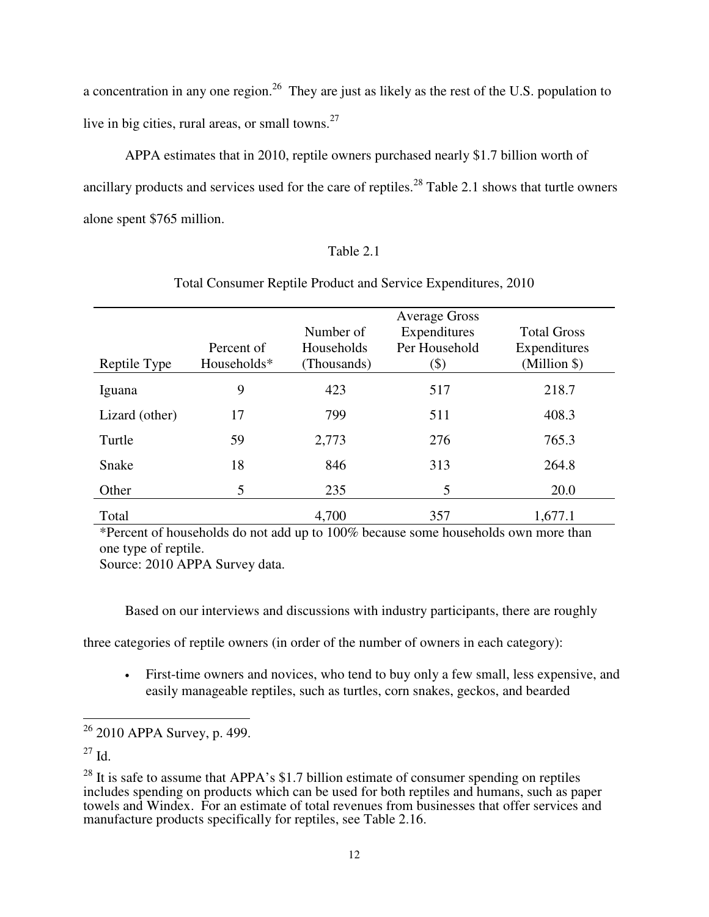a concentration in any one region.[26] They are just as likely as the rest of the U.S. population to live in big cities, rural areas, or small towns.[27]

APPA estimates that in 2010, reptile owners purchased nearly $1.7 billion worth of ancillary products and services used for the care of reptiles.[28] Table 2.1 shows that turtle owners alone spent $765 million.

Table 2.1

Total Consumer Reptile Product and Service Expenditures, 2010

| Reptile Type | Percent of Households* | Number of Households (Thousands) | Average Gross Expenditures Per Household ($) | Total Gross Expenditures (Million $) |
|---|---|---|---|---|
| Iguana | 9 | 423 | 517 | 218.7 |
| Lizard (other) | 17 | 799 | 511 | 408.3 |
| Turtle | 59 | 2,773 | 276 | 765.3 |
| Snake | 18 | 846 | 313 | 264.8 |
| Other | 5 | 235 | 5 | 20.0 |
| Total | | 4,700 | 357 | 1,677.1 |

*Percent of households do not add up to 100% because some households own more than one type of reptile.
Source: 2010 APPA Survey data.

Based on our interviews and discussions with industry participants, there are roughly three categories of reptile owners (in order of the number of owners in each category):

- First-time owners and novices, who tend to buy only a few small, less expensive, and easily manageable reptiles, such as turtles, corn snakes, geckos, and bearded

[26] 2010 APPA Survey, p. 499.

[27] Id.

[28] It is safe to assume that APPA's $1.7 billion estimate of consumer spending on reptiles includes spending on products which can be used for both reptiles and humans, such as paper towels and Windex. For an estimate of total revenues from businesses that offer services and manufacture products specifically for reptiles, see Table 2.16.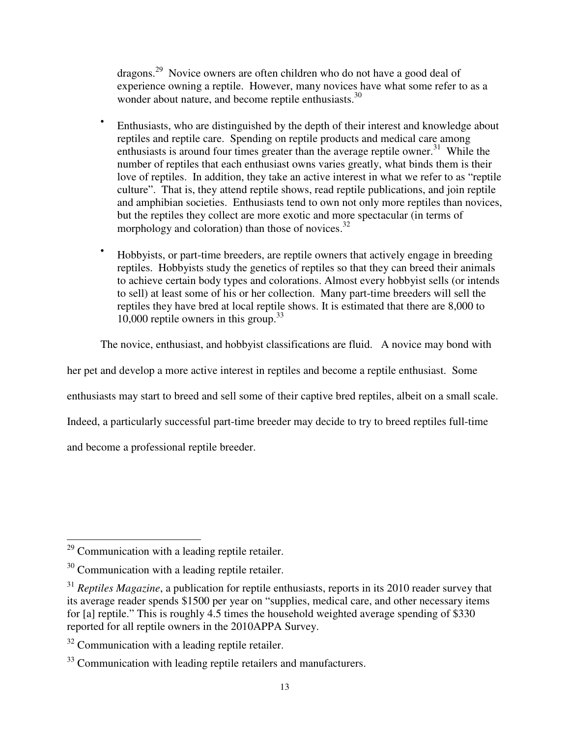dragons.[29] Novice owners are often children who do not have a good deal of experience owning a reptile. However, many novices have what some refer to as a wonder about nature, and become reptile enthusiasts.[30]

- Enthusiasts, who are distinguished by the depth of their interest and knowledge about reptiles and reptile care. Spending on reptile products and medical care among enthusiasts is around four times greater than the average reptile owner.[31] While the number of reptiles that each enthusiast owns varies greatly, what binds them is their love of reptiles. In addition, they take an active interest in what we refer to as "reptile culture". That is, they attend reptile shows, read reptile publications, and join reptile and amphibian societies. Enthusiasts tend to own not only more reptiles than novices, but the reptiles they collect are more exotic and more spectacular (in terms of morphology and coloration) than those of novices.[32]

- Hobbyists, or part-time breeders, are reptile owners that actively engage in breeding reptiles. Hobbyists study the genetics of reptiles so that they can breed their animals to achieve certain body types and colorations. Almost every hobbyist sells (or intends to sell) at least some of his or her collection. Many part-time breeders will sell the reptiles they have bred at local reptile shows. It is estimated that there are 8,000 to 10,000 reptile owners in this group.[33]

The novice, enthusiast, and hobbyist classifications are fluid. A novice may bond with her pet and develop a more active interest in reptiles and become a reptile enthusiast. Some enthusiasts may start to breed and sell some of their captive bred reptiles, albeit on a small scale. Indeed, a particularly successful part-time breeder may decide to try to breed reptiles full-time and become a professional reptile breeder.

---

[29] Communication with a leading reptile retailer.

[30] Communication with a leading reptile retailer.

[31] *Reptiles Magazine*, a publication for reptile enthusiasts, reports in its 2010 reader survey that its average reader spends $1500 per year on "supplies, medical care, and other necessary items for [a] reptile." This is roughly 4.5 times the household weighted average spending of $330 reported for all reptile owners in the 2010APPA Survey.

[32] Communication with a leading reptile retailer.

[33] Communication with leading reptile retailers and manufacturers.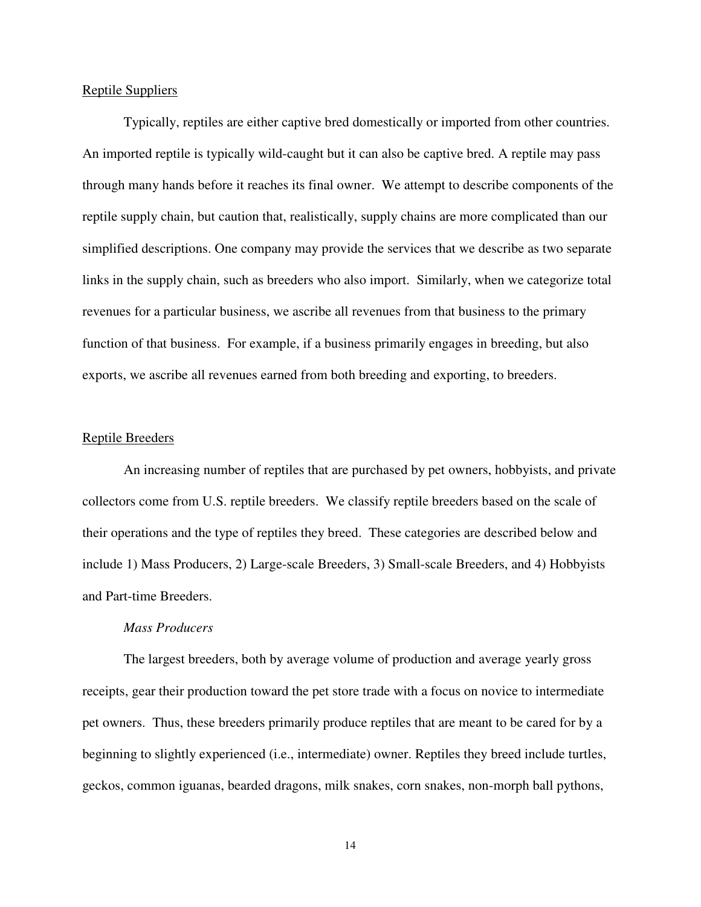## Reptile Suppliers

Typically, reptiles are either captive bred domestically or imported from other countries. An imported reptile is typically wild-caught but it can also be captive bred. A reptile may pass through many hands before it reaches its final owner. We attempt to describe components of the reptile supply chain, but caution that, realistically, supply chains are more complicated than our simplified descriptions. One company may provide the services that we describe as two separate links in the supply chain, such as breeders who also import. Similarly, when we categorize total revenues for a particular business, we ascribe all revenues from that business to the primary function of that business. For example, if a business primarily engages in breeding, but also exports, we ascribe all revenues earned from both breeding and exporting, to breeders.

## Reptile Breeders

An increasing number of reptiles that are purchased by pet owners, hobbyists, and private collectors come from U.S. reptile breeders. We classify reptile breeders based on the scale of their operations and the type of reptiles they breed. These categories are described below and include 1) Mass Producers, 2) Large-scale Breeders, 3) Small-scale Breeders, and 4) Hobbyists and Part-time Breeders.

### *Mass Producers*

The largest breeders, both by average volume of production and average yearly gross receipts, gear their production toward the pet store trade with a focus on novice to intermediate pet owners. Thus, these breeders primarily produce reptiles that are meant to be cared for by a beginning to slightly experienced (i.e., intermediate) owner. Reptiles they breed include turtles, geckos, common iguanas, bearded dragons, milk snakes, corn snakes, non-morph ball pythons,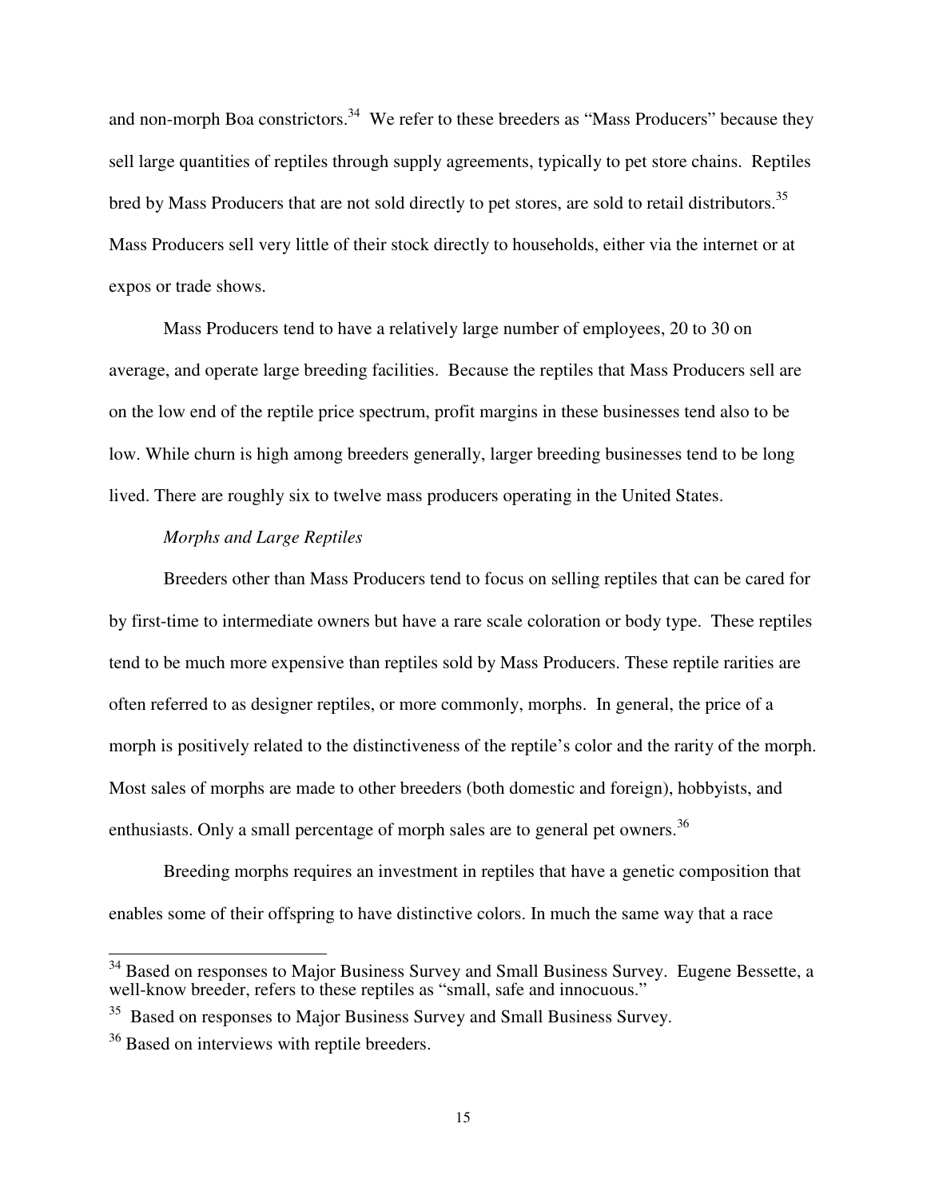and non-morph Boa constrictors.[34] We refer to these breeders as "Mass Producers" because they sell large quantities of reptiles through supply agreements, typically to pet store chains. Reptiles bred by Mass Producers that are not sold directly to pet stores, are sold to retail distributors.[35] Mass Producers sell very little of their stock directly to households, either via the internet or at expos or trade shows.

Mass Producers tend to have a relatively large number of employees, 20 to 30 on average, and operate large breeding facilities. Because the reptiles that Mass Producers sell are on the low end of the reptile price spectrum, profit margins in these businesses tend also to be low. While churn is high among breeders generally, larger breeding businesses tend to be long lived. There are roughly six to twelve mass producers operating in the United States.

*Morphs and Large Reptiles*

Breeders other than Mass Producers tend to focus on selling reptiles that can be cared for by first-time to intermediate owners but have a rare scale coloration or body type. These reptiles tend to be much more expensive than reptiles sold by Mass Producers. These reptile rarities are often referred to as designer reptiles, or more commonly, morphs. In general, the price of a morph is positively related to the distinctiveness of the reptile's color and the rarity of the morph. Most sales of morphs are made to other breeders (both domestic and foreign), hobbyists, and enthusiasts. Only a small percentage of morph sales are to general pet owners.[36]

Breeding morphs requires an investment in reptiles that have a genetic composition that enables some of their offspring to have distinctive colors. In much the same way that a race

---

[34] Based on responses to Major Business Survey and Small Business Survey. Eugene Bessette, a well-know breeder, refers to these reptiles as "small, safe and innocuous."

[35] Based on responses to Major Business Survey and Small Business Survey.

[36] Based on interviews with reptile breeders.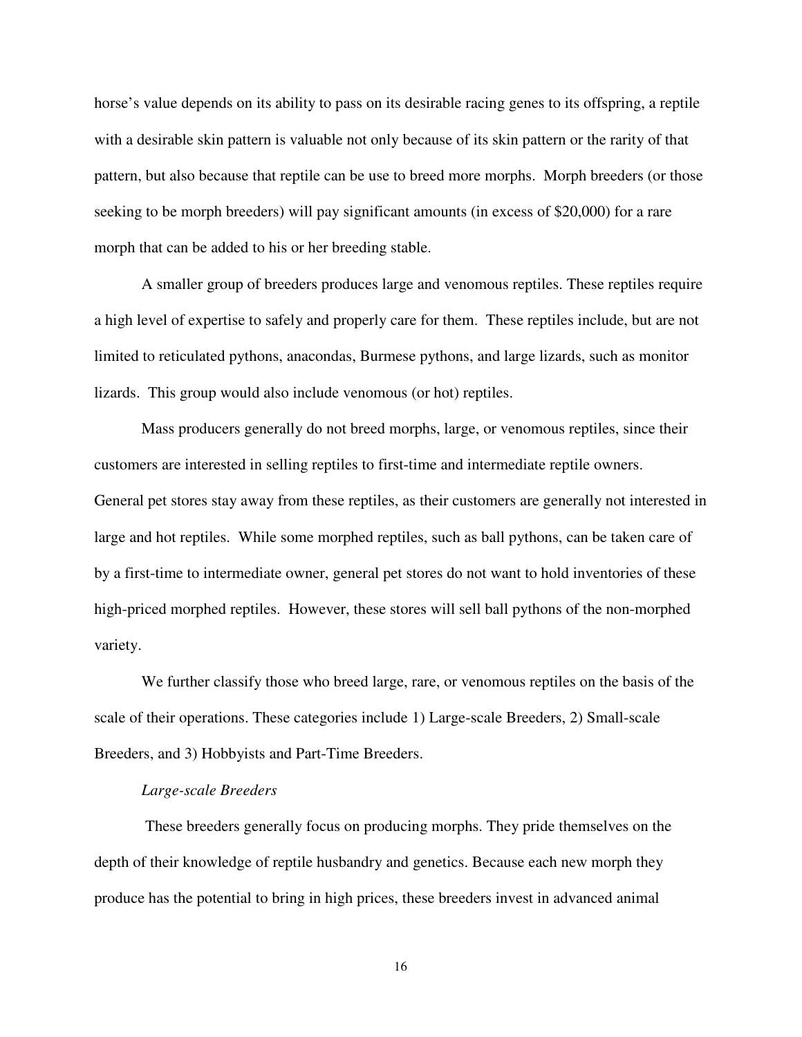horse's value depends on its ability to pass on its desirable racing genes to its offspring, a reptile with a desirable skin pattern is valuable not only because of its skin pattern or the rarity of that pattern, but also because that reptile can be use to breed more morphs. Morph breeders (or those seeking to be morph breeders) will pay significant amounts (in excess of $20,000) for a rare morph that can be added to his or her breeding stable.

A smaller group of breeders produces large and venomous reptiles. These reptiles require a high level of expertise to safely and properly care for them. These reptiles include, but are not limited to reticulated pythons, anacondas, Burmese pythons, and large lizards, such as monitor lizards. This group would also include venomous (or hot) reptiles.

Mass producers generally do not breed morphs, large, or venomous reptiles, since their customers are interested in selling reptiles to first-time and intermediate reptile owners. General pet stores stay away from these reptiles, as their customers are generally not interested in large and hot reptiles. While some morphed reptiles, such as ball pythons, can be taken care of by a first-time to intermediate owner, general pet stores do not want to hold inventories of these high-priced morphed reptiles. However, these stores will sell ball pythons of the non-morphed variety.

We further classify those who breed large, rare, or venomous reptiles on the basis of the scale of their operations. These categories include 1) Large-scale Breeders, 2) Small-scale Breeders, and 3) Hobbyists and Part-Time Breeders.

*Large-scale Breeders*

These breeders generally focus on producing morphs. They pride themselves on the depth of their knowledge of reptile husbandry and genetics. Because each new morph they produce has the potential to bring in high prices, these breeders invest in advanced animal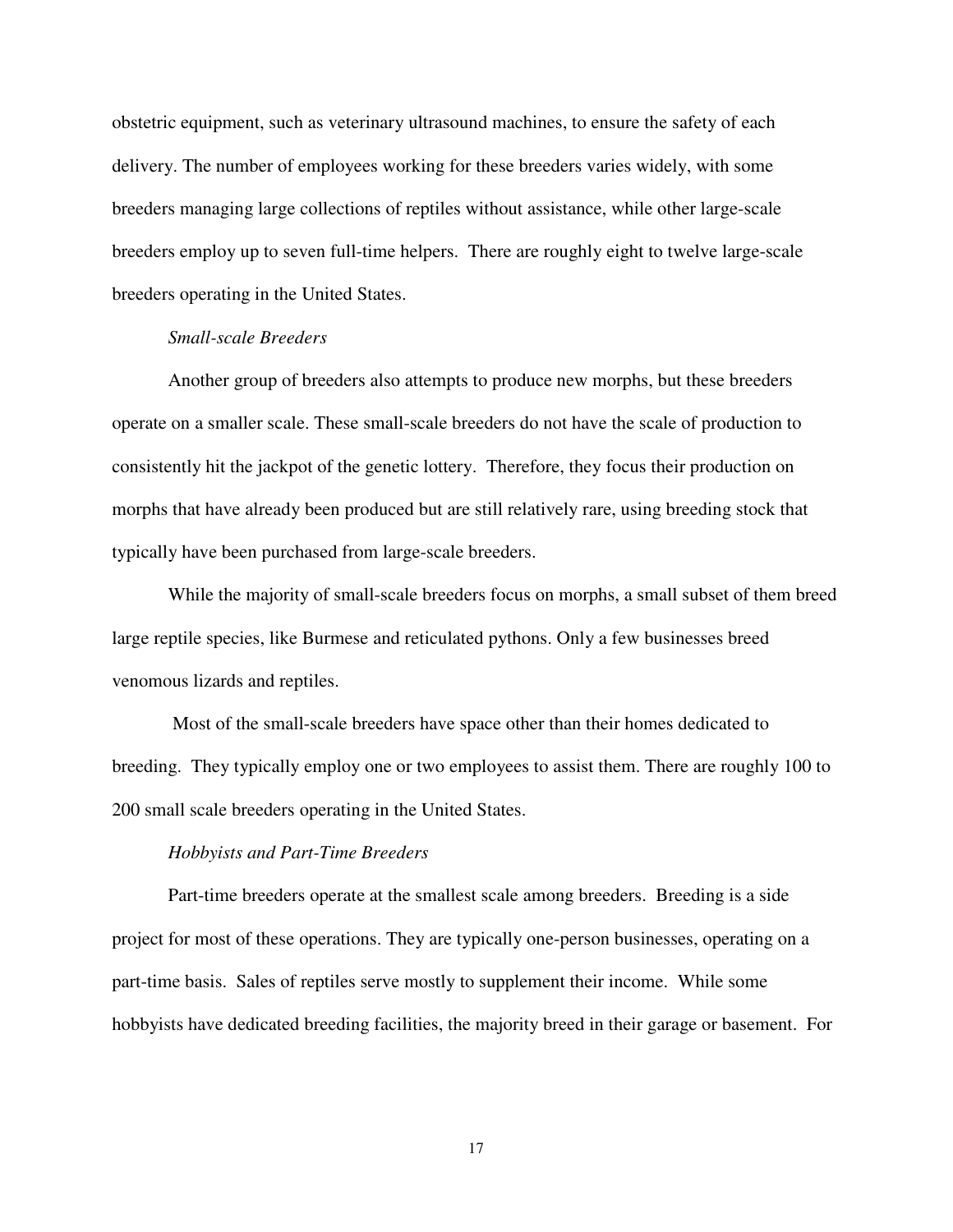obstetric equipment, such as veterinary ultrasound machines, to ensure the safety of each delivery. The number of employees working for these breeders varies widely, with some breeders managing large collections of reptiles without assistance, while other large-scale breeders employ up to seven full-time helpers. There are roughly eight to twelve large-scale breeders operating in the United States.

*Small-scale Breeders*

Another group of breeders also attempts to produce new morphs, but these breeders operate on a smaller scale. These small-scale breeders do not have the scale of production to consistently hit the jackpot of the genetic lottery. Therefore, they focus their production on morphs that have already been produced but are still relatively rare, using breeding stock that typically have been purchased from large-scale breeders.

While the majority of small-scale breeders focus on morphs, a small subset of them breed large reptile species, like Burmese and reticulated pythons. Only a few businesses breed venomous lizards and reptiles.

Most of the small-scale breeders have space other than their homes dedicated to breeding. They typically employ one or two employees to assist them. There are roughly 100 to 200 small scale breeders operating in the United States.

*Hobbyists and Part-Time Breeders*

Part-time breeders operate at the smallest scale among breeders. Breeding is a side project for most of these operations. They are typically one-person businesses, operating on a part-time basis. Sales of reptiles serve mostly to supplement their income. While some hobbyists have dedicated breeding facilities, the majority breed in their garage or basement. For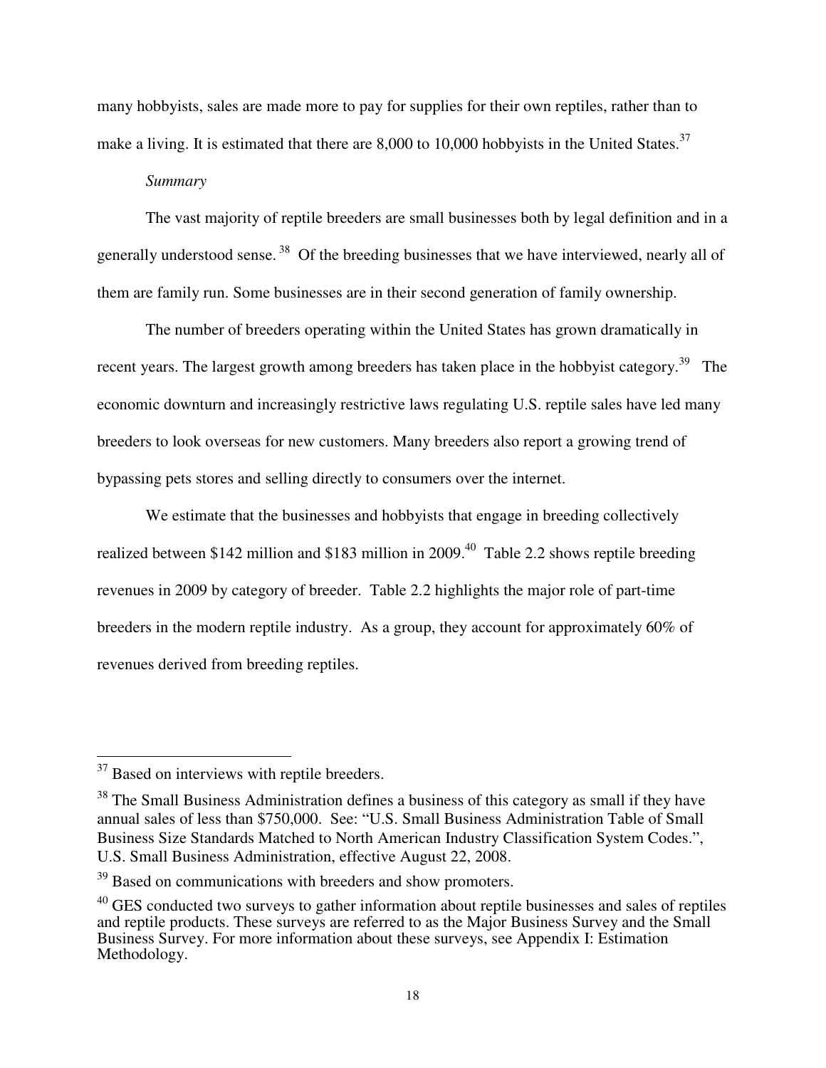many hobbyists, sales are made more to pay for supplies for their own reptiles, rather than to make a living. It is estimated that there are 8,000 to 10,000 hobbyists in the United States.[37]

*Summary*

The vast majority of reptile breeders are small businesses both by legal definition and in a generally understood sense.[38] Of the breeding businesses that we have interviewed, nearly all of them are family run. Some businesses are in their second generation of family ownership.

The number of breeders operating within the United States has grown dramatically in recent years. The largest growth among breeders has taken place in the hobbyist category.[39] The economic downturn and increasingly restrictive laws regulating U.S. reptile sales have led many breeders to look overseas for new customers. Many breeders also report a growing trend of bypassing pets stores and selling directly to consumers over the internet.

We estimate that the businesses and hobbyists that engage in breeding collectively realized between $142 million and $183 million in 2009.[40] Table 2.2 shows reptile breeding revenues in 2009 by category of breeder. Table 2.2 highlights the major role of part-time breeders in the modern reptile industry. As a group, they account for approximately 60% of revenues derived from breeding reptiles.

---

[37] Based on interviews with reptile breeders.

[38] The Small Business Administration defines a business of this category as small if they have annual sales of less than $750,000. See: "U.S. Small Business Administration Table of Small Business Size Standards Matched to North American Industry Classification System Codes.", U.S. Small Business Administration, effective August 22, 2008.

[39] Based on communications with breeders and show promoters.

[40] GES conducted two surveys to gather information about reptile businesses and sales of reptiles and reptile products. These surveys are referred to as the Major Business Survey and the Small Business Survey. For more information about these surveys, see Appendix I: Estimation Methodology.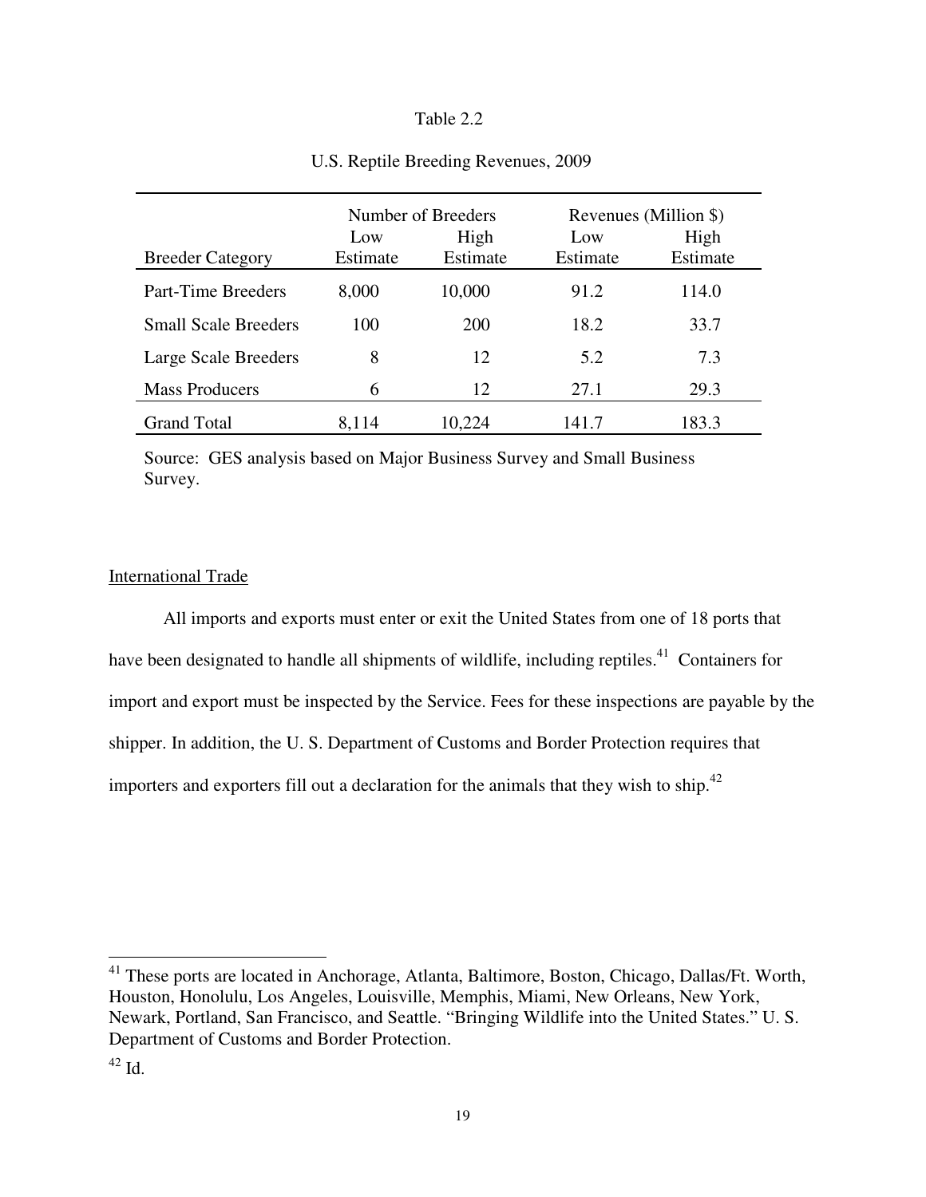Table 2.2

U.S. Reptile Breeding Revenues, 2009

| | Number of Breeders | | Revenues (Million $) | |
|---|---|---|---|---|
| Breeder Category | Low Estimate | High Estimate | Low Estimate | High Estimate |
| Part-Time Breeders | 8,000 | 10,000 | 91.2 | 114.0 |
| Small Scale Breeders | 100 | 200 | 18.2 | 33.7 |
| Large Scale Breeders | 8 | 12 | 5.2 | 7.3 |
| Mass Producers | 6 | 12 | 27.1 | 29.3 |
| Grand Total | 8,114 | 10,224 | 141.7 | 183.3 |

Source: GES analysis based on Major Business Survey and Small Business Survey.

## International Trade

All imports and exports must enter or exit the United States from one of 18 ports that have been designated to handle all shipments of wildlife, including reptiles.[41] Containers for import and export must be inspected by the Service. Fees for these inspections are payable by the shipper. In addition, the U. S. Department of Customs and Border Protection requires that importers and exporters fill out a declaration for the animals that they wish to ship.[42]

---

[41] These ports are located in Anchorage, Atlanta, Baltimore, Boston, Chicago, Dallas/Ft. Worth, Houston, Honolulu, Los Angeles, Louisville, Memphis, Miami, New Orleans, New York, Newark, Portland, San Francisco, and Seattle. "Bringing Wildlife into the United States." U. S. Department of Customs and Border Protection.

[42] Id.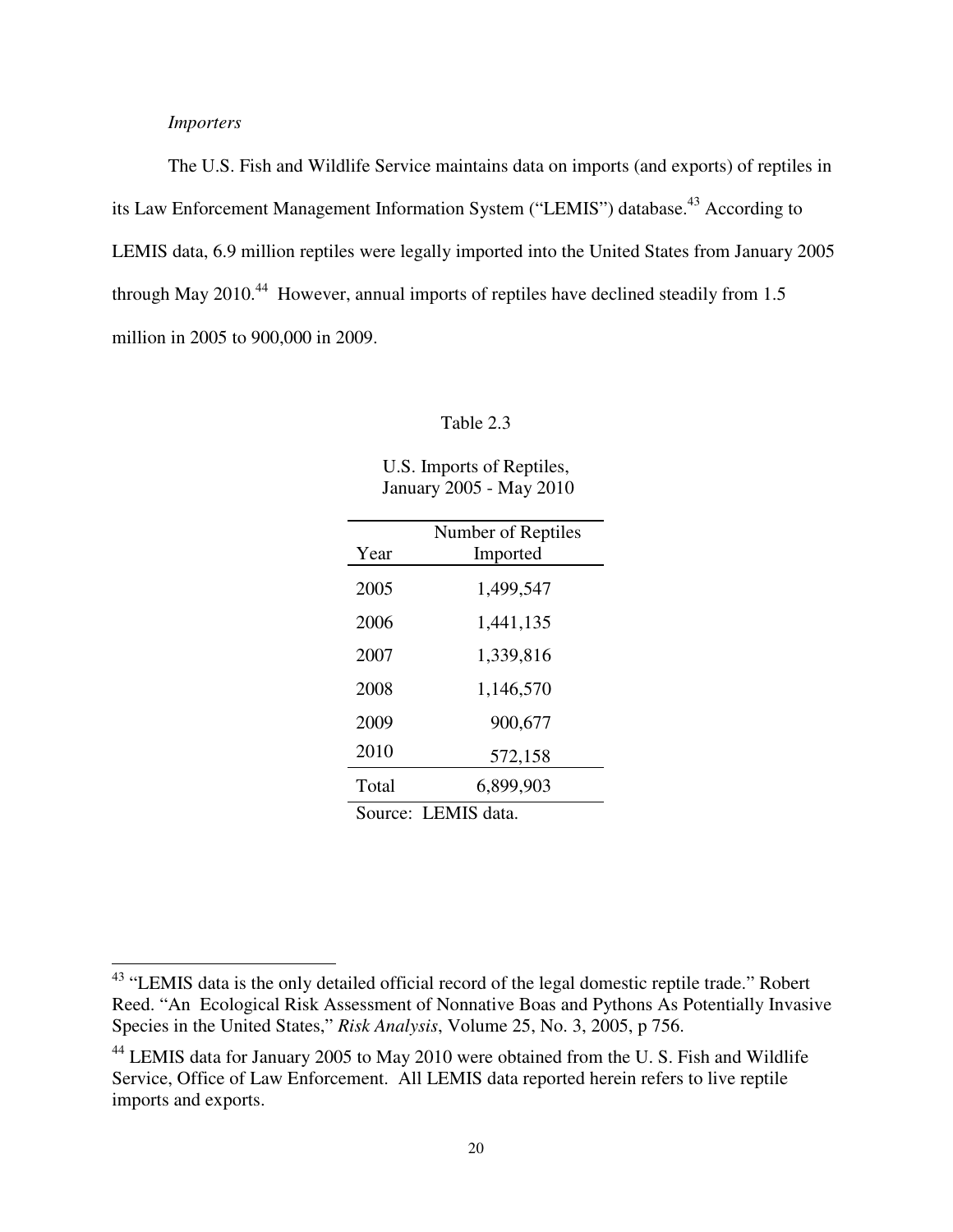*Importers*

The U.S. Fish and Wildlife Service maintains data on imports (and exports) of reptiles in its Law Enforcement Management Information System ("LEMIS") database.[43] According to LEMIS data, 6.9 million reptiles were legally imported into the United States from January 2005 through May 2010.[44] However, annual imports of reptiles have declined steadily from 1.5 million in 2005 to 900,000 in 2009.

Table 2.3

U.S. Imports of Reptiles, January 2005 - May 2010

| Year | Number of Reptiles Imported |
|---|---|
| 2005 | 1,499,547 |
| 2006 | 1,441,135 |
| 2007 | 1,339,816 |
| 2008 | 1,146,570 |
| 2009 | 900,677 |
| 2010 | 572,158 |
| Total | 6,899,903 |

Source: LEMIS data.

[43] "LEMIS data is the only detailed official record of the legal domestic reptile trade." Robert Reed. "An Ecological Risk Assessment of Nonnative Boas and Pythons As Potentially Invasive Species in the United States," *Risk Analysis*, Volume 25, No. 3, 2005, p 756.

[44] LEMIS data for January 2005 to May 2010 were obtained from the U. S. Fish and Wildlife Service, Office of Law Enforcement. All LEMIS data reported herein refers to live reptile imports and exports.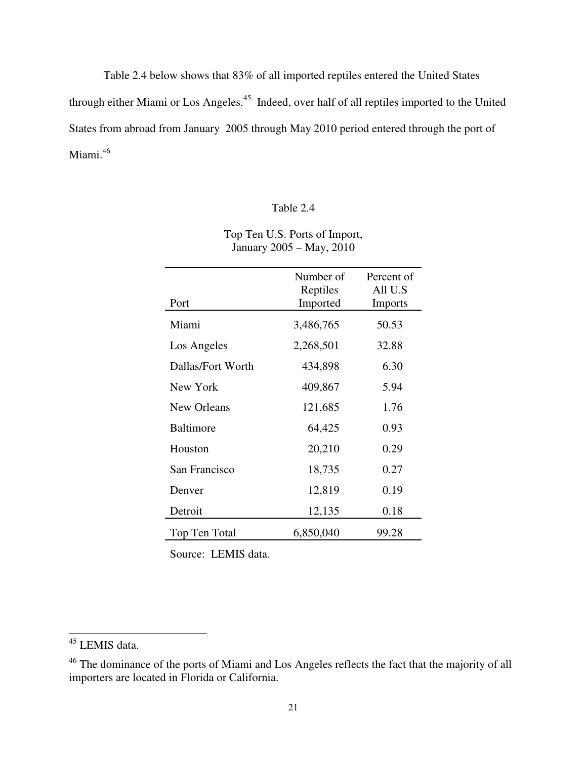Table 2.4 below shows that 83% of all imported reptiles entered the United States through either Miami or Los Angeles.[45] Indeed, over half of all reptiles imported to the United States from abroad from January 2005 through May 2010 period entered through the port of Miami.[46]

Table 2.4

Top Ten U.S. Ports of Import, January 2005 – May, 2010

| Port | Number of Reptiles Imported | Percent of All U.S Imports |
|---|---|---|
| Miami | 3,486,765 | 50.53 |
| Los Angeles | 2,268,501 | 32.88 |
| Dallas/Fort Worth | 434,898 | 6.30 |
| New York | 409,867 | 5.94 |
| New Orleans | 121,685 | 1.76 |
| Baltimore | 64,425 | 0.93 |
| Houston | 20,210 | 0.29 |
| San Francisco | 18,735 | 0.27 |
| Denver | 12,819 | 0.19 |
| Detroit | 12,135 | 0.18 |
| Top Ten Total | 6,850,040 | 99.28 |

Source: LEMIS data.

[45] LEMIS data.

[46] The dominance of the ports of Miami and Los Angeles reflects the fact that the majority of all importers are located in Florida or California.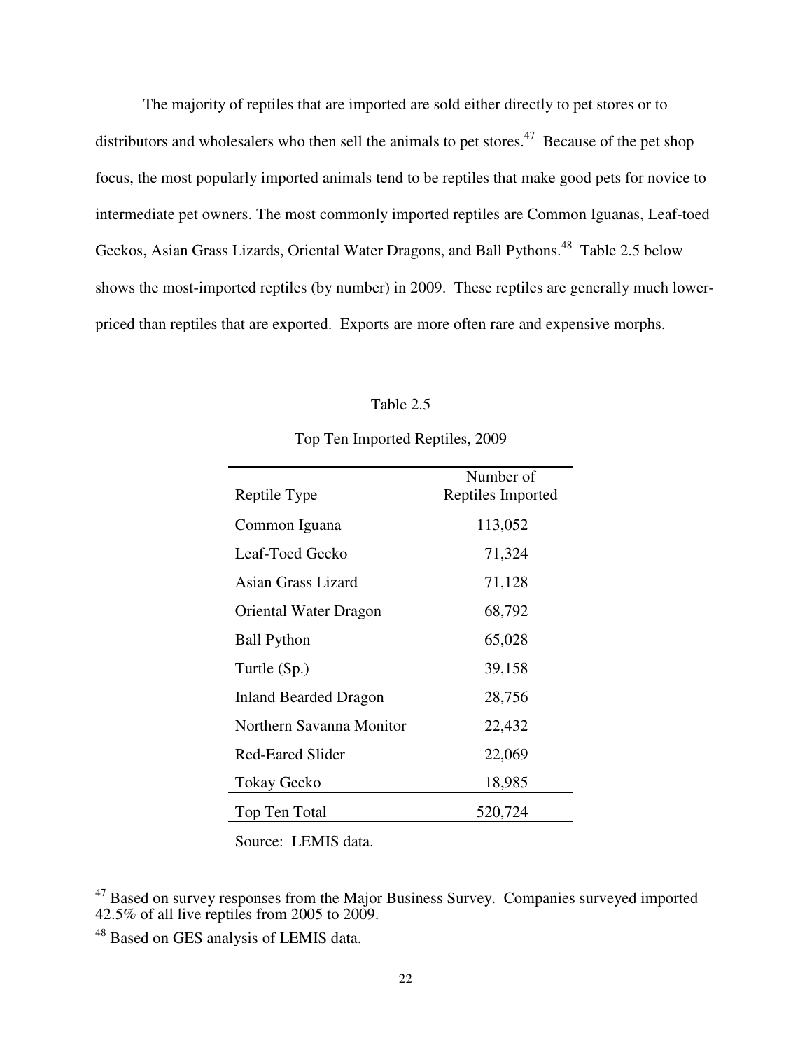The majority of reptiles that are imported are sold either directly to pet stores or to distributors and wholesalers who then sell the animals to pet stores.[47] Because of the pet shop focus, the most popularly imported animals tend to be reptiles that make good pets for novice to intermediate pet owners. The most commonly imported reptiles are Common Iguanas, Leaf-toed Geckos, Asian Grass Lizards, Oriental Water Dragons, and Ball Pythons.[48] Table 2.5 below shows the most-imported reptiles (by number) in 2009. These reptiles are generally much lower-priced than reptiles that are exported. Exports are more often rare and expensive morphs.

Table 2.5

Top Ten Imported Reptiles, 2009

| Reptile Type | Number of Reptiles Imported |
|---|---|
| Common Iguana | 113,052 |
| Leaf-Toed Gecko | 71,324 |
| Asian Grass Lizard | 71,128 |
| Oriental Water Dragon | 68,792 |
| Ball Python | 65,028 |
| Turtle (Sp.) | 39,158 |
| Inland Bearded Dragon | 28,756 |
| Northern Savanna Monitor | 22,432 |
| Red-Eared Slider | 22,069 |
| Tokay Gecko | 18,985 |
| Top Ten Total | 520,724 |

Source: LEMIS data.

[47] Based on survey responses from the Major Business Survey. Companies surveyed imported 42.5% of all live reptiles from 2005 to 2009.

[48] Based on GES analysis of LEMIS data.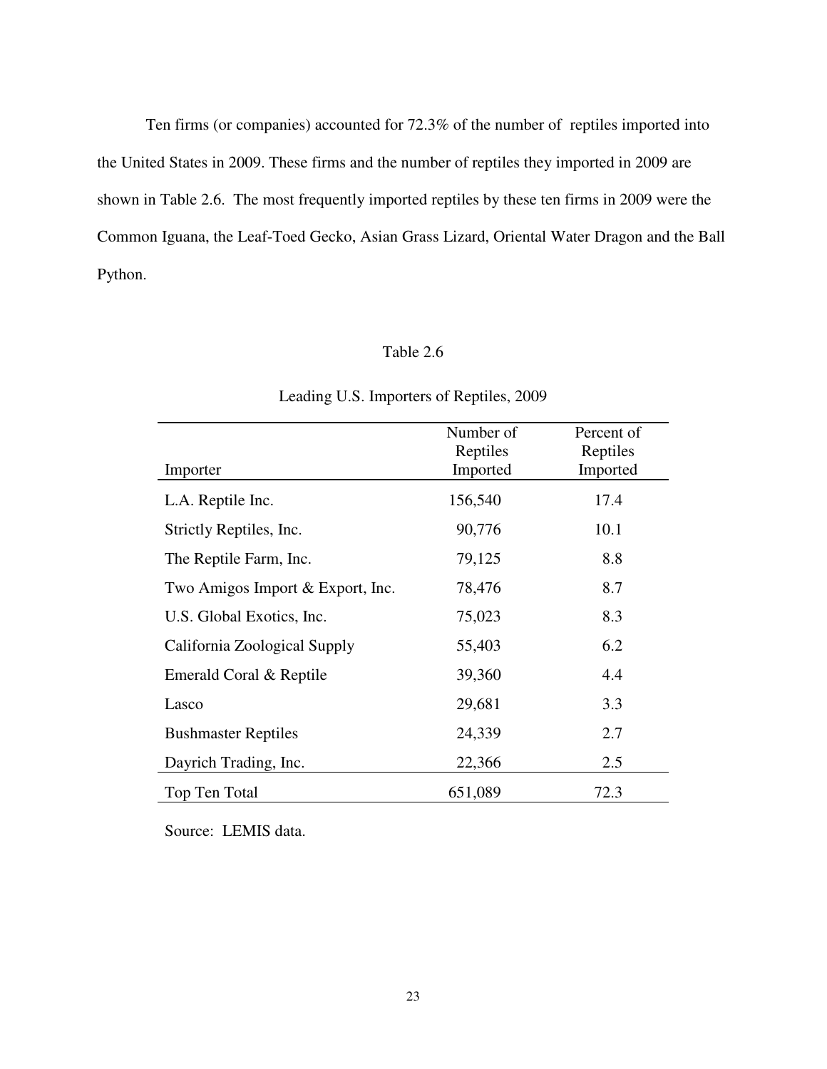Ten firms (or companies) accounted for 72.3% of the number of reptiles imported into the United States in 2009. These firms and the number of reptiles they imported in 2009 are shown in Table 2.6. The most frequently imported reptiles by these ten firms in 2009 were the Common Iguana, the Leaf-Toed Gecko, Asian Grass Lizard, Oriental Water Dragon and the Ball Python.

Table 2.6

Leading U.S. Importers of Reptiles, 2009

| Importer | Number of Reptiles Imported | Percent of Reptiles Imported |
|---|---|---|
| L.A. Reptile Inc. | 156,540 | 17.4 |
| Strictly Reptiles, Inc. | 90,776 | 10.1 |
| The Reptile Farm, Inc. | 79,125 | 8.8 |
| Two Amigos Import & Export, Inc. | 78,476 | 8.7 |
| U.S. Global Exotics, Inc. | 75,023 | 8.3 |
| California Zoological Supply | 55,403 | 6.2 |
| Emerald Coral & Reptile | 39,360 | 4.4 |
| Lasco | 29,681 | 3.3 |
| Bushmaster Reptiles | 24,339 | 2.7 |
| Dayrich Trading, Inc. | 22,366 | 2.5 |
| Top Ten Total | 651,089 | 72.3 |

Source: LEMIS data.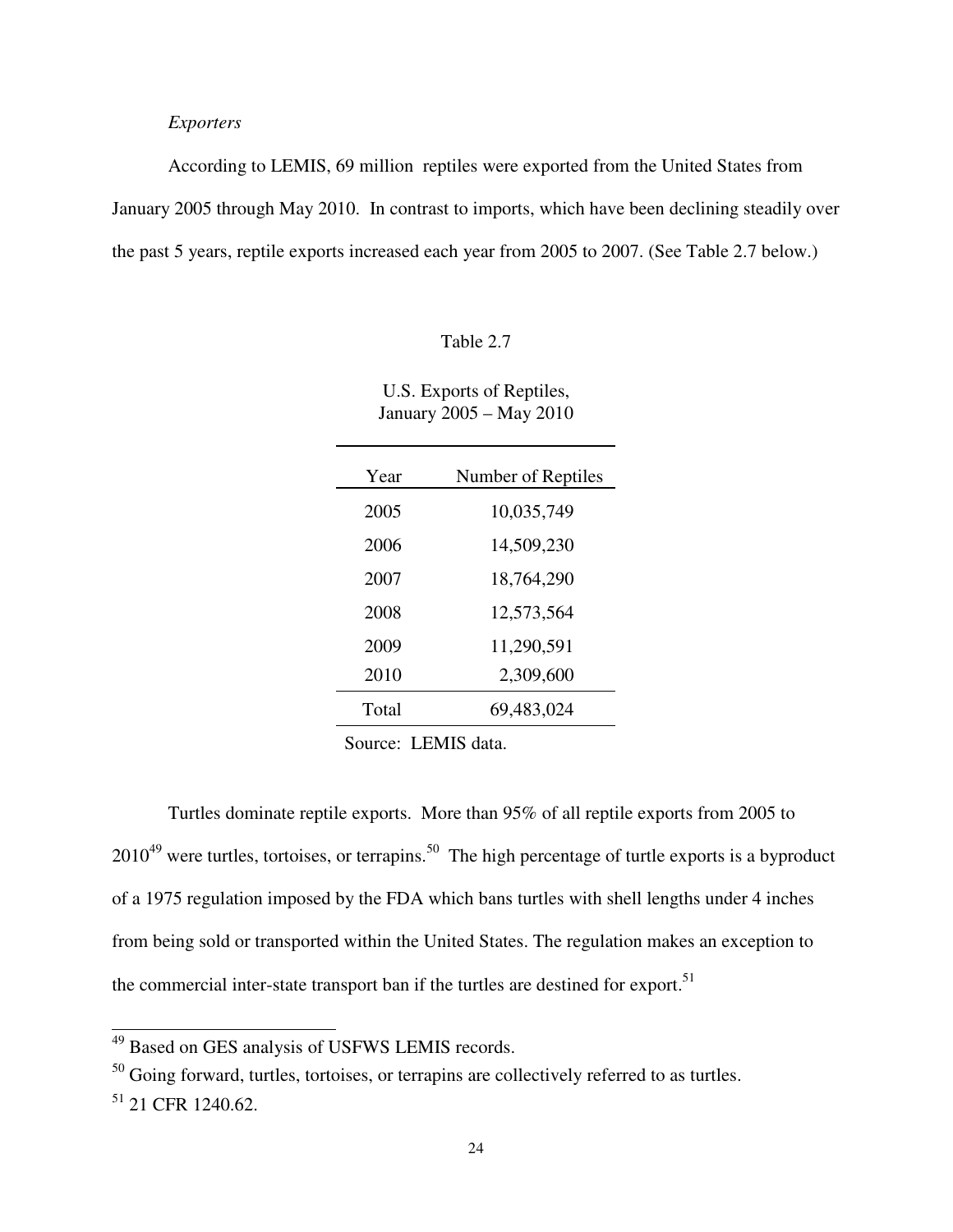*Exporters*

According to LEMIS, 69 million reptiles were exported from the United States from January 2005 through May 2010. In contrast to imports, which have been declining steadily over the past 5 years, reptile exports increased each year from 2005 to 2007. (See Table 2.7 below.)

Table 2.7

U.S. Exports of Reptiles,
January 2005 – May 2010

| Year | Number of Reptiles |
|---|---|
| 2005 | 10,035,749 |
| 2006 | 14,509,230 |
| 2007 | 18,764,290 |
| 2008 | 12,573,564 |
| 2009 | 11,290,591 |
| 2010 | 2,309,600 |
| Total | 69,483,024 |

Source: LEMIS data.

Turtles dominate reptile exports. More than 95% of all reptile exports from 2005 to 2010[49] were turtles, tortoises, or terrapins.[50] The high percentage of turtle exports is a byproduct of a 1975 regulation imposed by the FDA which bans turtles with shell lengths under 4 inches from being sold or transported within the United States. The regulation makes an exception to the commercial inter-state transport ban if the turtles are destined for export.[51]

[49] Based on GES analysis of USFWS LEMIS records.

[50] Going forward, turtles, tortoises, or terrapins are collectively referred to as turtles.

[51] 21 CFR 1240.62.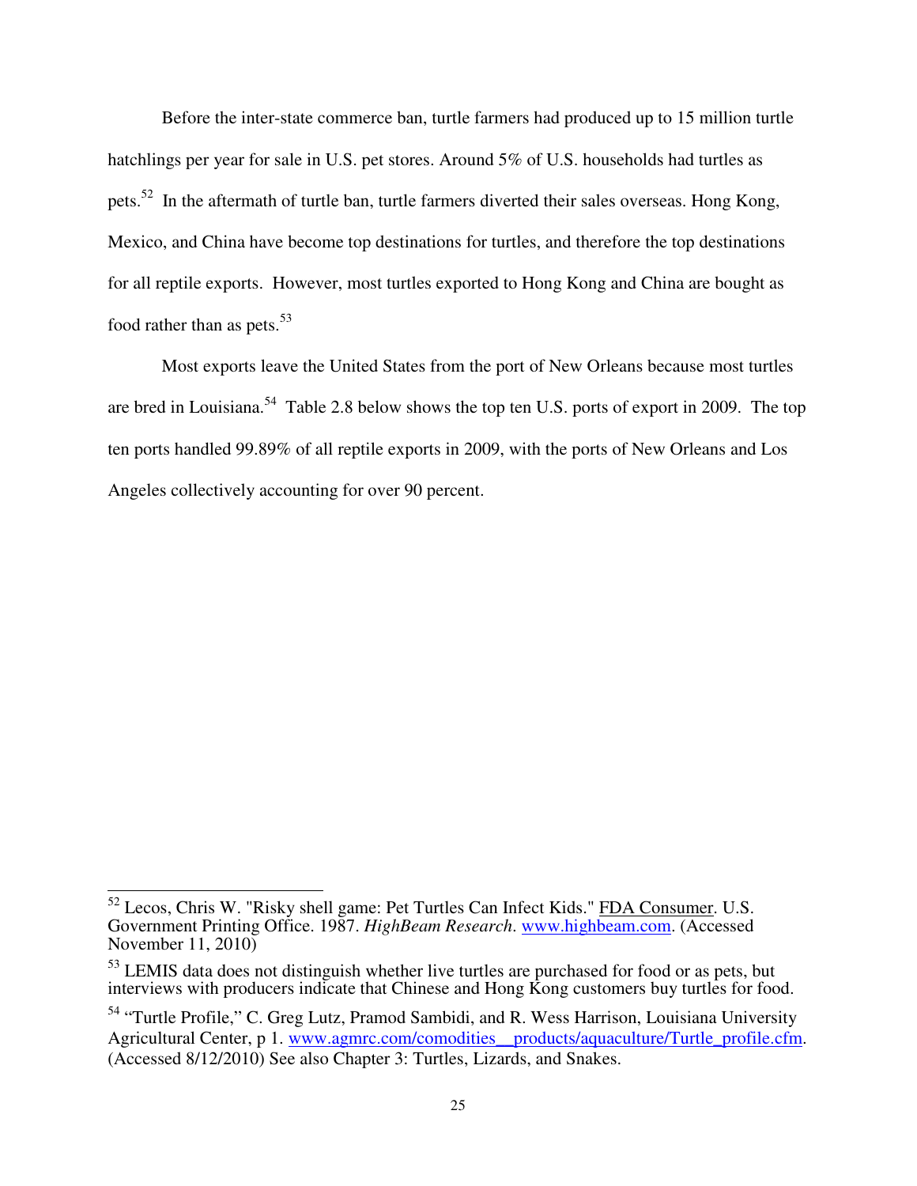Before the inter-state commerce ban, turtle farmers had produced up to 15 million turtle hatchlings per year for sale in U.S. pet stores. Around 5% of U.S. households had turtles as pets.[52] In the aftermath of turtle ban, turtle farmers diverted their sales overseas. Hong Kong, Mexico, and China have become top destinations for turtles, and therefore the top destinations for all reptile exports. However, most turtles exported to Hong Kong and China are bought as food rather than as pets.[53]

Most exports leave the United States from the port of New Orleans because most turtles are bred in Louisiana.[54] Table 2.8 below shows the top ten U.S. ports of export in 2009. The top ten ports handled 99.89% of all reptile exports in 2009, with the ports of New Orleans and Los Angeles collectively accounting for over 90 percent.

---

[52] Lecos, Chris W. "Risky shell game: Pet Turtles Can Infect Kids." FDA Consumer. U.S. Government Printing Office. 1987. *HighBeam Research*. www.highbeam.com. (Accessed November 11, 2010)

[53] LEMIS data does not distinguish whether live turtles are purchased for food or as pets, but interviews with producers indicate that Chinese and Hong Kong customers buy turtles for food.

[54] "Turtle Profile," C. Greg Lutz, Pramod Sambidi, and R. Wess Harrison, Louisiana University Agricultural Center, p 1. www.agmrc.com/comodities__products/aquaculture/Turtle_profile.cfm. (Accessed 8/12/2010) See also Chapter 3: Turtles, Lizards, and Snakes.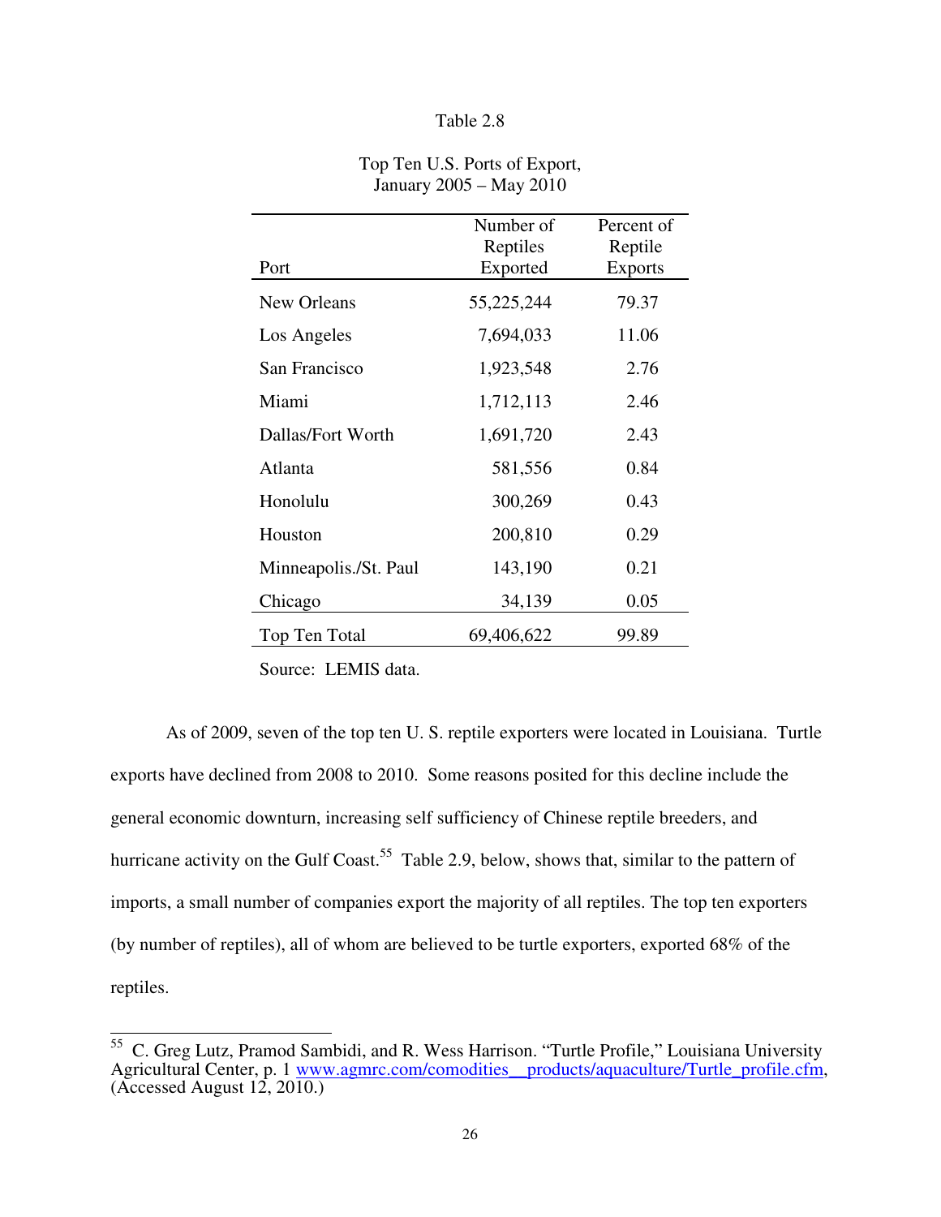Table 2.8

Top Ten U.S. Ports of Export, January 2005 – May 2010

| Port | Number of Reptiles Exported | Percent of Reptile Exports |
|---|---|---|
| New Orleans | 55,225,244 | 79.37 |
| Los Angeles | 7,694,033 | 11.06 |
| San Francisco | 1,923,548 | 2.76 |
| Miami | 1,712,113 | 2.46 |
| Dallas/Fort Worth | 1,691,720 | 2.43 |
| Atlanta | 581,556 | 0.84 |
| Honolulu | 300,269 | 0.43 |
| Houston | 200,810 | 0.29 |
| Minneapolis./St. Paul | 143,190 | 0.21 |
| Chicago | 34,139 | 0.05 |
| Top Ten Total | 69,406,622 | 99.89 |

Source: LEMIS data.

As of 2009, seven of the top ten U. S. reptile exporters were located in Louisiana. Turtle exports have declined from 2008 to 2010. Some reasons posited for this decline include the general economic downturn, increasing self sufficiency of Chinese reptile breeders, and hurricane activity on the Gulf Coast.[55] Table 2.9, below, shows that, similar to the pattern of imports, a small number of companies export the majority of all reptiles. The top ten exporters (by number of reptiles), all of whom are believed to be turtle exporters, exported 68% of the reptiles.

---

[55] C. Greg Lutz, Pramod Sambidi, and R. Wess Harrison. "Turtle Profile," Louisiana University Agricultural Center, p. 1 www.agmrc.com/comodities__products/aquaculture/Turtle_profile.cfm, (Accessed August 12, 2010.)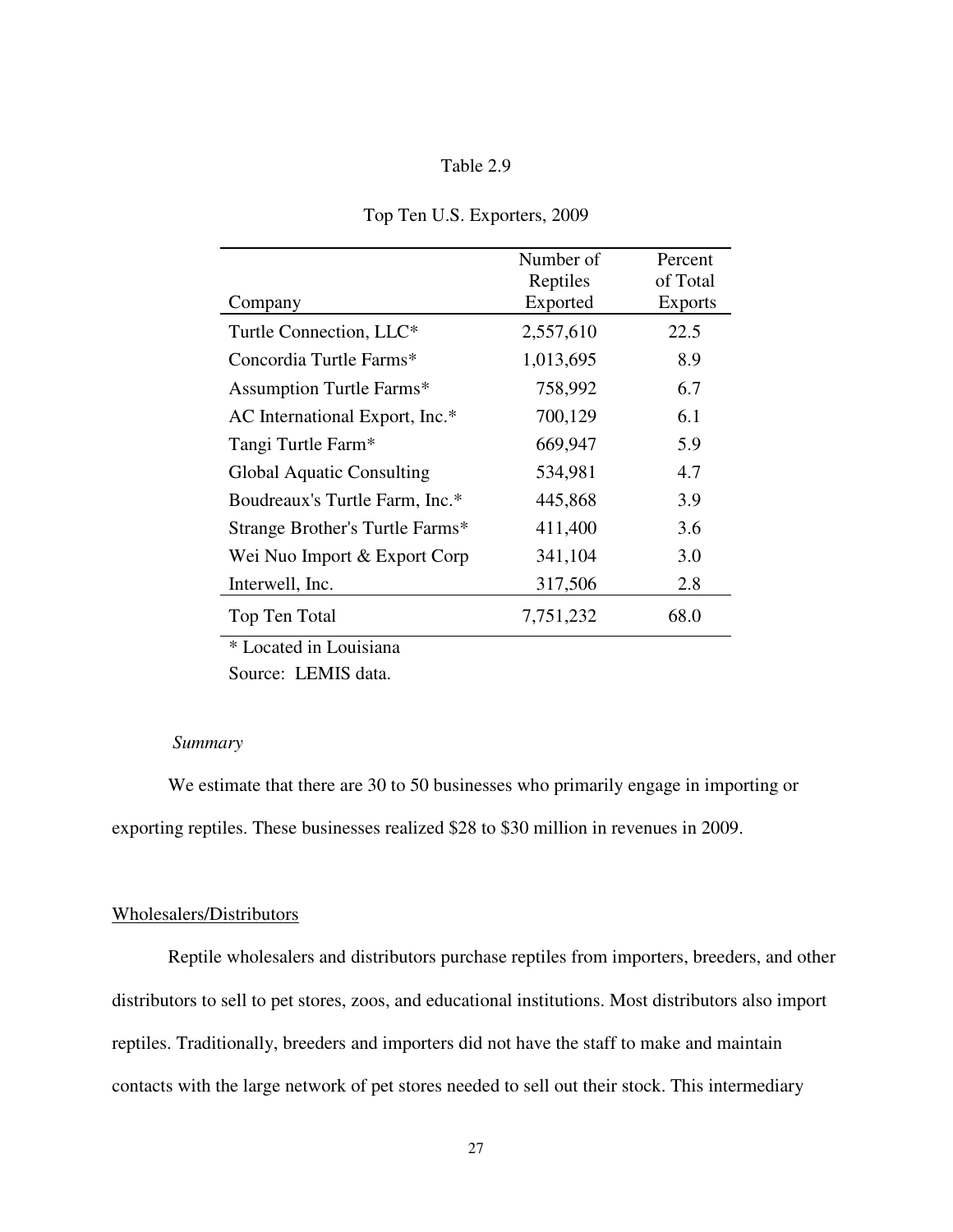Table 2.9

Top Ten U.S. Exporters, 2009

| Company | Number of Reptiles Exported | Percent of Total Exports |
|---|---|---|
| Turtle Connection, LLC* | 2,557,610 | 22.5 |
| Concordia Turtle Farms* | 1,013,695 | 8.9 |
| Assumption Turtle Farms* | 758,992 | 6.7 |
| AC International Export, Inc.* | 700,129 | 6.1 |
| Tangi Turtle Farm* | 669,947 | 5.9 |
| Global Aquatic Consulting | 534,981 | 4.7 |
| Boudreaux's Turtle Farm, Inc.* | 445,868 | 3.9 |
| Strange Brother's Turtle Farms* | 411,400 | 3.6 |
| Wei Nuo Import & Export Corp | 341,104 | 3.0 |
| Interwell, Inc. | 317,506 | 2.8 |
| Top Ten Total | 7,751,232 | 68.0 |

\* Located in Louisiana

Source: LEMIS data.

*Summary*

We estimate that there are 30 to 50 businesses who primarily engage in importing or exporting reptiles. These businesses realized $28 to $30 million in revenues in 2009.

## Wholesalers/Distributors

Reptile wholesalers and distributors purchase reptiles from importers, breeders, and other distributors to sell to pet stores, zoos, and educational institutions. Most distributors also import reptiles. Traditionally, breeders and importers did not have the staff to make and maintain contacts with the large network of pet stores needed to sell out their stock. This intermediary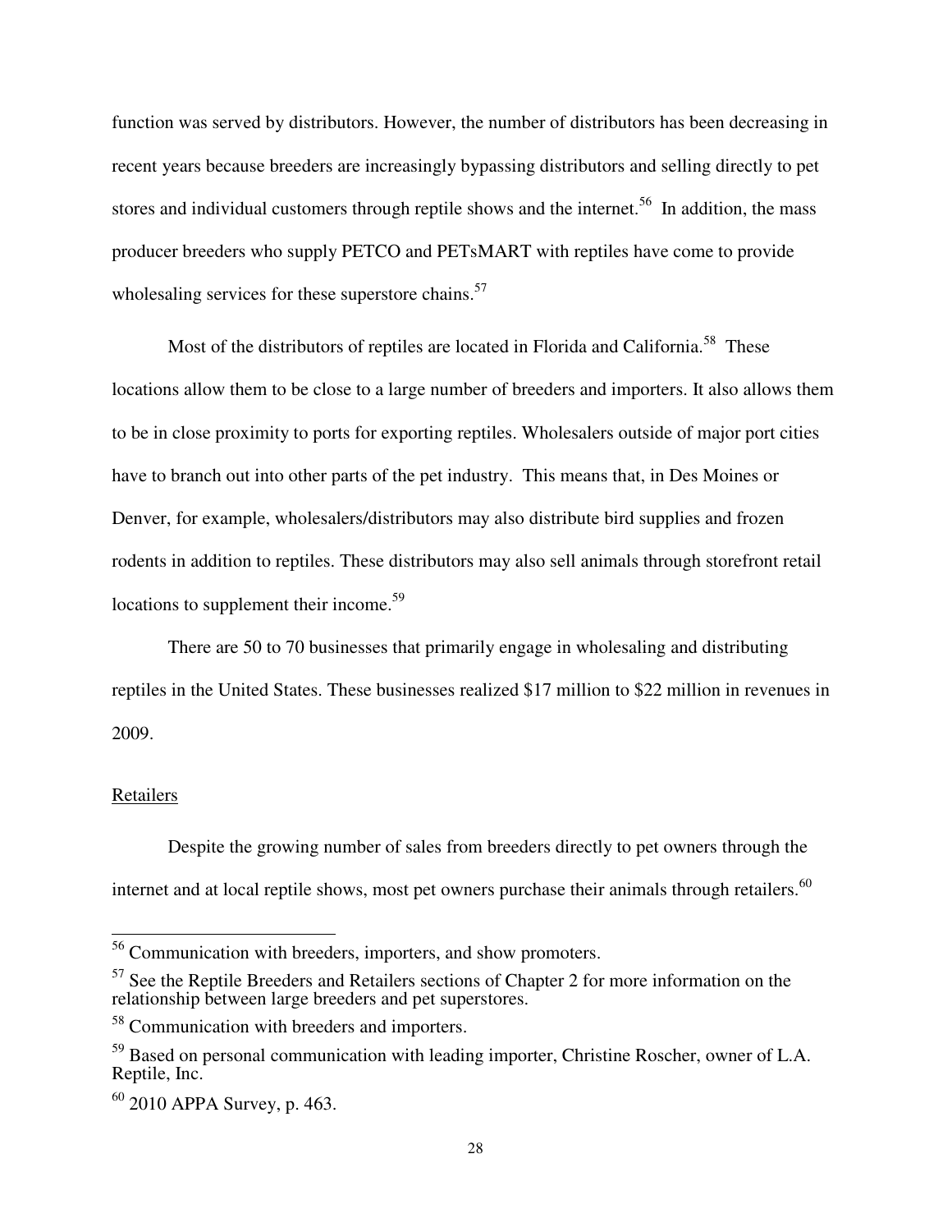function was served by distributors. However, the number of distributors has been decreasing in recent years because breeders are increasingly bypassing distributors and selling directly to pet stores and individual customers through reptile shows and the internet.[56] In addition, the mass producer breeders who supply PETCO and PETsMART with reptiles have come to provide wholesaling services for these superstore chains.[57]

Most of the distributors of reptiles are located in Florida and California.[58] These locations allow them to be close to a large number of breeders and importers. It also allows them to be in close proximity to ports for exporting reptiles. Wholesalers outside of major port cities have to branch out into other parts of the pet industry. This means that, in Des Moines or Denver, for example, wholesalers/distributors may also distribute bird supplies and frozen rodents in addition to reptiles. These distributors may also sell animals through storefront retail locations to supplement their income.[59]

There are 50 to 70 businesses that primarily engage in wholesaling and distributing reptiles in the United States. These businesses realized $17 million to $22 million in revenues in 2009.

<u>Retailers</u>

Despite the growing number of sales from breeders directly to pet owners through the internet and at local reptile shows, most pet owners purchase their animals through retailers.[60]

---

[56] Communication with breeders, importers, and show promoters.

[57] See the Reptile Breeders and Retailers sections of Chapter 2 for more information on the relationship between large breeders and pet superstores.

[58] Communication with breeders and importers.

[59] Based on personal communication with leading importer, Christine Roscher, owner of L.A. Reptile, Inc.

[60] 2010 APPA Survey, p. 463.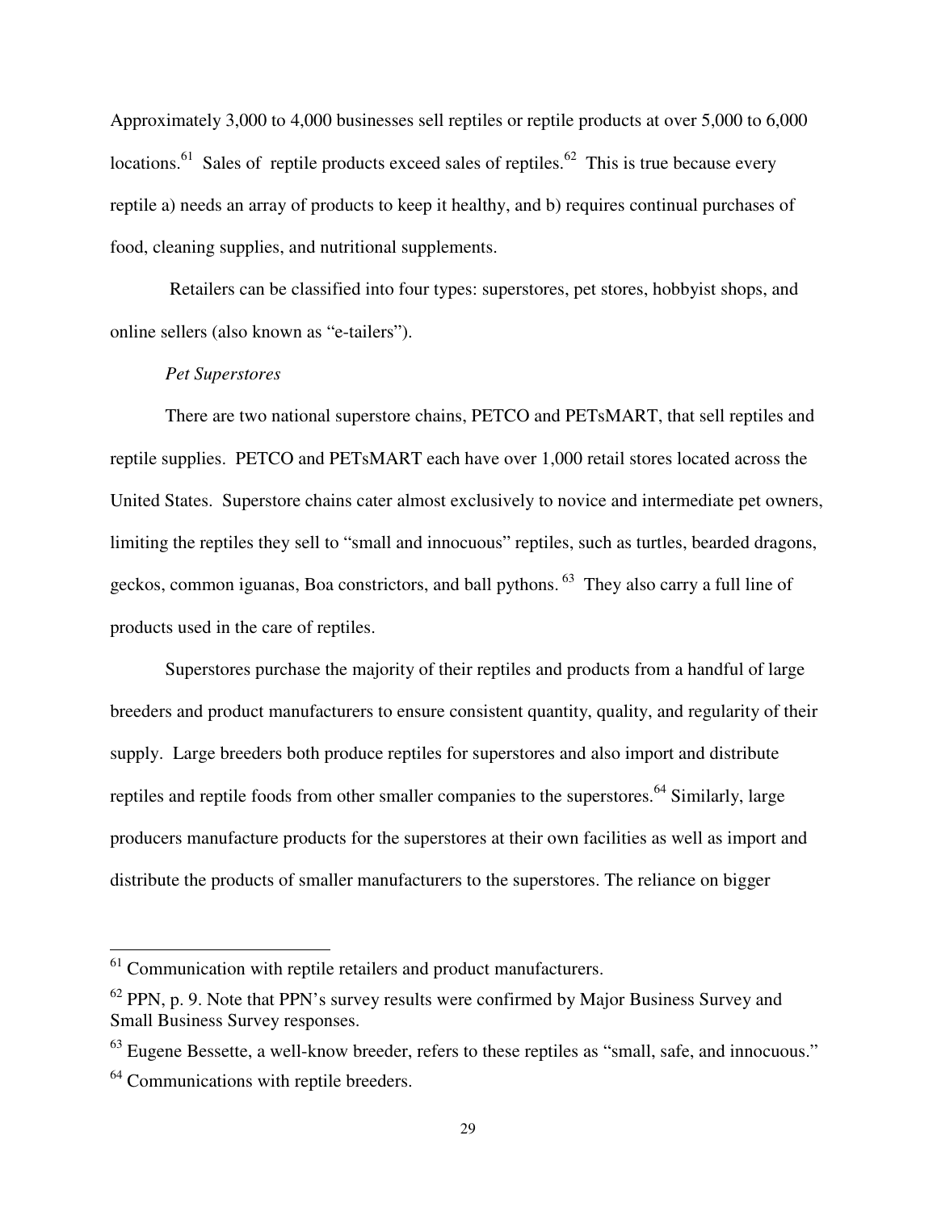Approximately 3,000 to 4,000 businesses sell reptiles or reptile products at over 5,000 to 6,000 locations.[61] Sales of reptile products exceed sales of reptiles.[62] This is true because every reptile a) needs an array of products to keep it healthy, and b) requires continual purchases of food, cleaning supplies, and nutritional supplements.

Retailers can be classified into four types: superstores, pet stores, hobbyist shops, and online sellers (also known as "e-tailers").

*Pet Superstores*

There are two national superstore chains, PETCO and PETsMART, that sell reptiles and reptile supplies. PETCO and PETsMART each have over 1,000 retail stores located across the United States. Superstore chains cater almost exclusively to novice and intermediate pet owners, limiting the reptiles they sell to "small and innocuous" reptiles, such as turtles, bearded dragons, geckos, common iguanas, Boa constrictors, and ball pythons.[63] They also carry a full line of products used in the care of reptiles.

Superstores purchase the majority of their reptiles and products from a handful of large breeders and product manufacturers to ensure consistent quantity, quality, and regularity of their supply. Large breeders both produce reptiles for superstores and also import and distribute reptiles and reptile foods from other smaller companies to the superstores.[64] Similarly, large producers manufacture products for the superstores at their own facilities as well as import and distribute the products of smaller manufacturers to the superstores. The reliance on bigger

---

[61] Communication with reptile retailers and product manufacturers.

[62] PPN, p. 9. Note that PPN's survey results were confirmed by Major Business Survey and Small Business Survey responses.

[63] Eugene Bessette, a well-know breeder, refers to these reptiles as "small, safe, and innocuous."

[64] Communications with reptile breeders.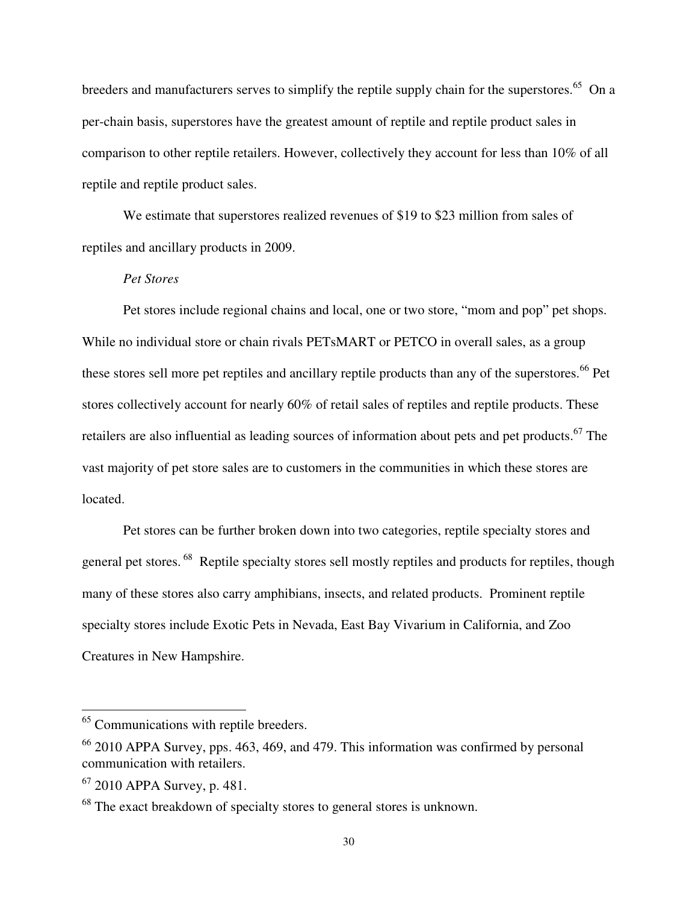breeders and manufacturers serves to simplify the reptile supply chain for the superstores.[65] On a per-chain basis, superstores have the greatest amount of reptile and reptile product sales in comparison to other reptile retailers. However, collectively they account for less than 10% of all reptile and reptile product sales.

We estimate that superstores realized revenues of $19 to $23 million from sales of reptiles and ancillary products in 2009.

*Pet Stores*

Pet stores include regional chains and local, one or two store, "mom and pop" pet shops. While no individual store or chain rivals PETsMART or PETCO in overall sales, as a group these stores sell more pet reptiles and ancillary reptile products than any of the superstores.[66] Pet stores collectively account for nearly 60% of retail sales of reptiles and reptile products. These retailers are also influential as leading sources of information about pets and pet products.[67] The vast majority of pet store sales are to customers in the communities in which these stores are located.

Pet stores can be further broken down into two categories, reptile specialty stores and general pet stores.[68] Reptile specialty stores sell mostly reptiles and products for reptiles, though many of these stores also carry amphibians, insects, and related products. Prominent reptile specialty stores include Exotic Pets in Nevada, East Bay Vivarium in California, and Zoo Creatures in New Hampshire.

---

[65] Communications with reptile breeders.

[66] 2010 APPA Survey, pps. 463, 469, and 479. This information was confirmed by personal communication with retailers.

[67] 2010 APPA Survey, p. 481.

[68] The exact breakdown of specialty stores to general stores is unknown.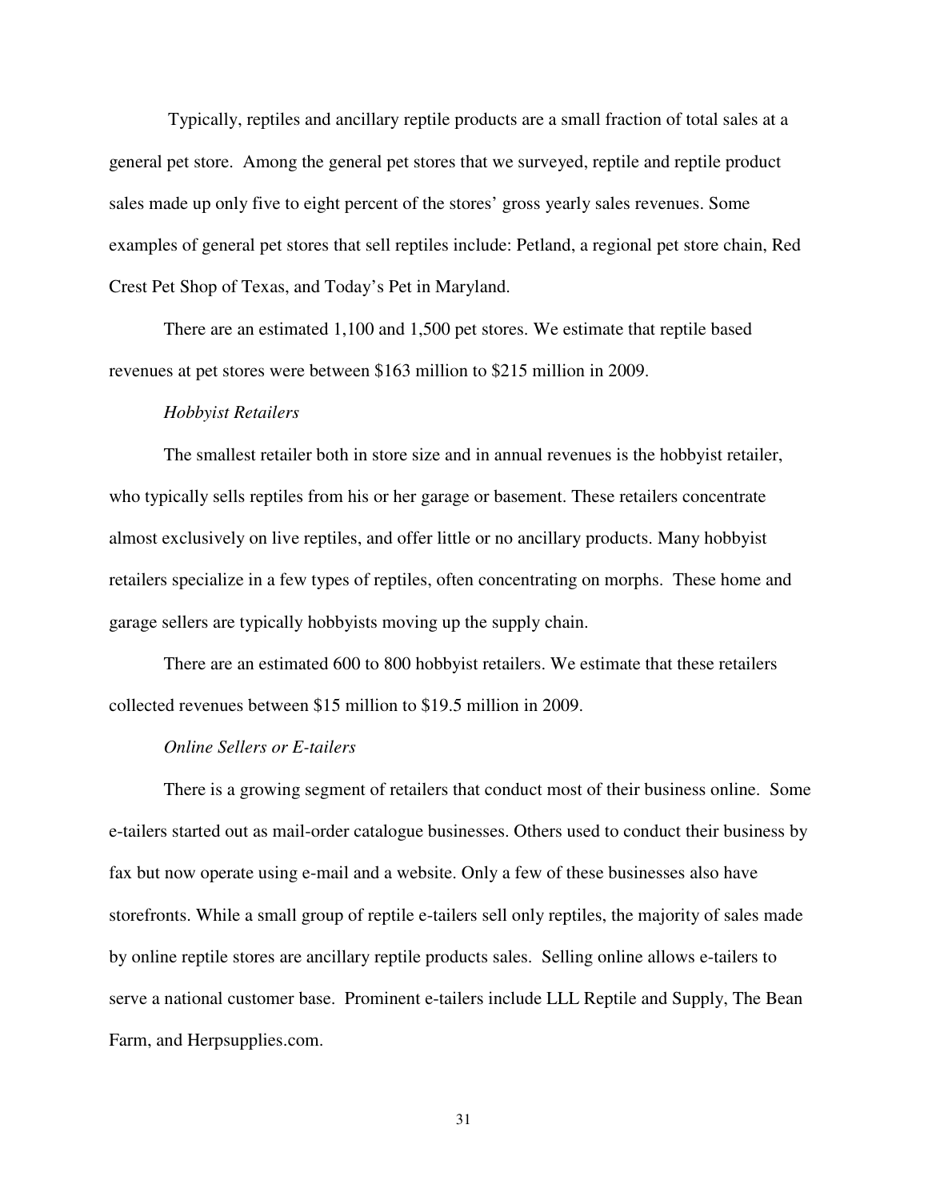Typically, reptiles and ancillary reptile products are a small fraction of total sales at a general pet store. Among the general pet stores that we surveyed, reptile and reptile product sales made up only five to eight percent of the stores' gross yearly sales revenues. Some examples of general pet stores that sell reptiles include: Petland, a regional pet store chain, Red Crest Pet Shop of Texas, and Today's Pet in Maryland.

There are an estimated 1,100 and 1,500 pet stores. We estimate that reptile based revenues at pet stores were between $163 million to $215 million in 2009.

*Hobbyist Retailers*

The smallest retailer both in store size and in annual revenues is the hobbyist retailer, who typically sells reptiles from his or her garage or basement. These retailers concentrate almost exclusively on live reptiles, and offer little or no ancillary products. Many hobbyist retailers specialize in a few types of reptiles, often concentrating on morphs. These home and garage sellers are typically hobbyists moving up the supply chain.

There are an estimated 600 to 800 hobbyist retailers. We estimate that these retailers collected revenues between $15 million to $19.5 million in 2009.

*Online Sellers or E-tailers*

There is a growing segment of retailers that conduct most of their business online. Some e-tailers started out as mail-order catalogue businesses. Others used to conduct their business by fax but now operate using e-mail and a website. Only a few of these businesses also have storefronts. While a small group of reptile e-tailers sell only reptiles, the majority of sales made by online reptile stores are ancillary reptile products sales. Selling online allows e-tailers to serve a national customer base. Prominent e-tailers include LLL Reptile and Supply, The Bean Farm, and Herpsupplies.com.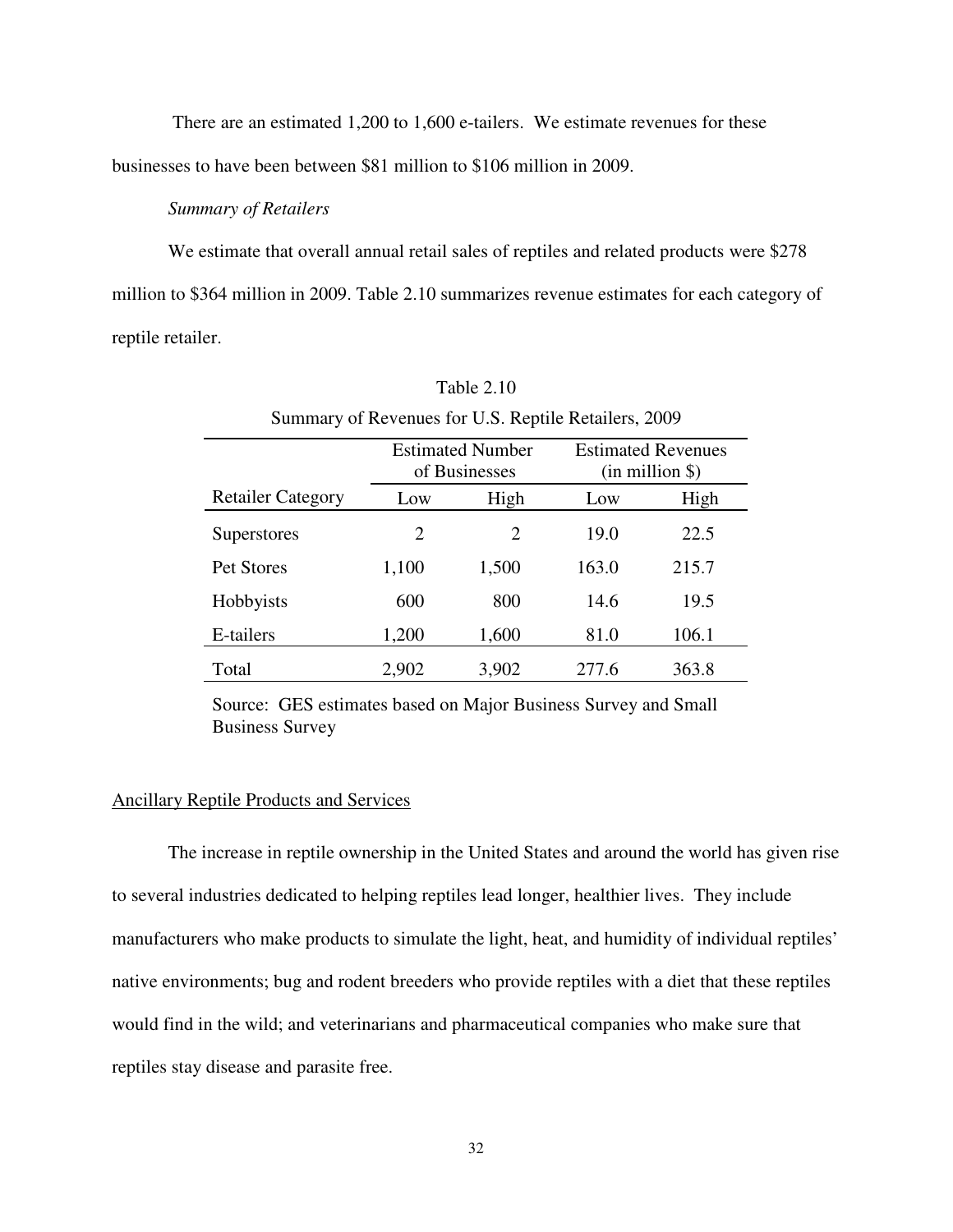There are an estimated 1,200 to 1,600 e-tailers. We estimate revenues for these businesses to have been between $81 million to $106 million in 2009.

*Summary of Retailers*

We estimate that overall annual retail sales of reptiles and related products were $278 million to $364 million in 2009. Table 2.10 summarizes revenue estimates for each category of reptile retailer.

Table 2.10

Summary of Revenues for U.S. Reptile Retailers, 2009

| | Estimated Number of Businesses | | Estimated Revenues (in million $) | |
|---|---|---|---|---|
| Retailer Category | Low | High | Low | High |
| Superstores | 2 | 2 | 19.0 | 22.5 |
| Pet Stores | 1,100 | 1,500 | 163.0 | 215.7 |
| Hobbyists | 600 | 800 | 14.6 | 19.5 |
| E-tailers | 1,200 | 1,600 | 81.0 | 106.1 |
| Total | 2,902 | 3,902 | 277.6 | 363.8 |

Source: GES estimates based on Major Business Survey and Small Business Survey

## Ancillary Reptile Products and Services

The increase in reptile ownership in the United States and around the world has given rise to several industries dedicated to helping reptiles lead longer, healthier lives. They include manufacturers who make products to simulate the light, heat, and humidity of individual reptiles' native environments; bug and rodent breeders who provide reptiles with a diet that these reptiles would find in the wild; and veterinarians and pharmaceutical companies who make sure that reptiles stay disease and parasite free.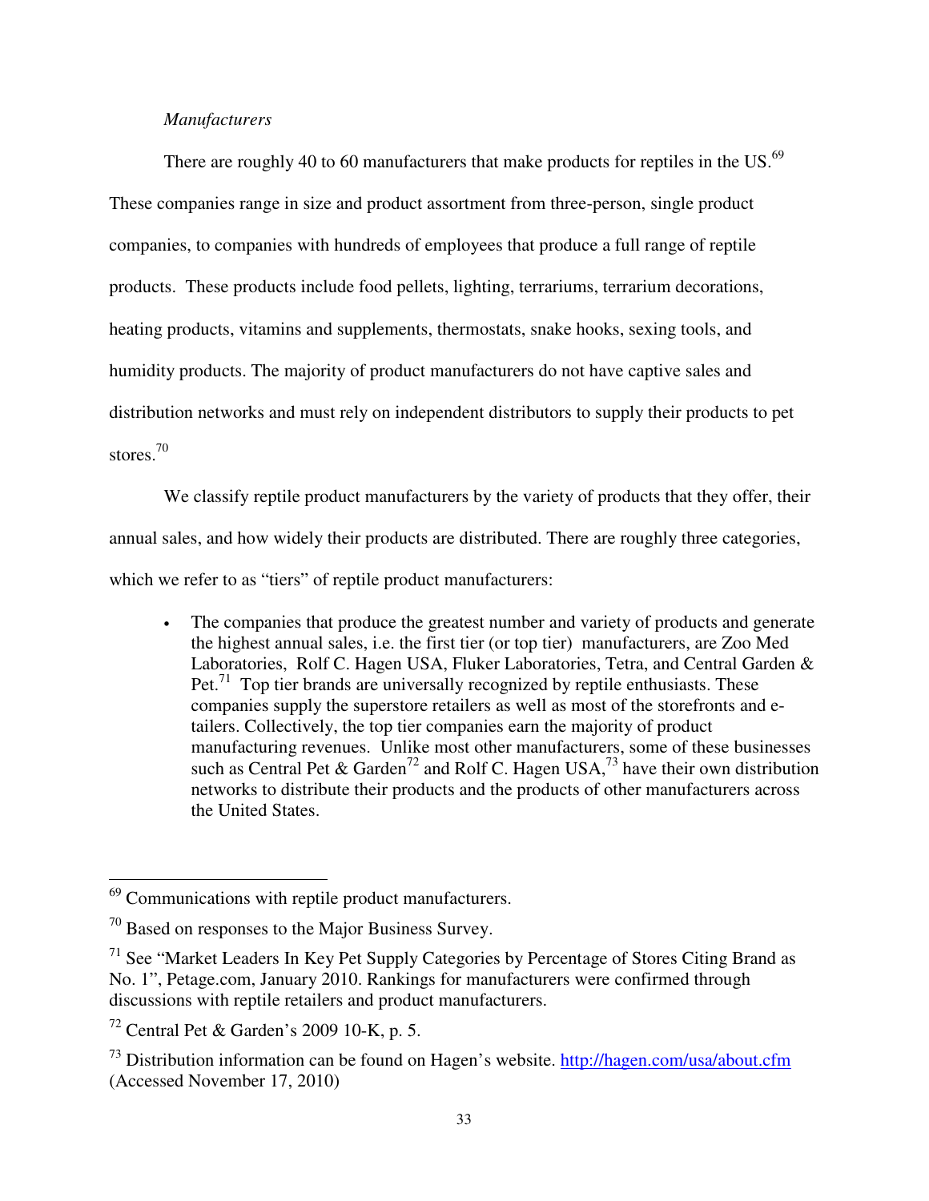*Manufacturers*

There are roughly 40 to 60 manufacturers that make products for reptiles in the US.[69] These companies range in size and product assortment from three-person, single product companies, to companies with hundreds of employees that produce a full range of reptile products. These products include food pellets, lighting, terrariums, terrarium decorations, heating products, vitamins and supplements, thermostats, snake hooks, sexing tools, and humidity products. The majority of product manufacturers do not have captive sales and distribution networks and must rely on independent distributors to supply their products to pet stores.[70]

We classify reptile product manufacturers by the variety of products that they offer, their annual sales, and how widely their products are distributed. There are roughly three categories, which we refer to as "tiers" of reptile product manufacturers:

- The companies that produce the greatest number and variety of products and generate the highest annual sales, i.e. the first tier (or top tier) manufacturers, are Zoo Med Laboratories, Rolf C. Hagen USA, Fluker Laboratories, Tetra, and Central Garden & Pet.[71] Top tier brands are universally recognized by reptile enthusiasts. These companies supply the superstore retailers as well as most of the storefronts and e-tailers. Collectively, the top tier companies earn the majority of product manufacturing revenues. Unlike most other manufacturers, some of these businesses such as Central Pet & Garden[72] and Rolf C. Hagen USA,[73] have their own distribution networks to distribute their products and the products of other manufacturers across the United States.

---

[69] Communications with reptile product manufacturers.

[70] Based on responses to the Major Business Survey.

[71] See "Market Leaders In Key Pet Supply Categories by Percentage of Stores Citing Brand as No. 1", Petage.com, January 2010. Rankings for manufacturers were confirmed through discussions with reptile retailers and product manufacturers.

[72] Central Pet & Garden's 2009 10-K, p. 5.

[73] Distribution information can be found on Hagen's website. http://hagen.com/usa/about.cfm (Accessed November 17, 2010)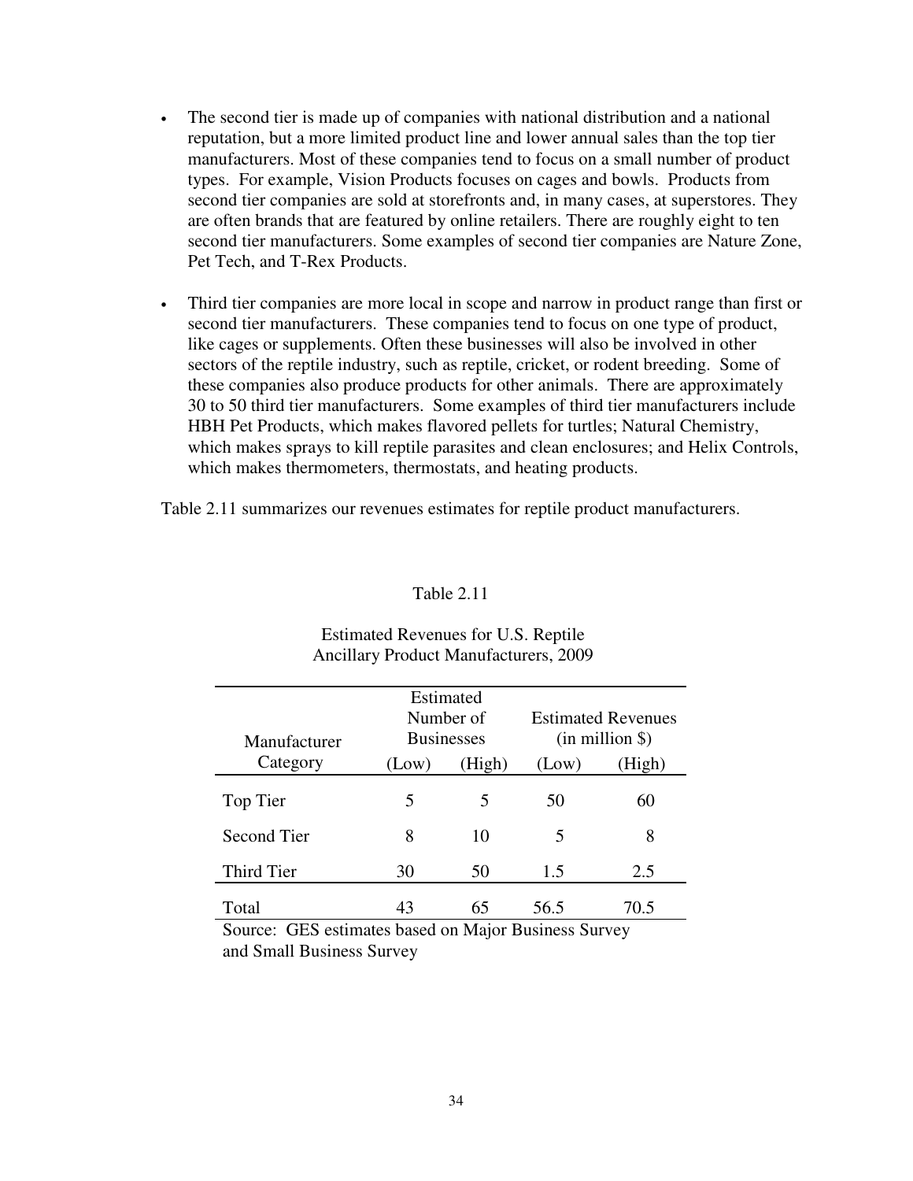- The second tier is made up of companies with national distribution and a national reputation, but a more limited product line and lower annual sales than the top tier manufacturers. Most of these companies tend to focus on a small number of product types. For example, Vision Products focuses on cages and bowls. Products from second tier companies are sold at storefronts and, in many cases, at superstores. They are often brands that are featured by online retailers. There are roughly eight to ten second tier manufacturers. Some examples of second tier companies are Nature Zone, Pet Tech, and T-Rex Products.

- Third tier companies are more local in scope and narrow in product range than first or second tier manufacturers. These companies tend to focus on one type of product, like cages or supplements. Often these businesses will also be involved in other sectors of the reptile industry, such as reptile, cricket, or rodent breeding. Some of these companies also produce products for other animals. There are approximately 30 to 50 third tier manufacturers. Some examples of third tier manufacturers include HBH Pet Products, which makes flavored pellets for turtles; Natural Chemistry, which makes sprays to kill reptile parasites and clean enclosures; and Helix Controls, which makes thermometers, thermostats, and heating products.

Table 2.11 summarizes our revenues estimates for reptile product manufacturers.

Table 2.11

Estimated Revenues for U.S. Reptile Ancillary Product Manufacturers, 2009

| Manufacturer Category | Estimated Number of Businesses | | Estimated Revenues (in million $) | |
|---|---|---|---|---|
| | (Low) | (High) | (Low) | (High) |
| Top Tier | 5 | 5 | 50 | 60 |
| Second Tier | 8 | 10 | 5 | 8 |
| Third Tier | 30 | 50 | 1.5 | 2.5 |
| Total | 43 | 65 | 56.5 | 70.5 |

Source: GES estimates based on Major Business Survey and Small Business Survey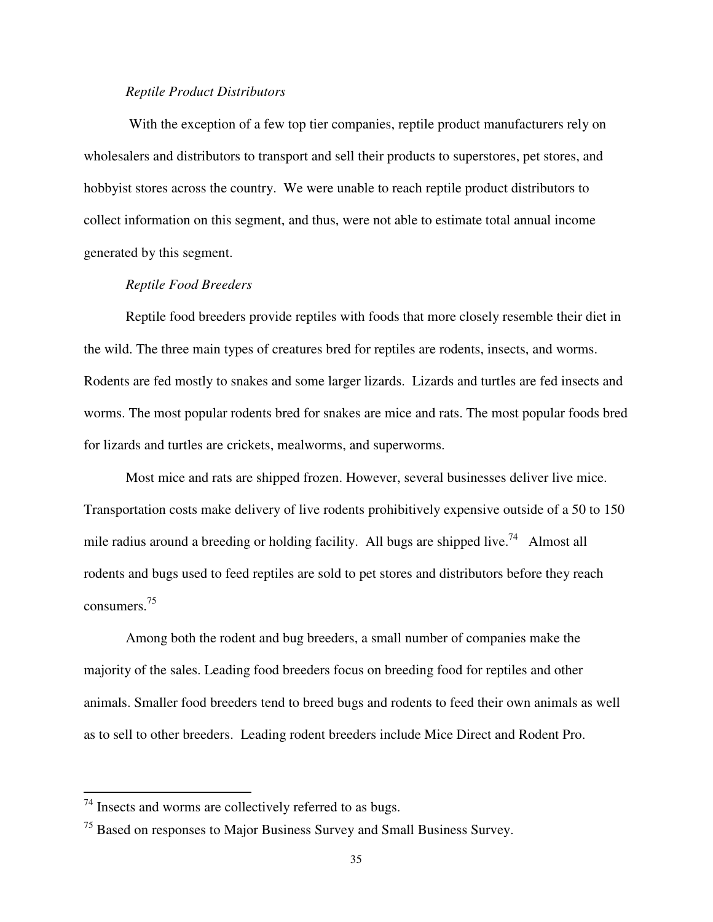*Reptile Product Distributors*

With the exception of a few top tier companies, reptile product manufacturers rely on wholesalers and distributors to transport and sell their products to superstores, pet stores, and hobbyist stores across the country. We were unable to reach reptile product distributors to collect information on this segment, and thus, were not able to estimate total annual income generated by this segment.

*Reptile Food Breeders*

Reptile food breeders provide reptiles with foods that more closely resemble their diet in the wild. The three main types of creatures bred for reptiles are rodents, insects, and worms. Rodents are fed mostly to snakes and some larger lizards. Lizards and turtles are fed insects and worms. The most popular rodents bred for snakes are mice and rats. The most popular foods bred for lizards and turtles are crickets, mealworms, and superworms.

Most mice and rats are shipped frozen. However, several businesses deliver live mice. Transportation costs make delivery of live rodents prohibitively expensive outside of a 50 to 150 mile radius around a breeding or holding facility. All bugs are shipped live.[74] Almost all rodents and bugs used to feed reptiles are sold to pet stores and distributors before they reach consumers.[75]

Among both the rodent and bug breeders, a small number of companies make the majority of the sales. Leading food breeders focus on breeding food for reptiles and other animals. Smaller food breeders tend to breed bugs and rodents to feed their own animals as well as to sell to other breeders. Leading rodent breeders include Mice Direct and Rodent Pro.

---

[74] Insects and worms are collectively referred to as bugs.

[75] Based on responses to Major Business Survey and Small Business Survey.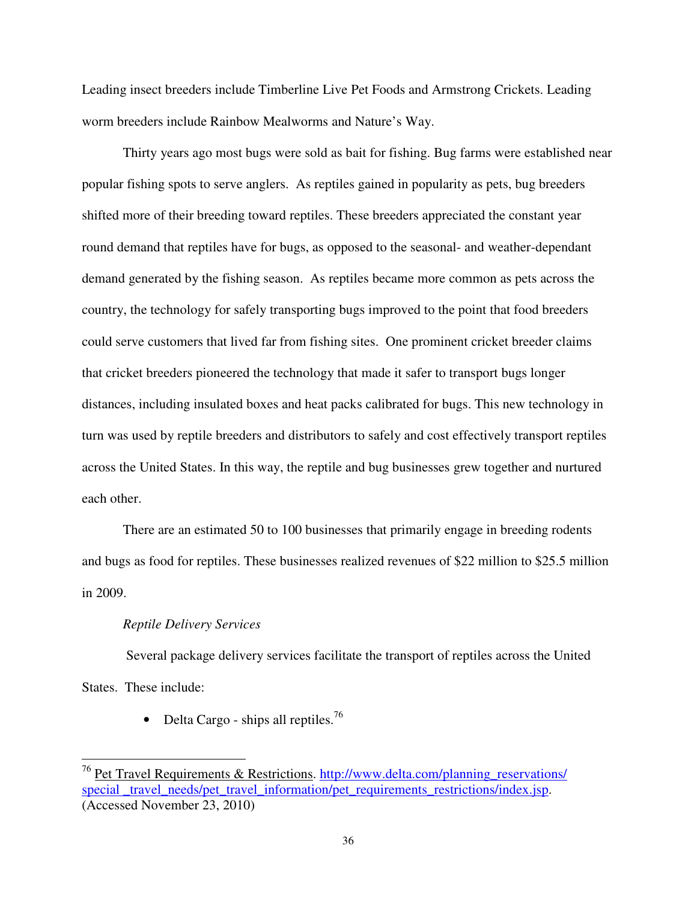Leading insect breeders include Timberline Live Pet Foods and Armstrong Crickets. Leading worm breeders include Rainbow Mealworms and Nature's Way.

Thirty years ago most bugs were sold as bait for fishing. Bug farms were established near popular fishing spots to serve anglers. As reptiles gained in popularity as pets, bug breeders shifted more of their breeding toward reptiles. These breeders appreciated the constant year round demand that reptiles have for bugs, as opposed to the seasonal- and weather-dependant demand generated by the fishing season. As reptiles became more common as pets across the country, the technology for safely transporting bugs improved to the point that food breeders could serve customers that lived far from fishing sites. One prominent cricket breeder claims that cricket breeders pioneered the technology that made it safer to transport bugs longer distances, including insulated boxes and heat packs calibrated for bugs. This new technology in turn was used by reptile breeders and distributors to safely and cost effectively transport reptiles across the United States. In this way, the reptile and bug businesses grew together and nurtured each other.

There are an estimated 50 to 100 businesses that primarily engage in breeding rodents and bugs as food for reptiles. These businesses realized revenues of \$22 million to \$25.5 million in 2009.

*Reptile Delivery Services*

Several package delivery services facilitate the transport of reptiles across the United States. These include:

- Delta Cargo - ships all reptiles.[76]

---

[76] Pet Travel Requirements & Restrictions. http://www.delta.com/planning_reservations/special _travel_needs/pet_travel_information/pet_requirements_restrictions/index.jsp. (Accessed November 23, 2010)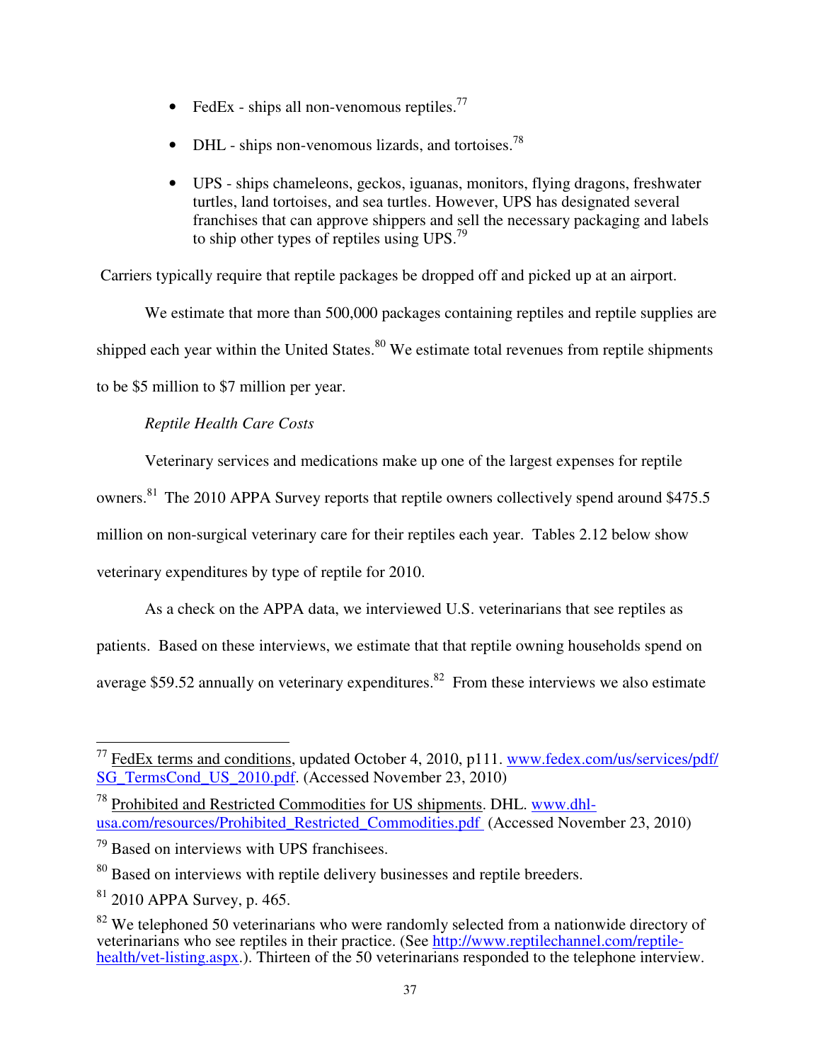- FedEx - ships all non-venomous reptiles.[77]
- DHL - ships non-venomous lizards, and tortoises.[78]
- UPS - ships chameleons, geckos, iguanas, monitors, flying dragons, freshwater turtles, land tortoises, and sea turtles. However, UPS has designated several franchises that can approve shippers and sell the necessary packaging and labels to ship other types of reptiles using UPS.[79]

Carriers typically require that reptile packages be dropped off and picked up at an airport.

We estimate that more than 500,000 packages containing reptiles and reptile supplies are shipped each year within the United States.[80] We estimate total revenues from reptile shipments to be $5 million to $7 million per year.

*Reptile Health Care Costs*

Veterinary services and medications make up one of the largest expenses for reptile owners.[81] The 2010 APPA Survey reports that reptile owners collectively spend around $475.5 million on non-surgical veterinary care for their reptiles each year. Tables 2.12 below show veterinary expenditures by type of reptile for 2010.

As a check on the APPA data, we interviewed U.S. veterinarians that see reptiles as patients. Based on these interviews, we estimate that that reptile owning households spend on average $59.52 annually on veterinary expenditures.[82] From these interviews we also estimate

---

[77] FedEx terms and conditions, updated October 4, 2010, p111. www.fedex.com/us/services/pdf/SG_TermsCond_US_2010.pdf. (Accessed November 23, 2010)

[78] Prohibited and Restricted Commodities for US shipments. DHL. www.dhl-usa.com/resources/Prohibited_Restricted_Commodities.pdf (Accessed November 23, 2010)

[79] Based on interviews with UPS franchisees.

[80] Based on interviews with reptile delivery businesses and reptile breeders.

[81] 2010 APPA Survey, p. 465.

[82] We telephoned 50 veterinarians who were randomly selected from a nationwide directory of veterinarians who see reptiles in their practice. (See http://www.reptilechannel.com/reptile-health/vet-listing.aspx.). Thirteen of the 50 veterinarians responded to the telephone interview.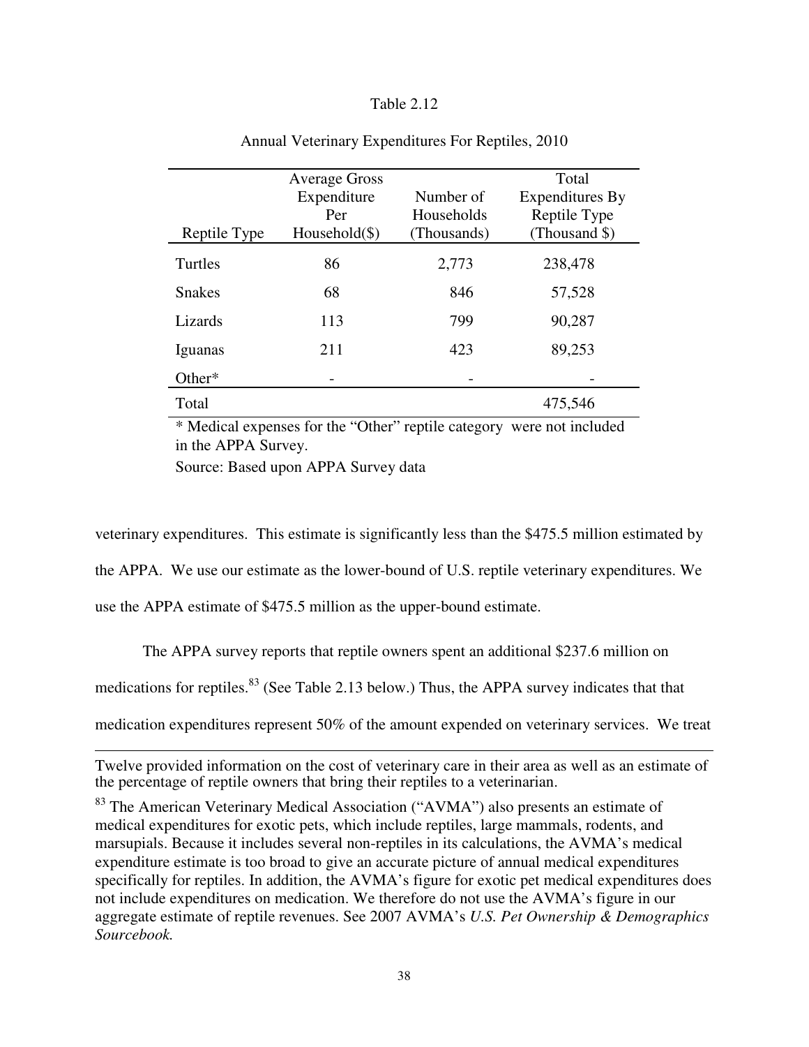Table 2.12

Annual Veterinary Expenditures For Reptiles, 2010

| Reptile Type | Average Gross Expenditure Per Household($) | Number of Households (Thousands) | Total Expenditures By Reptile Type (Thousand $) |
|---|---|---|---|
| Turtles | 86 | 2,773 | 238,478 |
| Snakes | 68 | 846 | 57,528 |
| Lizards | 113 | 799 | 90,287 |
| Iguanas | 211 | 423 | 89,253 |
| Other* | - | - | - |
| Total | | | 475,546 |

* Medical expenses for the "Other" reptile category were not included in the APPA Survey.

Source: Based upon APPA Survey data

veterinary expenditures. This estimate is significantly less than the $475.5 million estimated by the APPA. We use our estimate as the lower-bound of U.S. reptile veterinary expenditures. We use the APPA estimate of $475.5 million as the upper-bound estimate.

The APPA survey reports that reptile owners spent an additional $237.6 million on medications for reptiles.[83] (See Table 2.13 below.) Thus, the APPA survey indicates that that medication expenditures represent 50% of the amount expended on veterinary services. We treat

---

Twelve provided information on the cost of veterinary care in their area as well as an estimate of the percentage of reptile owners that bring their reptiles to a veterinarian.

[83] The American Veterinary Medical Association ("AVMA") also presents an estimate of medical expenditures for exotic pets, which include reptiles, large mammals, rodents, and marsupials. Because it includes several non-reptiles in its calculations, the AVMA's medical expenditure estimate is too broad to give an accurate picture of annual medical expenditures specifically for reptiles. In addition, the AVMA's figure for exotic pet medical expenditures does not include expenditures on medication. We therefore do not use the AVMA's figure in our aggregate estimate of reptile revenues. See 2007 AVMA's *U.S. Pet Ownership & Demographics Sourcebook.*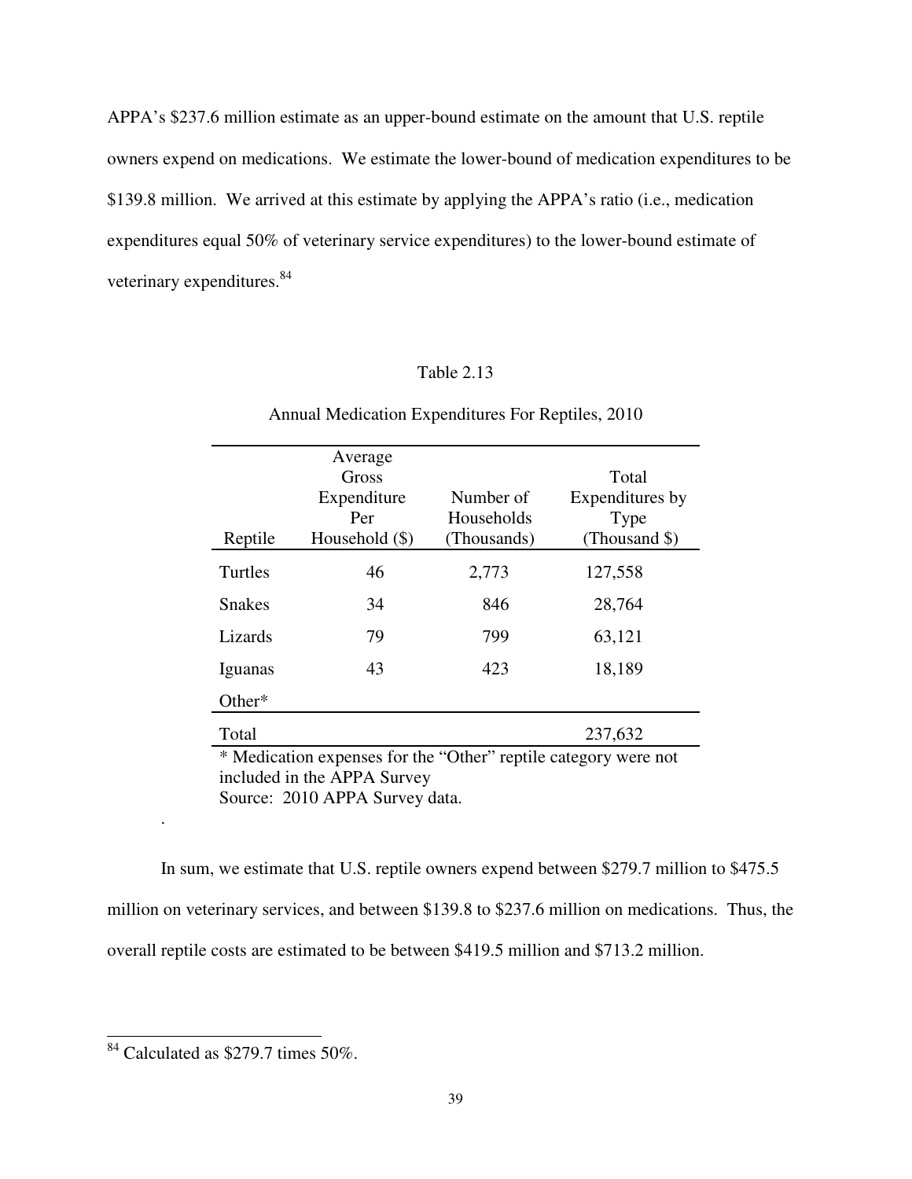APPA's $237.6 million estimate as an upper-bound estimate on the amount that U.S. reptile owners expend on medications. We estimate the lower-bound of medication expenditures to be $139.8 million. We arrived at this estimate by applying the APPA's ratio (i.e., medication expenditures equal 50% of veterinary service expenditures) to the lower-bound estimate of veterinary expenditures.[84]

Table 2.13

Annual Medication Expenditures For Reptiles, 2010

| Reptile | Average Gross Expenditure Per Household ($) | Number of Households (Thousands) | Total Expenditures by Type (Thousand $) |
|---|---|---|---|
| Turtles | 46 | 2,773 | 127,558 |
| Snakes | 34 | 846 | 28,764 |
| Lizards | 79 | 799 | 63,121 |
| Iguanas | 43 | 423 | 18,189 |
| Other* | | | |
| Total | | | 237,632 |

* Medication expenses for the "Other" reptile category were not included in the APPA Survey
Source: 2010 APPA Survey data.

In sum, we estimate that U.S. reptile owners expend between $279.7 million to $475.5 million on veterinary services, and between $139.8 to $237.6 million on medications. Thus, the overall reptile costs are estimated to be between $419.5 million and $713.2 million.

[84] Calculated as $279.7 times 50%.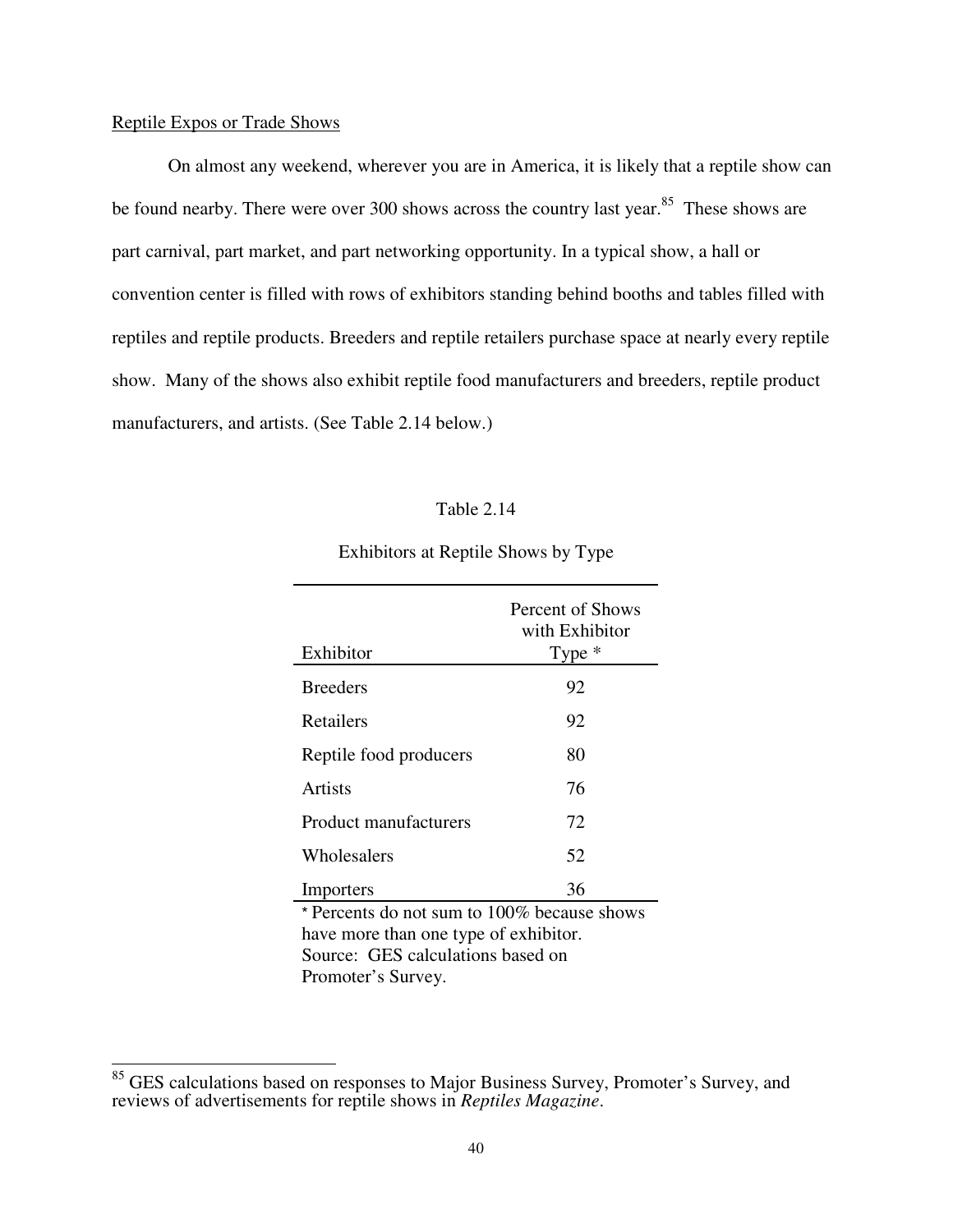Reptile Expos or Trade Shows

On almost any weekend, wherever you are in America, it is likely that a reptile show can be found nearby. There were over 300 shows across the country last year.[85] These shows are part carnival, part market, and part networking opportunity. In a typical show, a hall or convention center is filled with rows of exhibitors standing behind booths and tables filled with reptiles and reptile products. Breeders and reptile retailers purchase space at nearly every reptile show. Many of the shows also exhibit reptile food manufacturers and breeders, reptile product manufacturers, and artists. (See Table 2.14 below.)

Table 2.14

Exhibitors at Reptile Shows by Type

| Exhibitor | Percent of Shows with Exhibitor Type * |
|---|---|
| Breeders | 92 |
| Retailers | 92 |
| Reptile food producers | 80 |
| Artists | 76 |
| Product manufacturers | 72 |
| Wholesalers | 52 |
| Importers | 36 |

* Percents do not sum to 100% because shows have more than one type of exhibitor.
Source: GES calculations based on Promoter's Survey.

[85] GES calculations based on responses to Major Business Survey, Promoter's Survey, and reviews of advertisements for reptile shows in *Reptiles Magazine*.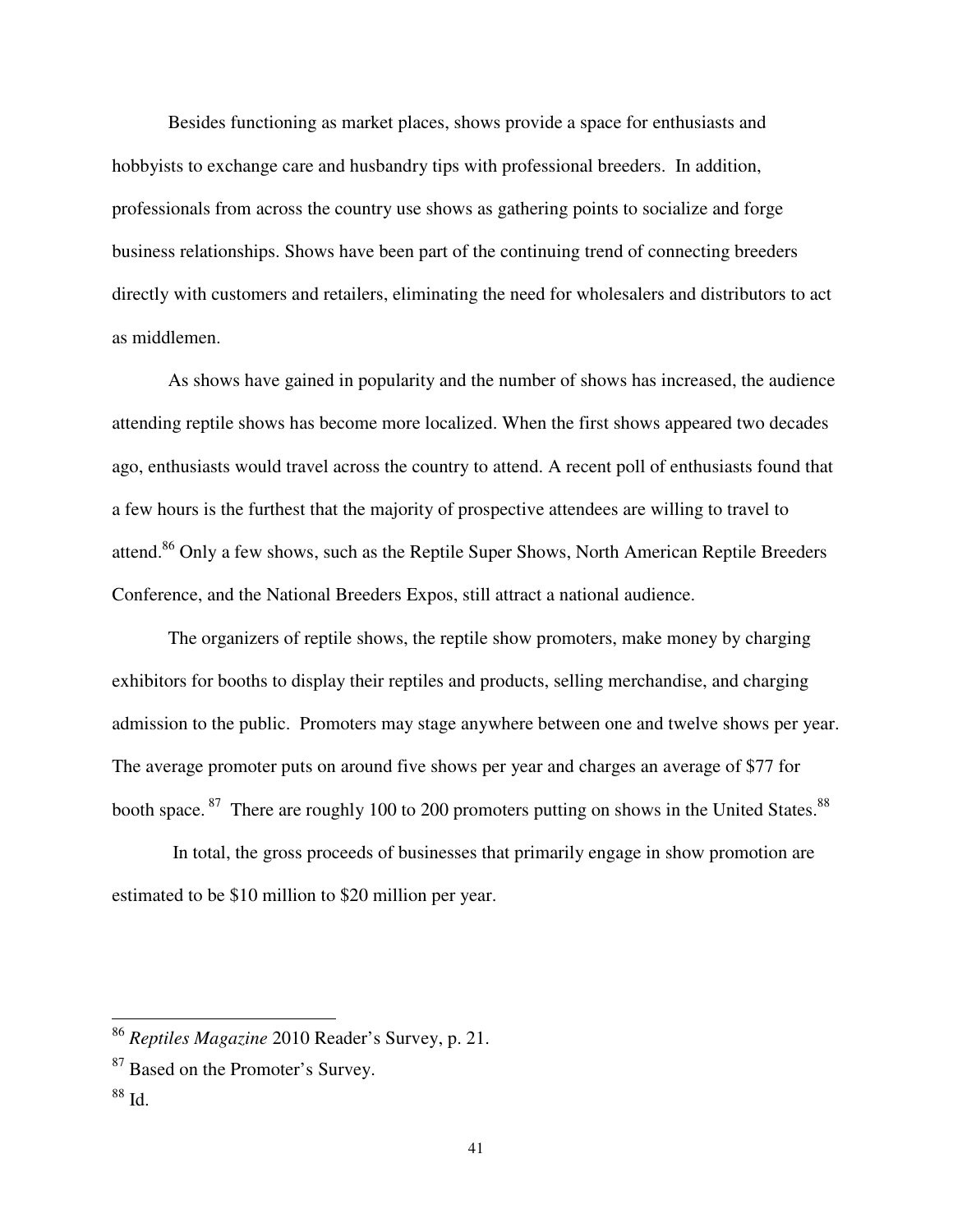Besides functioning as market places, shows provide a space for enthusiasts and hobbyists to exchange care and husbandry tips with professional breeders. In addition, professionals from across the country use shows as gathering points to socialize and forge business relationships. Shows have been part of the continuing trend of connecting breeders directly with customers and retailers, eliminating the need for wholesalers and distributors to act as middlemen.

As shows have gained in popularity and the number of shows has increased, the audience attending reptile shows has become more localized. When the first shows appeared two decades ago, enthusiasts would travel across the country to attend. A recent poll of enthusiasts found that a few hours is the furthest that the majority of prospective attendees are willing to travel to attend.[86] Only a few shows, such as the Reptile Super Shows, North American Reptile Breeders Conference, and the National Breeders Expos, still attract a national audience.

The organizers of reptile shows, the reptile show promoters, make money by charging exhibitors for booths to display their reptiles and products, selling merchandise, and charging admission to the public. Promoters may stage anywhere between one and twelve shows per year. The average promoter puts on around five shows per year and charges an average of $77 for booth space.[87] There are roughly 100 to 200 promoters putting on shows in the United States.[88]

In total, the gross proceeds of businesses that primarily engage in show promotion are estimated to be $10 million to $20 million per year.

---

[86] *Reptiles Magazine* 2010 Reader's Survey, p. 21.

[87] Based on the Promoter's Survey.

[88] Id.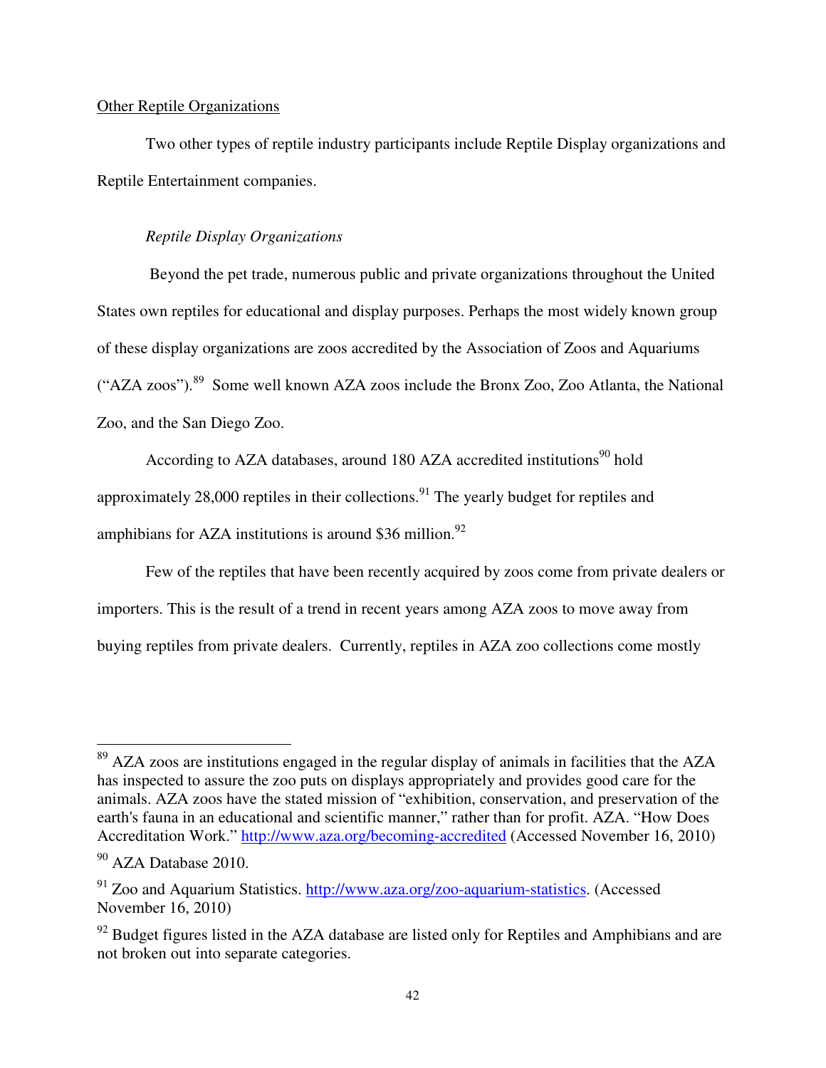Other Reptile Organizations

Two other types of reptile industry participants include Reptile Display organizations and Reptile Entertainment companies.

*Reptile Display Organizations*

Beyond the pet trade, numerous public and private organizations throughout the United States own reptiles for educational and display purposes. Perhaps the most widely known group of these display organizations are zoos accredited by the Association of Zoos and Aquariums ("AZA zoos").[89] Some well known AZA zoos include the Bronx Zoo, Zoo Atlanta, the National Zoo, and the San Diego Zoo.

According to AZA databases, around 180 AZA accredited institutions[90] hold approximately 28,000 reptiles in their collections.[91] The yearly budget for reptiles and amphibians for AZA institutions is around $36 million.[92]

Few of the reptiles that have been recently acquired by zoos come from private dealers or importers. This is the result of a trend in recent years among AZA zoos to move away from buying reptiles from private dealers. Currently, reptiles in AZA zoo collections come mostly

---

[89] AZA zoos are institutions engaged in the regular display of animals in facilities that the AZA has inspected to assure the zoo puts on displays appropriately and provides good care for the animals. AZA zoos have the stated mission of "exhibition, conservation, and preservation of the earth's fauna in an educational and scientific manner," rather than for profit. AZA. "How Does Accreditation Work." http://www.aza.org/becoming-accredited (Accessed November 16, 2010)

[90] AZA Database 2010.

[91] Zoo and Aquarium Statistics. http://www.aza.org/zoo-aquarium-statistics. (Accessed November 16, 2010)

[92] Budget figures listed in the AZA database are listed only for Reptiles and Amphibians and are not broken out into separate categories.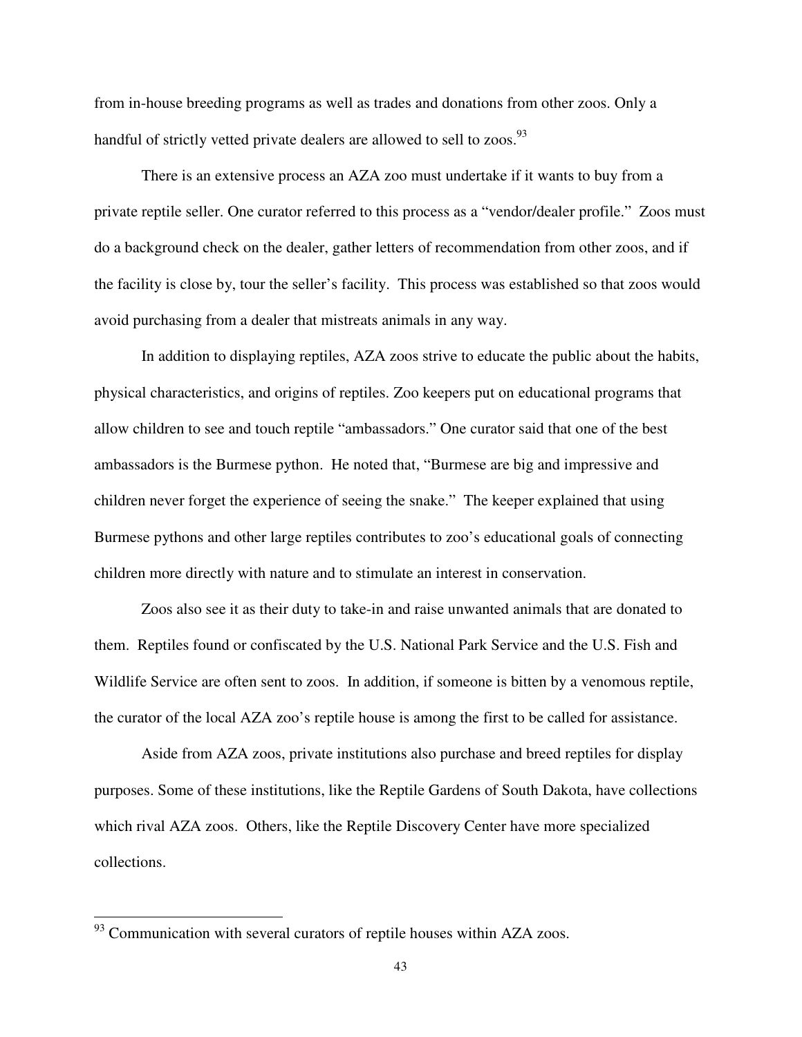from in-house breeding programs as well as trades and donations from other zoos. Only a handful of strictly vetted private dealers are allowed to sell to zoos.[93]

There is an extensive process an AZA zoo must undertake if it wants to buy from a private reptile seller. One curator referred to this process as a "vendor/dealer profile." Zoos must do a background check on the dealer, gather letters of recommendation from other zoos, and if the facility is close by, tour the seller's facility. This process was established so that zoos would avoid purchasing from a dealer that mistreats animals in any way.

In addition to displaying reptiles, AZA zoos strive to educate the public about the habits, physical characteristics, and origins of reptiles. Zoo keepers put on educational programs that allow children to see and touch reptile "ambassadors." One curator said that one of the best ambassadors is the Burmese python. He noted that, "Burmese are big and impressive and children never forget the experience of seeing the snake." The keeper explained that using Burmese pythons and other large reptiles contributes to zoo's educational goals of connecting children more directly with nature and to stimulate an interest in conservation.

Zoos also see it as their duty to take-in and raise unwanted animals that are donated to them. Reptiles found or confiscated by the U.S. National Park Service and the U.S. Fish and Wildlife Service are often sent to zoos. In addition, if someone is bitten by a venomous reptile, the curator of the local AZA zoo's reptile house is among the first to be called for assistance.

Aside from AZA zoos, private institutions also purchase and breed reptiles for display purposes. Some of these institutions, like the Reptile Gardens of South Dakota, have collections which rival AZA zoos. Others, like the Reptile Discovery Center have more specialized collections.

---

[93] Communication with several curators of reptile houses within AZA zoos.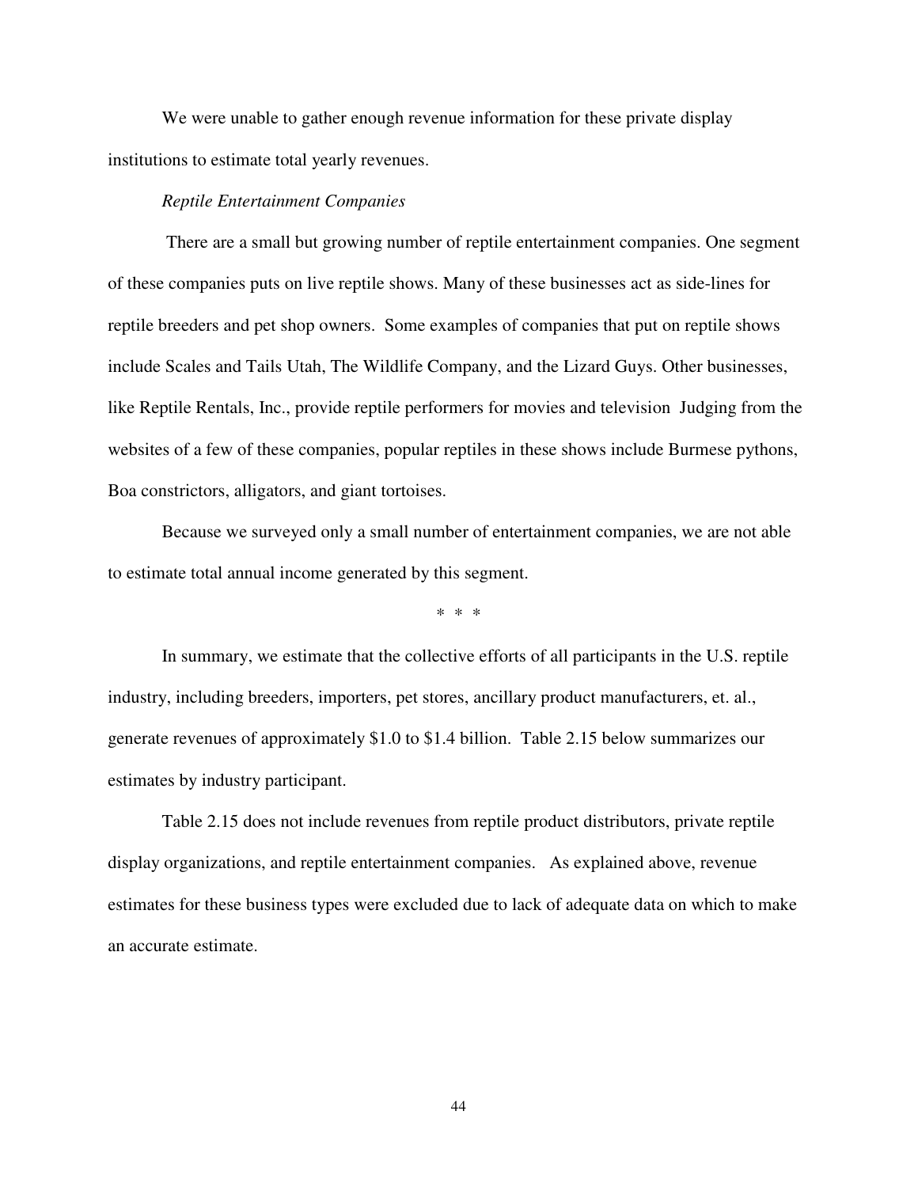We were unable to gather enough revenue information for these private display institutions to estimate total yearly revenues.

*Reptile Entertainment Companies*

There are a small but growing number of reptile entertainment companies. One segment of these companies puts on live reptile shows. Many of these businesses act as side-lines for reptile breeders and pet shop owners. Some examples of companies that put on reptile shows include Scales and Tails Utah, The Wildlife Company, and the Lizard Guys. Other businesses, like Reptile Rentals, Inc., provide reptile performers for movies and television Judging from the websites of a few of these companies, popular reptiles in these shows include Burmese pythons, Boa constrictors, alligators, and giant tortoises.

Because we surveyed only a small number of entertainment companies, we are not able to estimate total annual income generated by this segment.

\* \* \*

In summary, we estimate that the collective efforts of all participants in the U.S. reptile industry, including breeders, importers, pet stores, ancillary product manufacturers, et. al., generate revenues of approximately $1.0 to $1.4 billion. Table 2.15 below summarizes our estimates by industry participant.

Table 2.15 does not include revenues from reptile product distributors, private reptile display organizations, and reptile entertainment companies. As explained above, revenue estimates for these business types were excluded due to lack of adequate data on which to make an accurate estimate.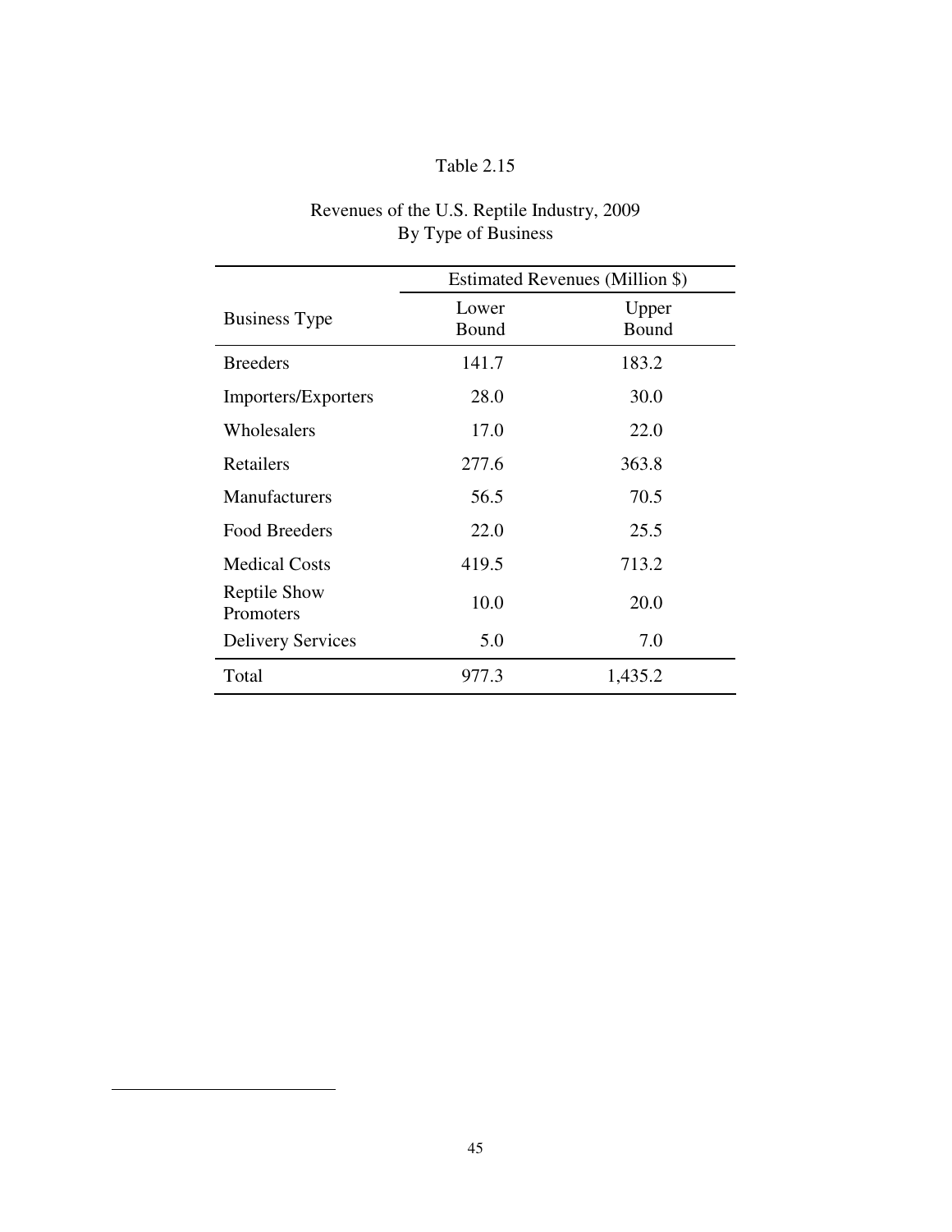Table 2.15

Revenues of the U.S. Reptile Industry, 2009
By Type of Business

| Business Type | Estimated Revenues (Million $) | |
|---|---|---|
| | Lower Bound | Upper Bound |
| Breeders | 141.7 | 183.2 |
| Importers/Exporters | 28.0 | 30.0 |
| Wholesalers | 17.0 | 22.0 |
| Retailers | 277.6 | 363.8 |
| Manufacturers | 56.5 | 70.5 |
| Food Breeders | 22.0 | 25.5 |
| Medical Costs | 419.5 | 713.2 |
| Reptile Show Promoters | 10.0 | 20.0 |
| Delivery Services | 5.0 | 7.0 |
| Total | 977.3 | 1,435.2 |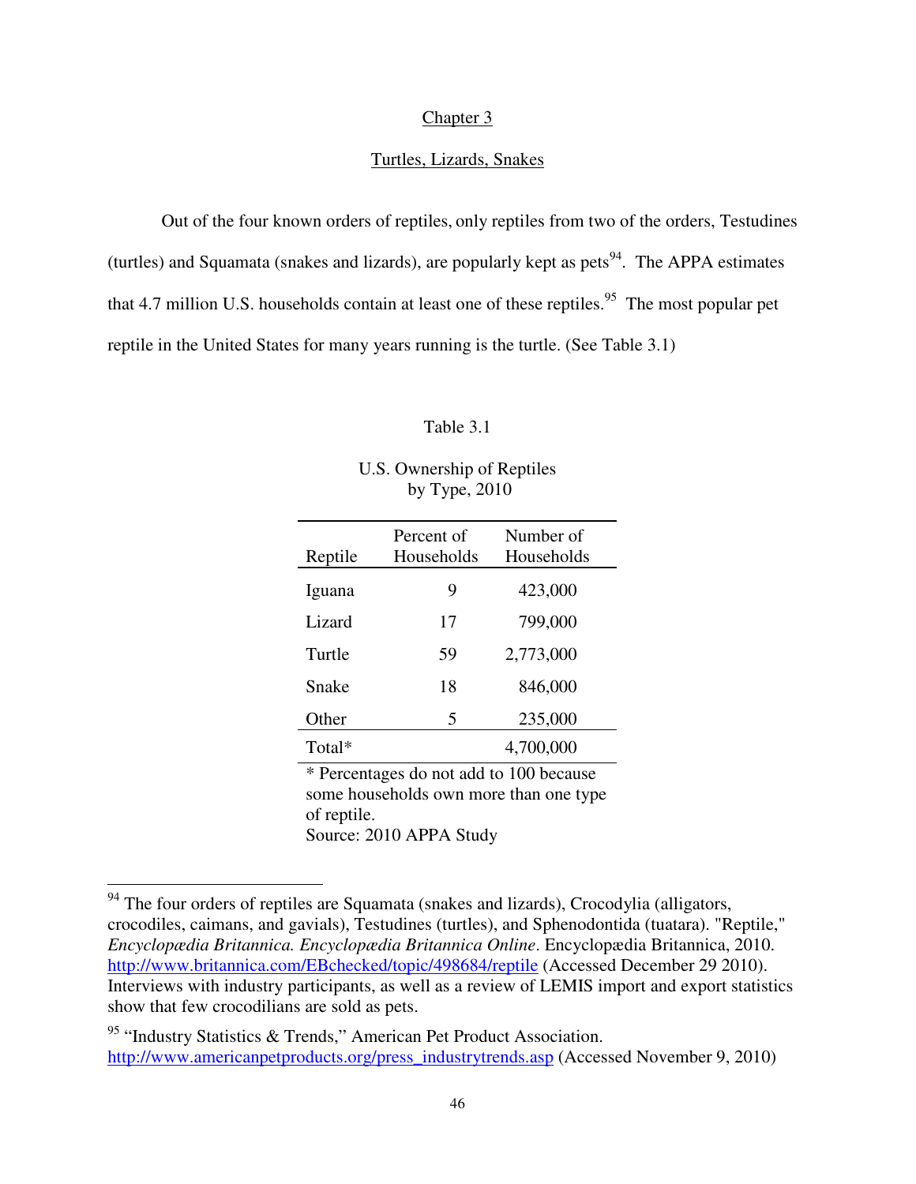## Chapter 3

### Turtles, Lizards, Snakes

Out of the four known orders of reptiles, only reptiles from two of the orders, Testudines (turtles) and Squamata (snakes and lizards), are popularly kept as pets[94]. The APPA estimates that 4.7 million U.S. households contain at least one of these reptiles.[95] The most popular pet reptile in the United States for many years running is the turtle. (See Table 3.1)

Table 3.1

U.S. Ownership of Reptiles by Type, 2010

| Reptile | Percent of Households | Number of Households |
|---|---|---|
| Iguana | 9 | 423,000 |
| Lizard | 17 | 799,000 |
| Turtle | 59 | 2,773,000 |
| Snake | 18 | 846,000 |
| Other | 5 | 235,000 |
| Total* | | 4,700,000 |

* Percentages do not add to 100 because some households own more than one type of reptile.
Source: 2010 APPA Study

---

[94] The four orders of reptiles are Squamata (snakes and lizards), Crocodylia (alligators, crocodiles, caimans, and gavials), Testudines (turtles), and Sphenodontida (tuatara). "Reptile," *Encyclopædia Britannica. Encyclopædia Britannica Online*. Encyclopædia Britannica, 2010. http://www.britannica.com/EBchecked/topic/498684/reptile (Accessed December 29 2010). Interviews with industry participants, as well as a review of LEMIS import and export statistics show that few crocodilians are sold as pets.

[95] "Industry Statistics & Trends," American Pet Product Association. http://www.americanpetproducts.org/press_industrytrends.asp (Accessed November 9, 2010)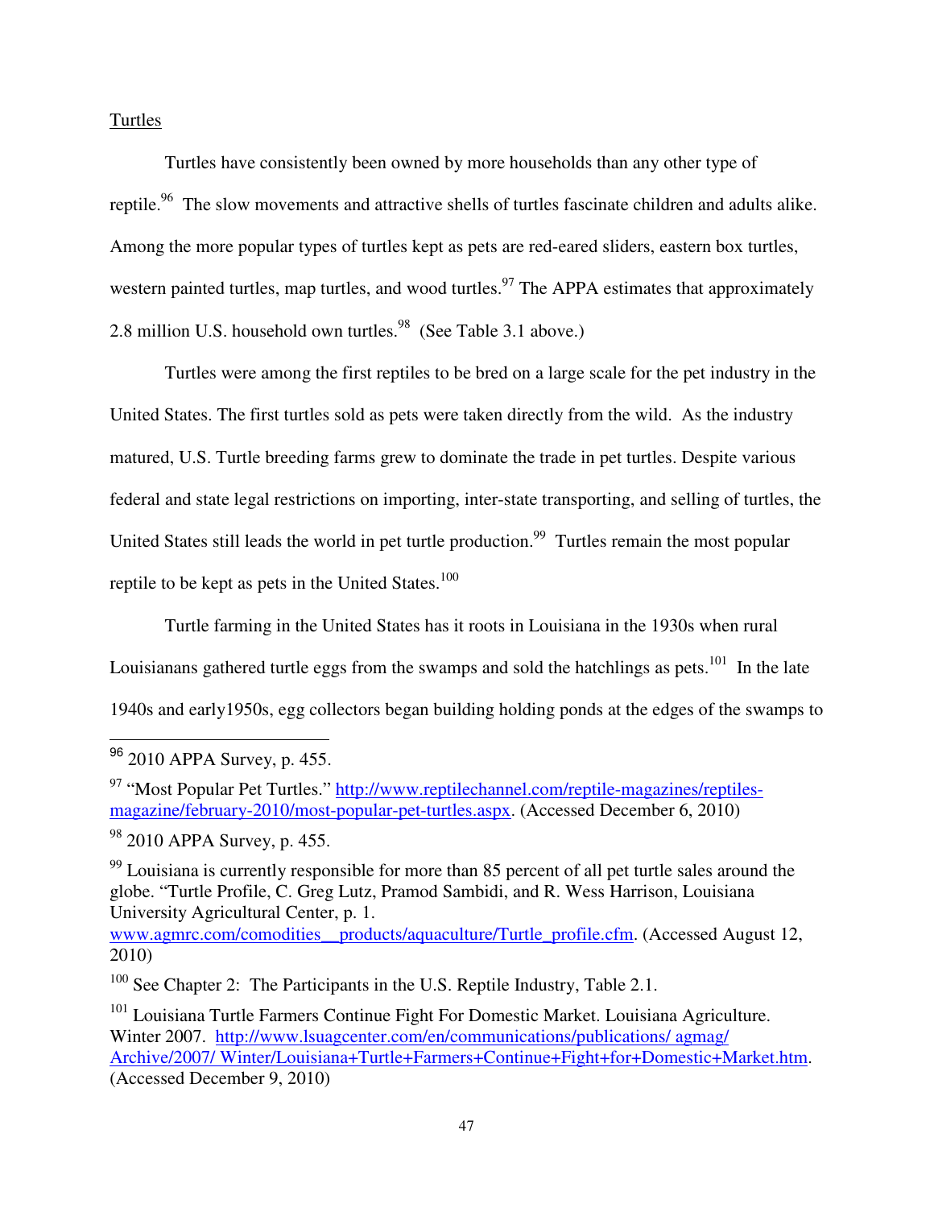Turtles

Turtles have consistently been owned by more households than any other type of reptile.[96] The slow movements and attractive shells of turtles fascinate children and adults alike. Among the more popular types of turtles kept as pets are red-eared sliders, eastern box turtles, western painted turtles, map turtles, and wood turtles.[97] The APPA estimates that approximately 2.8 million U.S. household own turtles.[98] (See Table 3.1 above.)

Turtles were among the first reptiles to be bred on a large scale for the pet industry in the United States. The first turtles sold as pets were taken directly from the wild. As the industry matured, U.S. Turtle breeding farms grew to dominate the trade in pet turtles. Despite various federal and state legal restrictions on importing, inter-state transporting, and selling of turtles, the United States still leads the world in pet turtle production.[99] Turtles remain the most popular reptile to be kept as pets in the United States.[100]

Turtle farming in the United States has it roots in Louisiana in the 1930s when rural Louisianans gathered turtle eggs from the swamps and sold the hatchlings as pets.[101] In the late 1940s and early1950s, egg collectors began building holding ponds at the edges of the swamps to

---

[96] 2010 APPA Survey, p. 455.

[97] "Most Popular Pet Turtles." http://www.reptilechannel.com/reptile-magazines/reptiles-magazine/february-2010/most-popular-pet-turtles.aspx. (Accessed December 6, 2010)

[98] 2010 APPA Survey, p. 455.

[99] Louisiana is currently responsible for more than 85 percent of all pet turtle sales around the globe. "Turtle Profile, C. Greg Lutz, Pramod Sambidi, and R. Wess Harrison, Louisiana University Agricultural Center, p. 1. www.agmrc.com/comodities__products/aquaculture/Turtle_profile.cfm. (Accessed August 12, 2010)

[100] See Chapter 2: The Participants in the U.S. Reptile Industry, Table 2.1.

[101] Louisiana Turtle Farmers Continue Fight For Domestic Market. Louisiana Agriculture. Winter 2007. http://www.lsuagcenter.com/en/communications/publications/ agmag/ Archive/2007/ Winter/Louisiana+Turtle+Farmers+Continue+Fight+for+Domestic+Market.htm. (Accessed December 9, 2010)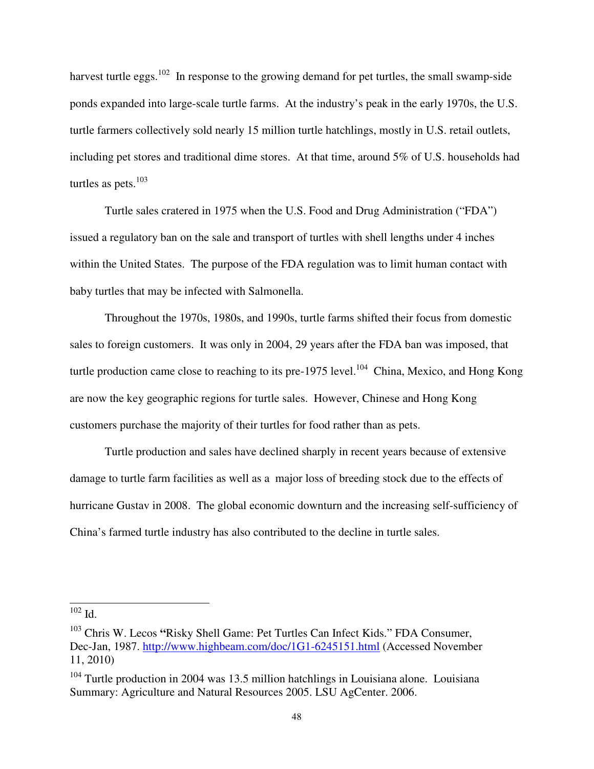harvest turtle eggs.[102] In response to the growing demand for pet turtles, the small swamp-side ponds expanded into large-scale turtle farms. At the industry's peak in the early 1970s, the U.S. turtle farmers collectively sold nearly 15 million turtle hatchlings, mostly in U.S. retail outlets, including pet stores and traditional dime stores. At that time, around 5% of U.S. households had turtles as pets.[103]

Turtle sales cratered in 1975 when the U.S. Food and Drug Administration ("FDA") issued a regulatory ban on the sale and transport of turtles with shell lengths under 4 inches within the United States. The purpose of the FDA regulation was to limit human contact with baby turtles that may be infected with Salmonella.

Throughout the 1970s, 1980s, and 1990s, turtle farms shifted their focus from domestic sales to foreign customers. It was only in 2004, 29 years after the FDA ban was imposed, that turtle production came close to reaching to its pre-1975 level.[104] China, Mexico, and Hong Kong are now the key geographic regions for turtle sales. However, Chinese and Hong Kong customers purchase the majority of their turtles for food rather than as pets.

Turtle production and sales have declined sharply in recent years because of extensive damage to turtle farm facilities as well as a major loss of breeding stock due to the effects of hurricane Gustav in 2008. The global economic downturn and the increasing self-sufficiency of China's farmed turtle industry has also contributed to the decline in turtle sales.

---

[102] Id.

[103] Chris W. Lecos **"**Risky Shell Game: Pet Turtles Can Infect Kids." FDA Consumer, Dec-Jan, 1987. [http://www.highbeam.com/doc/1G1-6245151.html](http://www.highbeam.com/doc/1G1-6245151.html) (Accessed November 11, 2010)

[104] Turtle production in 2004 was 13.5 million hatchlings in Louisiana alone. Louisiana Summary: Agriculture and Natural Resources 2005. LSU AgCenter. 2006.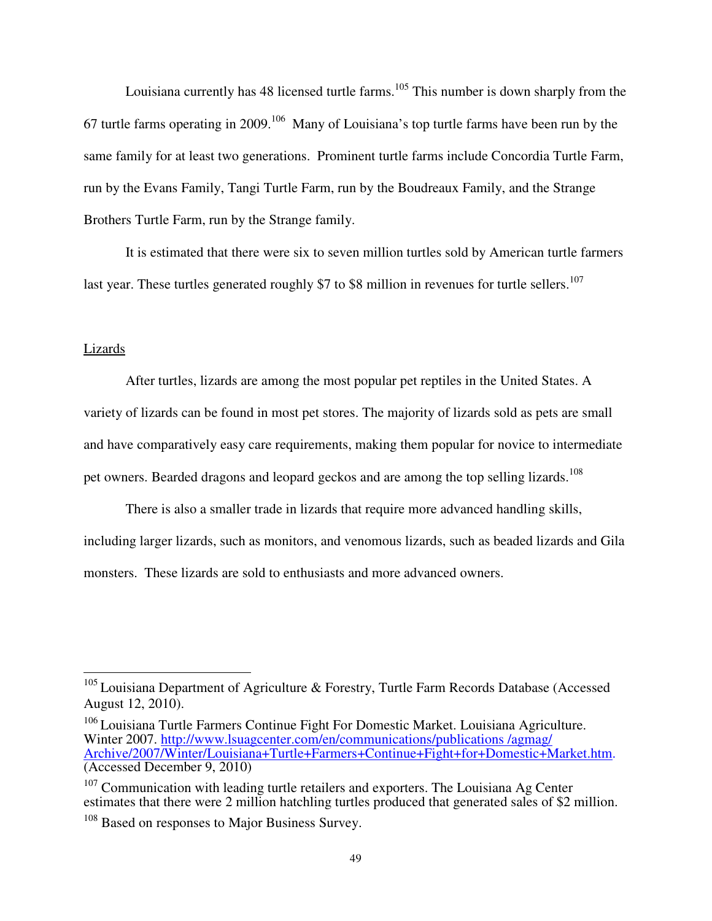Louisiana currently has 48 licensed turtle farms.[105] This number is down sharply from the 67 turtle farms operating in 2009.[106] Many of Louisiana's top turtle farms have been run by the same family for at least two generations. Prominent turtle farms include Concordia Turtle Farm, run by the Evans Family, Tangi Turtle Farm, run by the Boudreaux Family, and the Strange Brothers Turtle Farm, run by the Strange family.

It is estimated that there were six to seven million turtles sold by American turtle farmers last year. These turtles generated roughly $7 to $8 million in revenues for turtle sellers.[107]

<u>Lizards</u>

After turtles, lizards are among the most popular pet reptiles in the United States. A variety of lizards can be found in most pet stores. The majority of lizards sold as pets are small and have comparatively easy care requirements, making them popular for novice to intermediate pet owners. Bearded dragons and leopard geckos and are among the top selling lizards.[108]

There is also a smaller trade in lizards that require more advanced handling skills, including larger lizards, such as monitors, and venomous lizards, such as beaded lizards and Gila monsters. These lizards are sold to enthusiasts and more advanced owners.

---

[105] Louisiana Department of Agriculture & Forestry, Turtle Farm Records Database (Accessed August 12, 2010).

[106] Louisiana Turtle Farmers Continue Fight For Domestic Market. Louisiana Agriculture. Winter 2007. http://www.lsuagcenter.com/en/communications/publications /agmag/Archive/2007/Winter/Louisiana+Turtle+Farmers+Continue+Fight+for+Domestic+Market.htm. (Accessed December 9, 2010)

[107] Communication with leading turtle retailers and exporters. The Louisiana Ag Center estimates that there were 2 million hatchling turtles produced that generated sales of $2 million.

[108] Based on responses to Major Business Survey.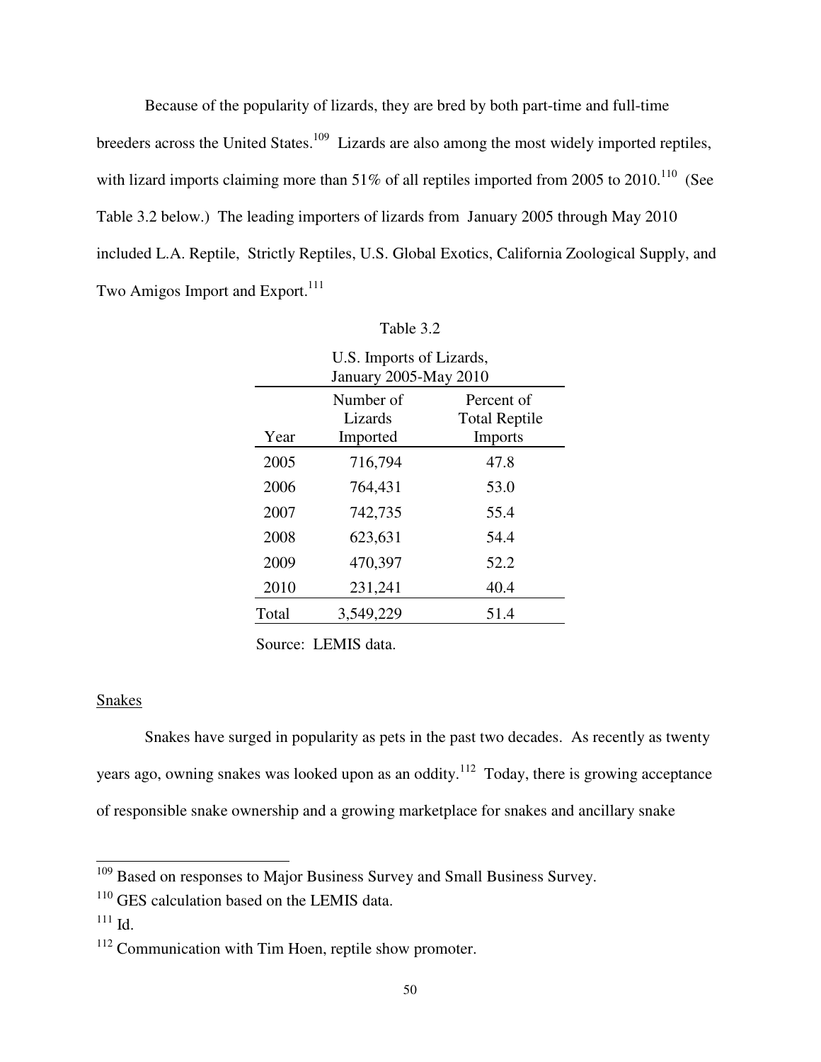Because of the popularity of lizards, they are bred by both part-time and full-time breeders across the United States.[109] Lizards are also among the most widely imported reptiles, with lizard imports claiming more than 51% of all reptiles imported from 2005 to 2010.[110] (See Table 3.2 below.) The leading importers of lizards from January 2005 through May 2010 included L.A. Reptile, Strictly Reptiles, U.S. Global Exotics, California Zoological Supply, and Two Amigos Import and Export.[111]

Table 3.2

U.S. Imports of Lizards, January 2005-May 2010

| Year | Number of Lizards Imported | Percent of Total Reptile Imports |
|---|---|---|
| 2005 | 716,794 | 47.8 |
| 2006 | 764,431 | 53.0 |
| 2007 | 742,735 | 55.4 |
| 2008 | 623,631 | 54.4 |
| 2009 | 470,397 | 52.2 |
| 2010 | 231,241 | 40.4 |
| Total | 3,549,229 | 51.4 |

Source: LEMIS data.

Snakes

Snakes have surged in popularity as pets in the past two decades. As recently as twenty years ago, owning snakes was looked upon as an oddity.[112] Today, there is growing acceptance of responsible snake ownership and a growing marketplace for snakes and ancillary snake

[109] Based on responses to Major Business Survey and Small Business Survey.

[110] GES calculation based on the LEMIS data.

[111] Id.

[112] Communication with Tim Hoen, reptile show promoter.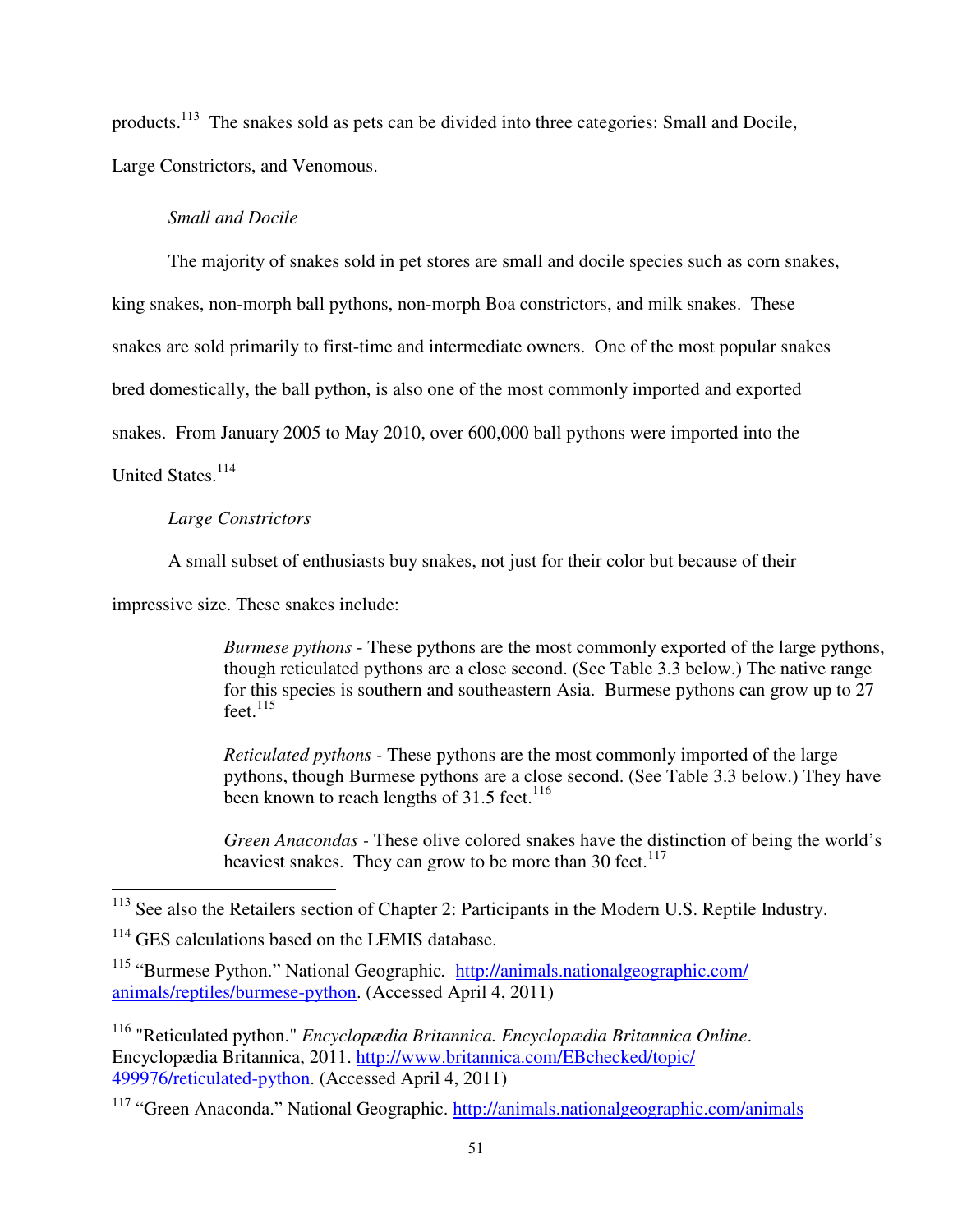products.[113] The snakes sold as pets can be divided into three categories: Small and Docile, Large Constrictors, and Venomous.

*Small and Docile*

The majority of snakes sold in pet stores are small and docile species such as corn snakes, king snakes, non-morph ball pythons, non-morph Boa constrictors, and milk snakes. These snakes are sold primarily to first-time and intermediate owners. One of the most popular snakes bred domestically, the ball python, is also one of the most commonly imported and exported snakes. From January 2005 to May 2010, over 600,000 ball pythons were imported into the United States.[114]

*Large Constrictors*

A small subset of enthusiasts buy snakes, not just for their color but because of their impressive size. These snakes include:

> *Burmese pythons* - These pythons are the most commonly exported of the large pythons, though reticulated pythons are a close second. (See Table 3.3 below.) The native range for this species is southern and southeastern Asia. Burmese pythons can grow up to 27 feet.[115]
>
> *Reticulated pythons* - These pythons are the most commonly imported of the large pythons, though Burmese pythons are a close second. (See Table 3.3 below.) They have been known to reach lengths of 31.5 feet.[116]
>
> *Green Anacondas* - These olive colored snakes have the distinction of being the world's heaviest snakes. They can grow to be more than 30 feet.[117]

---

[113] See also the Retailers section of Chapter 2: Participants in the Modern U.S. Reptile Industry.

[114] GES calculations based on the LEMIS database.

[115] "Burmese Python." National Geographic. http://animals.nationalgeographic.com/animals/reptiles/burmese-python. (Accessed April 4, 2011)

[116] "Reticulated python." *Encyclopædia Britannica. Encyclopædia Britannica Online*. Encyclopædia Britannica, 2011. http://www.britannica.com/EBchecked/topic/499976/reticulated-python. (Accessed April 4, 2011)

[117] "Green Anaconda." National Geographic. http://animals.nationalgeographic.com/animals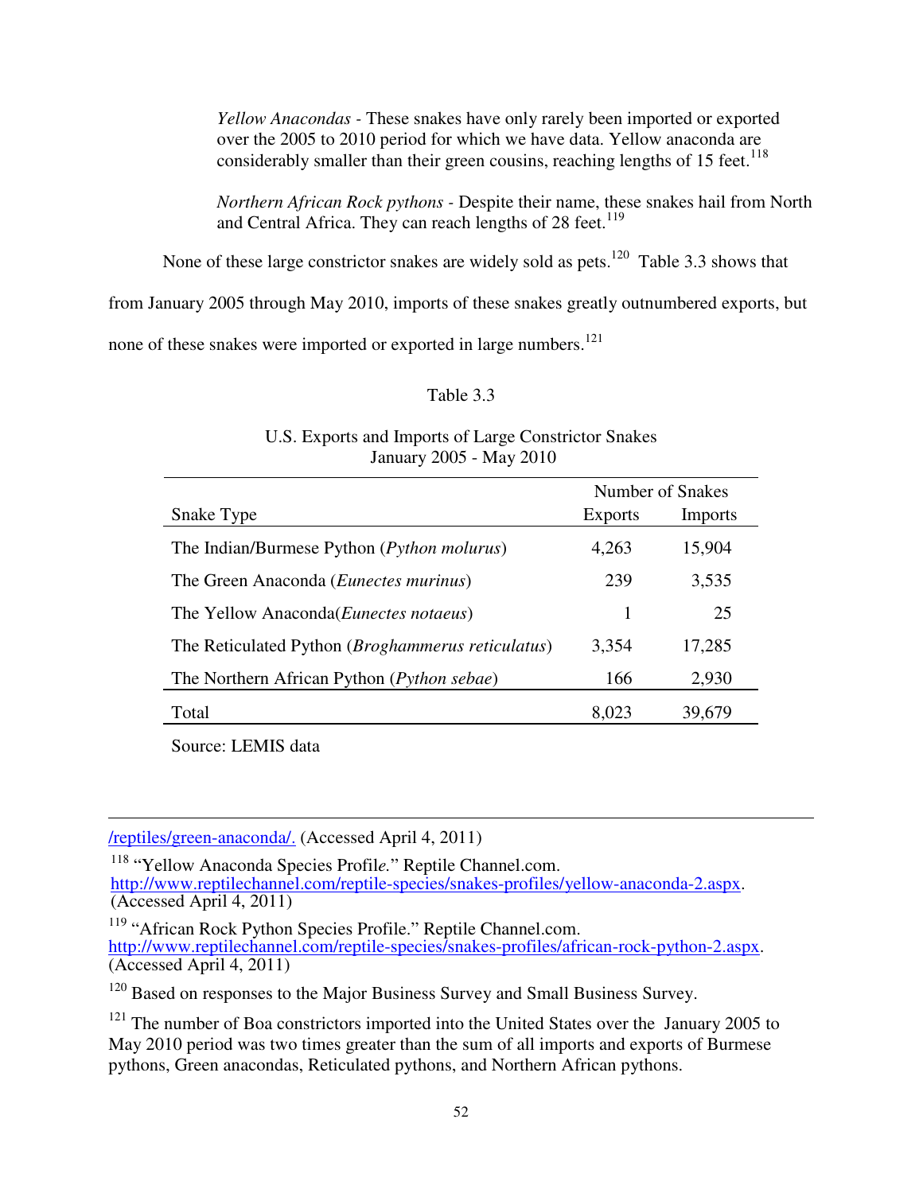*Yellow Anacondas* - These snakes have only rarely been imported or exported over the 2005 to 2010 period for which we have data. Yellow anaconda are considerably smaller than their green cousins, reaching lengths of 15 feet.[118]

*Northern African Rock pythons* - Despite their name, these snakes hail from North and Central Africa. They can reach lengths of 28 feet.[119]

None of these large constrictor snakes are widely sold as pets.[120] Table 3.3 shows that from January 2005 through May 2010, imports of these snakes greatly outnumbered exports, but none of these snakes were imported or exported in large numbers.[121]

Table 3.3

U.S. Exports and Imports of Large Constrictor Snakes
January 2005 - May 2010

| | Number of Snakes | |
|---|---|---|
| Snake Type | Exports | Imports |
| The Indian/Burmese Python (*Python molurus*) | 4,263 | 15,904 |
| The Green Anaconda (*Eunectes murinus*) | 239 | 3,535 |
| The Yellow Anaconda(*Eunectes notaeus*) | 1 | 25 |
| The Reticulated Python (*Broghammerus reticulatus*) | 3,354 | 17,285 |
| The Northern African Python (*Python sebae*) | 166 | 2,930 |
| Total | 8,023 | 39,679 |

Source: LEMIS data

---

/reptiles/green-anaconda/. (Accessed April 4, 2011)

[118] "Yellow Anaconda Species Profile." Reptile Channel.com. http://www.reptilechannel.com/reptile-species/snakes-profiles/yellow-anaconda-2.aspx. (Accessed April 4, 2011)

[119] "African Rock Python Species Profile." Reptile Channel.com. http://www.reptilechannel.com/reptile-species/snakes-profiles/african-rock-python-2.aspx. (Accessed April 4, 2011)

[120] Based on responses to the Major Business Survey and Small Business Survey.

[121] The number of Boa constrictors imported into the United States over the January 2005 to May 2010 period was two times greater than the sum of all imports and exports of Burmese pythons, Green anacondas, Reticulated pythons, and Northern African pythons.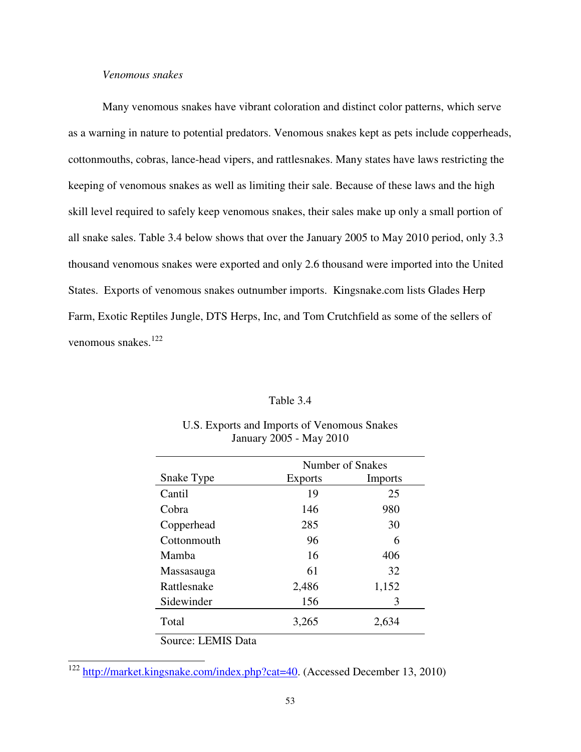*Venomous snakes*

Many venomous snakes have vibrant coloration and distinct color patterns, which serve as a warning in nature to potential predators. Venomous snakes kept as pets include copperheads, cottonmouths, cobras, lance-head vipers, and rattlesnakes. Many states have laws restricting the keeping of venomous snakes as well as limiting their sale. Because of these laws and the high skill level required to safely keep venomous snakes, their sales make up only a small portion of all snake sales. Table 3.4 below shows that over the January 2005 to May 2010 period, only 3.3 thousand venomous snakes were exported and only 2.6 thousand were imported into the United States. Exports of venomous snakes outnumber imports. Kingsnake.com lists Glades Herp Farm, Exotic Reptiles Jungle, DTS Herps, Inc, and Tom Crutchfield as some of the sellers of venomous snakes.[122]

Table 3.4

U.S. Exports and Imports of Venomous Snakes
January 2005 - May 2010

| | Number of Snakes | |
|---|---|---|
| Snake Type | Exports | Imports |
| Cantil | 19 | 25 |
| Cobra | 146 | 980 |
| Copperhead | 285 | 30 |
| Cottonmouth | 96 | 6 |
| Mamba | 16 | 406 |
| Massasauga | 61 | 32 |
| Rattlesnake | 2,486 | 1,152 |
| Sidewinder | 156 | 3 |
| Total | 3,265 | 2,634 |

Source: LEMIS Data

[122] http://market.kingsnake.com/index.php?cat=40. (Accessed December 13, 2010)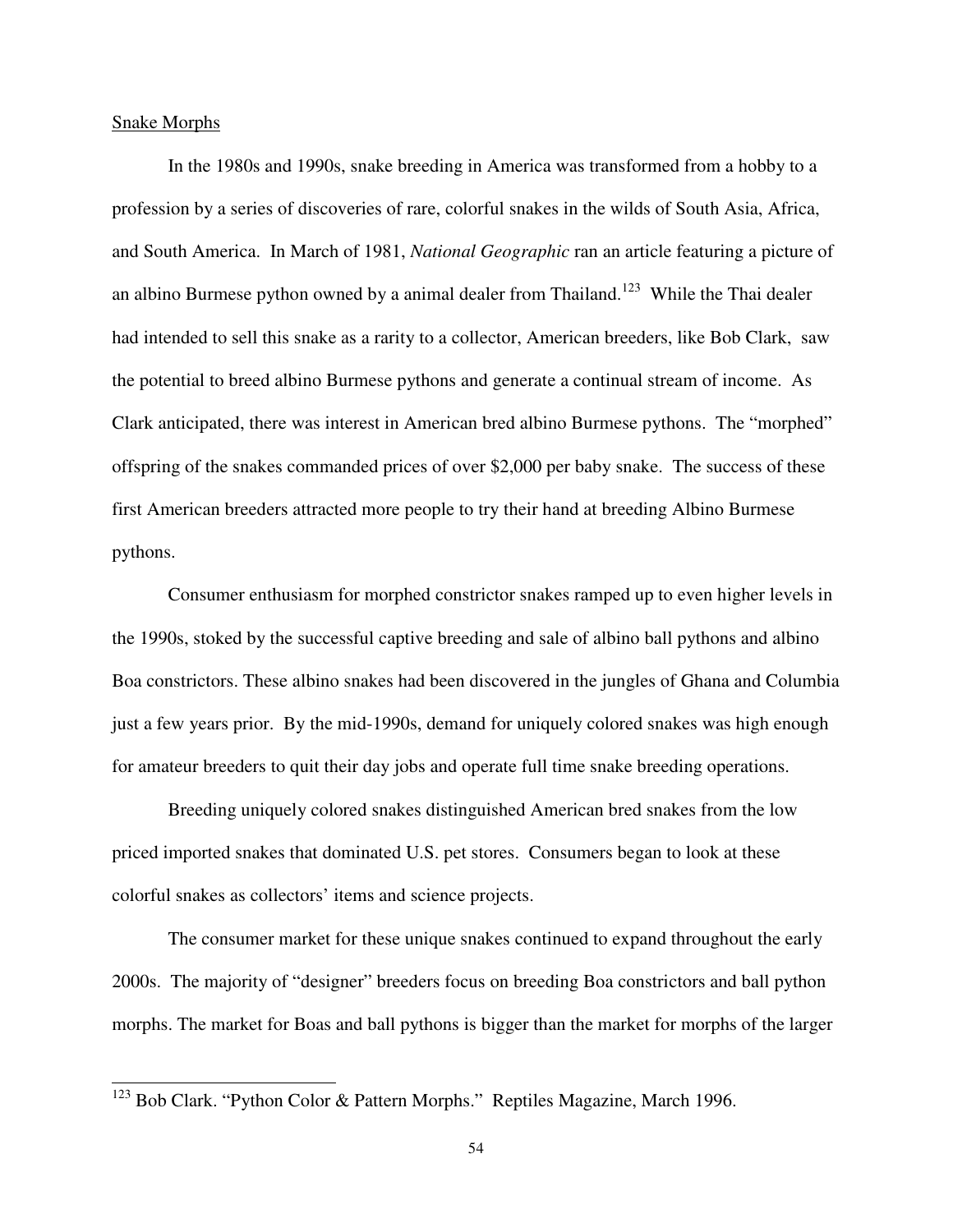Snake Morphs

In the 1980s and 1990s, snake breeding in America was transformed from a hobby to a profession by a series of discoveries of rare, colorful snakes in the wilds of South Asia, Africa, and South America. In March of 1981, *National Geographic* ran an article featuring a picture of an albino Burmese python owned by a animal dealer from Thailand.[123] While the Thai dealer had intended to sell this snake as a rarity to a collector, American breeders, like Bob Clark, saw the potential to breed albino Burmese pythons and generate a continual stream of income. As Clark anticipated, there was interest in American bred albino Burmese pythons. The "morphed" offspring of the snakes commanded prices of over $2,000 per baby snake. The success of these first American breeders attracted more people to try their hand at breeding Albino Burmese pythons.

Consumer enthusiasm for morphed constrictor snakes ramped up to even higher levels in the 1990s, stoked by the successful captive breeding and sale of albino ball pythons and albino Boa constrictors. These albino snakes had been discovered in the jungles of Ghana and Columbia just a few years prior. By the mid-1990s, demand for uniquely colored snakes was high enough for amateur breeders to quit their day jobs and operate full time snake breeding operations.

Breeding uniquely colored snakes distinguished American bred snakes from the low priced imported snakes that dominated U.S. pet stores. Consumers began to look at these colorful snakes as collectors' items and science projects.

The consumer market for these unique snakes continued to expand throughout the early 2000s. The majority of "designer" breeders focus on breeding Boa constrictors and ball python morphs. The market for Boas and ball pythons is bigger than the market for morphs of the larger

[123] Bob Clark. "Python Color & Pattern Morphs." Reptiles Magazine, March 1996.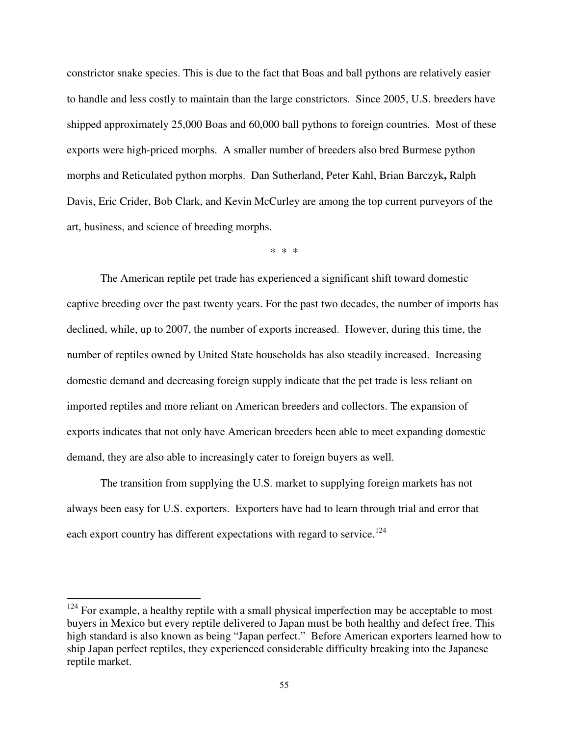constrictor snake species. This is due to the fact that Boas and ball pythons are relatively easier to handle and less costly to maintain than the large constrictors. Since 2005, U.S. breeders have shipped approximately 25,000 Boas and 60,000 ball pythons to foreign countries. Most of these exports were high-priced morphs. A smaller number of breeders also bred Burmese python morphs and Reticulated python morphs. Dan Sutherland, Peter Kahl, Brian Barczyk, Ralph Davis, Eric Crider, Bob Clark, and Kevin McCurley are among the top current purveyors of the art, business, and science of breeding morphs.

\* \* \*

The American reptile pet trade has experienced a significant shift toward domestic captive breeding over the past twenty years. For the past two decades, the number of imports has declined, while, up to 2007, the number of exports increased. However, during this time, the number of reptiles owned by United State households has also steadily increased. Increasing domestic demand and decreasing foreign supply indicate that the pet trade is less reliant on imported reptiles and more reliant on American breeders and collectors. The expansion of exports indicates that not only have American breeders been able to meet expanding domestic demand, they are also able to increasingly cater to foreign buyers as well.

The transition from supplying the U.S. market to supplying foreign markets has not always been easy for U.S. exporters. Exporters have had to learn through trial and error that each export country has different expectations with regard to service.[124]

---

[124] For example, a healthy reptile with a small physical imperfection may be acceptable to most buyers in Mexico but every reptile delivered to Japan must be both healthy and defect free. This high standard is also known as being "Japan perfect." Before American exporters learned how to ship Japan perfect reptiles, they experienced considerable difficulty breaking into the Japanese reptile market.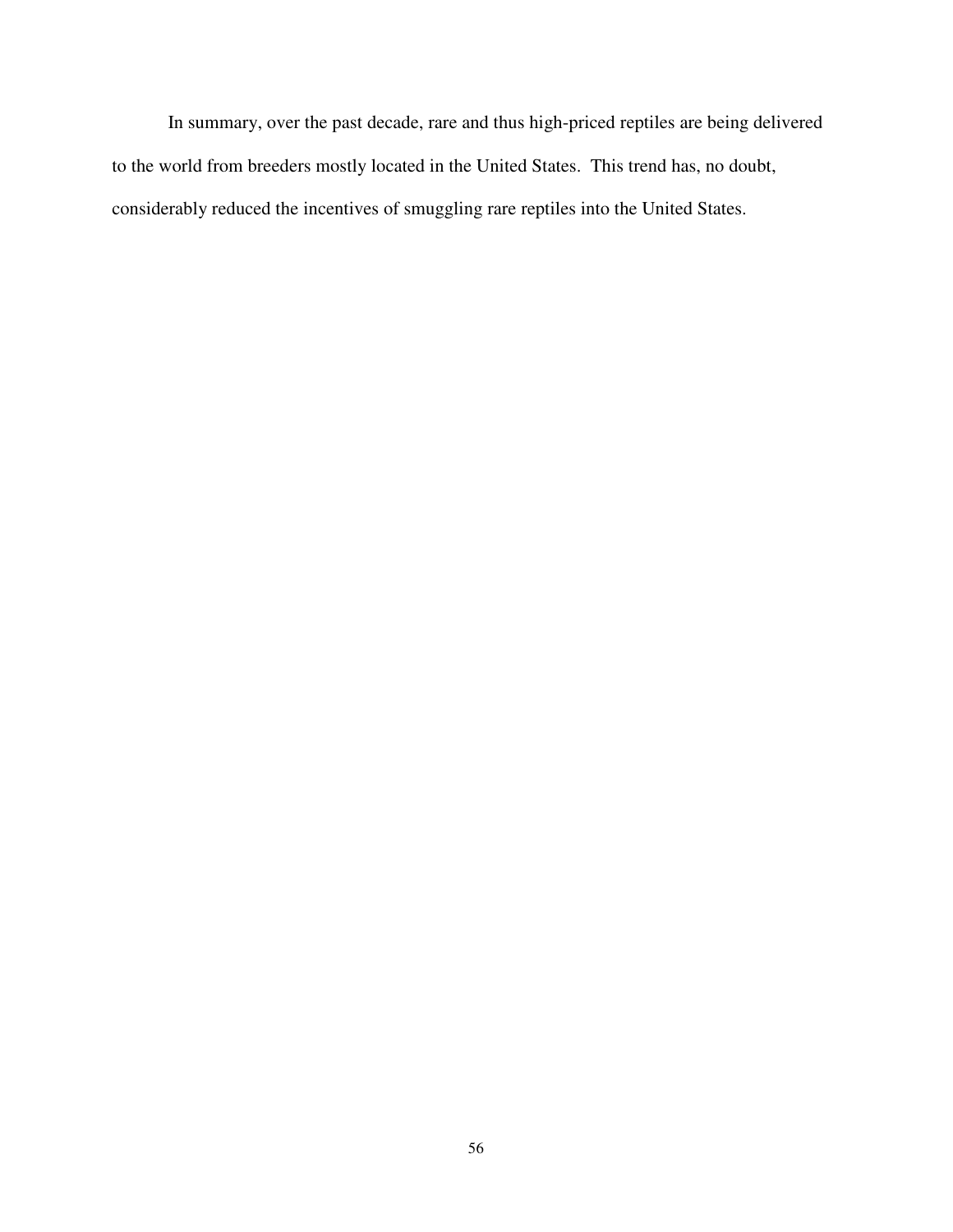In summary, over the past decade, rare and thus high-priced reptiles are being delivered to the world from breeders mostly located in the United States. This trend has, no doubt, considerably reduced the incentives of smuggling rare reptiles into the United States.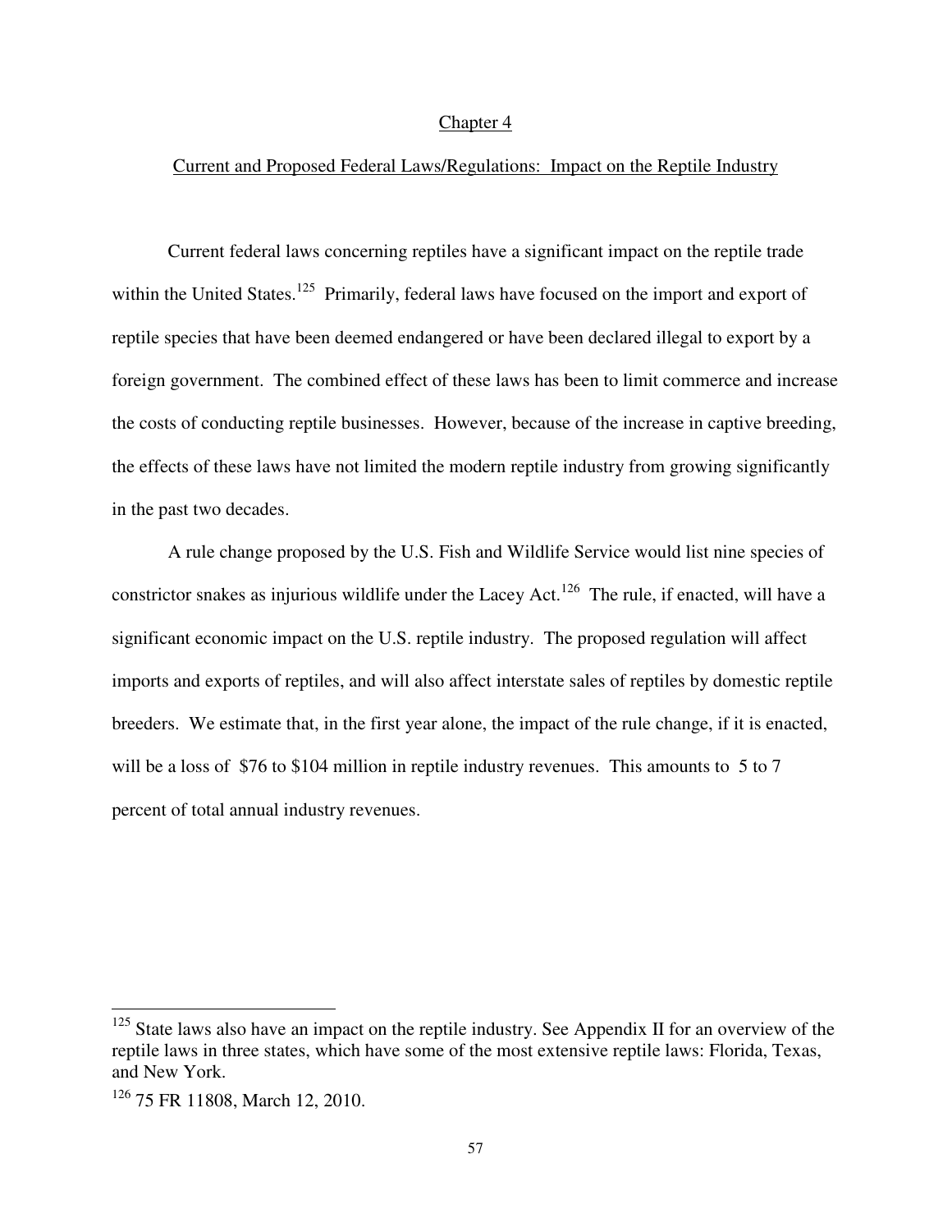# Chapter 4

## Current and Proposed Federal Laws/Regulations: Impact on the Reptile Industry

Current federal laws concerning reptiles have a significant impact on the reptile trade within the United States.[125] Primarily, federal laws have focused on the import and export of reptile species that have been deemed endangered or have been declared illegal to export by a foreign government. The combined effect of these laws has been to limit commerce and increase the costs of conducting reptile businesses. However, because of the increase in captive breeding, the effects of these laws have not limited the modern reptile industry from growing significantly in the past two decades.

A rule change proposed by the U.S. Fish and Wildlife Service would list nine species of constrictor snakes as injurious wildlife under the Lacey Act.[126] The rule, if enacted, will have a significant economic impact on the U.S. reptile industry. The proposed regulation will affect imports and exports of reptiles, and will also affect interstate sales of reptiles by domestic reptile breeders. We estimate that, in the first year alone, the impact of the rule change, if it is enacted, will be a loss of $76 to $104 million in reptile industry revenues. This amounts to 5 to 7 percent of total annual industry revenues.

---

[125] State laws also have an impact on the reptile industry. See Appendix II for an overview of the reptile laws in three states, which have some of the most extensive reptile laws: Florida, Texas, and New York.

[126] 75 FR 11808, March 12, 2010.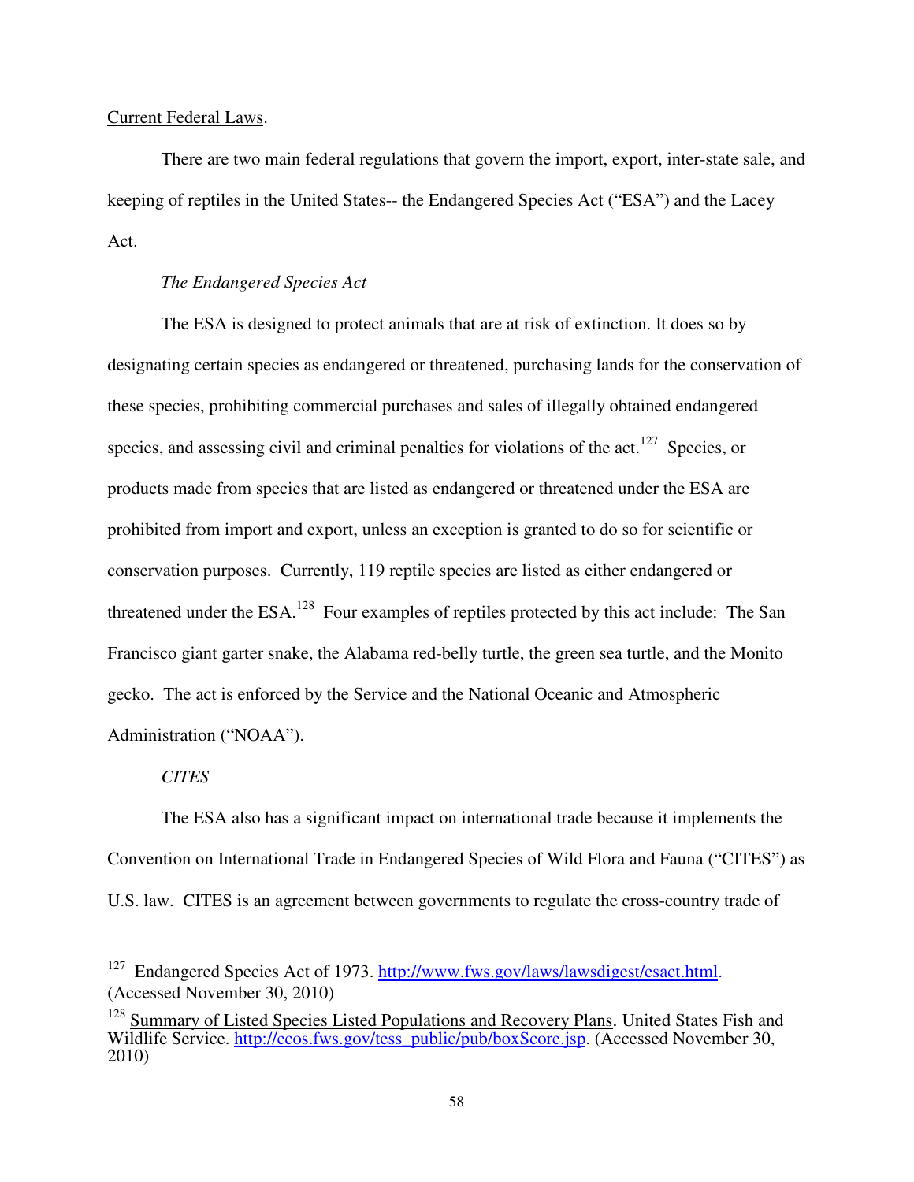Current Federal Laws.

There are two main federal regulations that govern the import, export, inter-state sale, and keeping of reptiles in the United States-- the Endangered Species Act ("ESA") and the Lacey Act.

*The Endangered Species Act*

The ESA is designed to protect animals that are at risk of extinction. It does so by designating certain species as endangered or threatened, purchasing lands for the conservation of these species, prohibiting commercial purchases and sales of illegally obtained endangered species, and assessing civil and criminal penalties for violations of the act.[127] Species, or products made from species that are listed as endangered or threatened under the ESA are prohibited from import and export, unless an exception is granted to do so for scientific or conservation purposes. Currently, 119 reptile species are listed as either endangered or threatened under the ESA.[128] Four examples of reptiles protected by this act include: The San Francisco giant garter snake, the Alabama red-belly turtle, the green sea turtle, and the Monito gecko. The act is enforced by the Service and the National Oceanic and Atmospheric Administration ("NOAA").

*CITES*

The ESA also has a significant impact on international trade because it implements the Convention on International Trade in Endangered Species of Wild Flora and Fauna ("CITES") as U.S. law. CITES is an agreement between governments to regulate the cross-country trade of

---

[127] Endangered Species Act of 1973. http://www.fws.gov/laws/lawsdigest/esact.html. (Accessed November 30, 2010)

[128] Summary of Listed Species Listed Populations and Recovery Plans. United States Fish and Wildlife Service. http://ecos.fws.gov/tess_public/pub/boxScore.jsp. (Accessed November 30, 2010)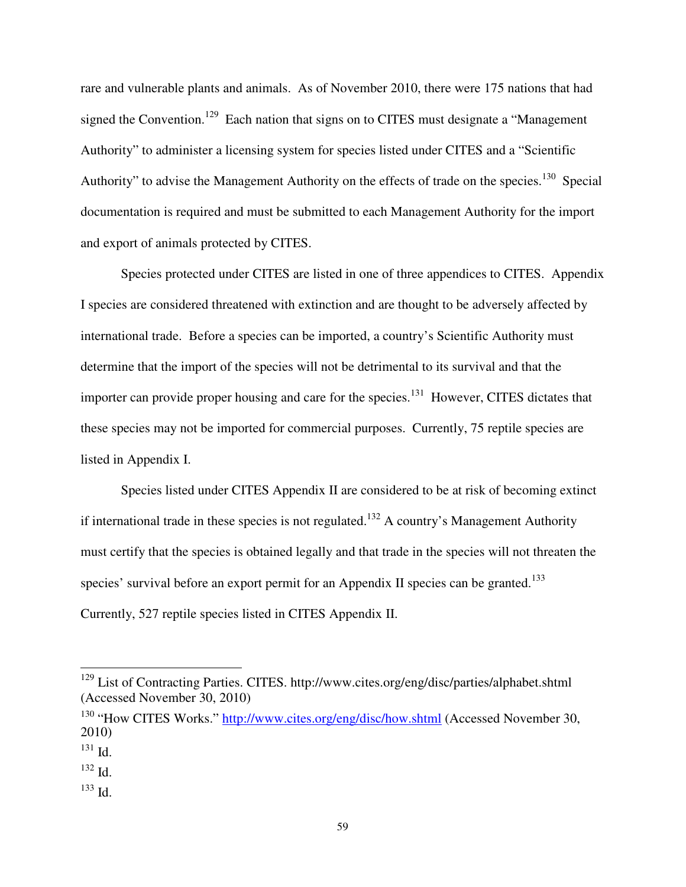rare and vulnerable plants and animals. As of November 2010, there were 175 nations that had signed the Convention.[129] Each nation that signs on to CITES must designate a "Management Authority" to administer a licensing system for species listed under CITES and a "Scientific Authority" to advise the Management Authority on the effects of trade on the species.[130] Special documentation is required and must be submitted to each Management Authority for the import and export of animals protected by CITES.

Species protected under CITES are listed in one of three appendices to CITES. Appendix I species are considered threatened with extinction and are thought to be adversely affected by international trade. Before a species can be imported, a country's Scientific Authority must determine that the import of the species will not be detrimental to its survival and that the importer can provide proper housing and care for the species.[131] However, CITES dictates that these species may not be imported for commercial purposes. Currently, 75 reptile species are listed in Appendix I.

Species listed under CITES Appendix II are considered to be at risk of becoming extinct if international trade in these species is not regulated.[132] A country's Management Authority must certify that the species is obtained legally and that trade in the species will not threaten the species' survival before an export permit for an Appendix II species can be granted.[133] Currently, 527 reptile species listed in CITES Appendix II.

---

[129] List of Contracting Parties. CITES. http://www.cites.org/eng/disc/parties/alphabet.shtml (Accessed November 30, 2010)

[130] "How CITES Works." http://www.cites.org/eng/disc/how.shtml (Accessed November 30, 2010)

[131] Id.

[132] Id.

[133] Id.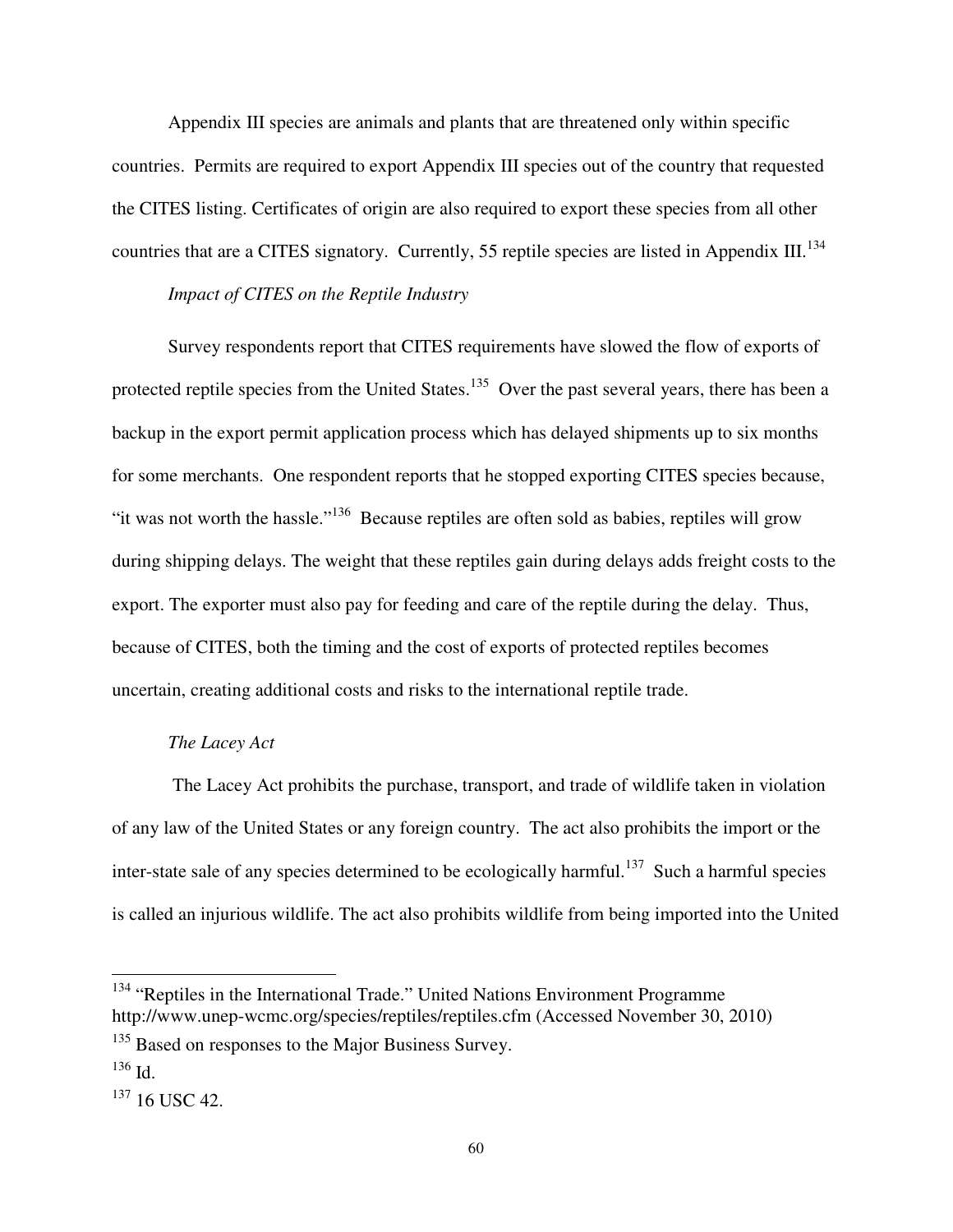Appendix III species are animals and plants that are threatened only within specific countries. Permits are required to export Appendix III species out of the country that requested the CITES listing. Certificates of origin are also required to export these species from all other countries that are a CITES signatory. Currently, 55 reptile species are listed in Appendix III.[134]

*Impact of CITES on the Reptile Industry*

Survey respondents report that CITES requirements have slowed the flow of exports of protected reptile species from the United States.[135] Over the past several years, there has been a backup in the export permit application process which has delayed shipments up to six months for some merchants. One respondent reports that he stopped exporting CITES species because, "it was not worth the hassle."[136] Because reptiles are often sold as babies, reptiles will grow during shipping delays. The weight that these reptiles gain during delays adds freight costs to the export. The exporter must also pay for feeding and care of the reptile during the delay. Thus, because of CITES, both the timing and the cost of exports of protected reptiles becomes uncertain, creating additional costs and risks to the international reptile trade.

*The Lacey Act*

The Lacey Act prohibits the purchase, transport, and trade of wildlife taken in violation of any law of the United States or any foreign country. The act also prohibits the import or the inter-state sale of any species determined to be ecologically harmful.[137] Such a harmful species is called an injurious wildlife. The act also prohibits wildlife from being imported into the United

---

[134] "Reptiles in the International Trade." United Nations Environment Programme http://www.unep-wcmc.org/species/reptiles/reptiles.cfm (Accessed November 30, 2010)

[135] Based on responses to the Major Business Survey.

[136] Id.

[137] 16 USC 42.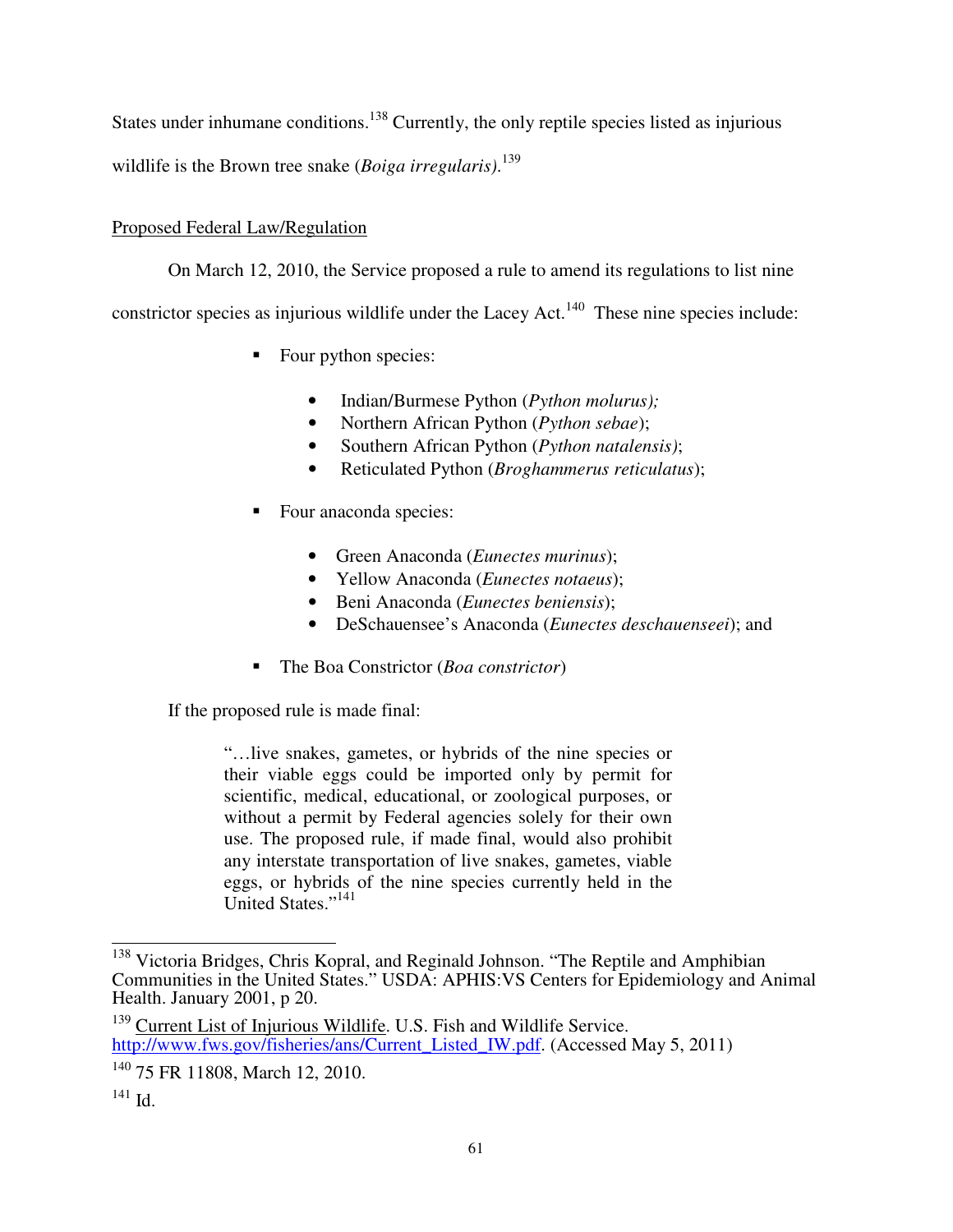States under inhumane conditions.[138] Currently, the only reptile species listed as injurious wildlife is the Brown tree snake (*Boiga irregularis).*[139]

Proposed Federal Law/Regulation

On March 12, 2010, the Service proposed a rule to amend its regulations to list nine constrictor species as injurious wildlife under the Lacey Act.[140] These nine species include:

- Four python species:
  - Indian/Burmese Python (*Python molurus);*
  - Northern African Python (*Python sebae*);
  - Southern African Python (*Python natalensis)*;
  - Reticulated Python (*Broghammerus reticulatus*);
- Four anaconda species:
  - Green Anaconda (*Eunectes murinus*);
  - Yellow Anaconda (*Eunectes notaeus*);
  - Beni Anaconda (*Eunectes beniensis*);
  - DeSchauensee's Anaconda (*Eunectes deschauenseei*); and
- The Boa Constrictor (*Boa constrictor*)

If the proposed rule is made final:

> "…live snakes, gametes, or hybrids of the nine species or their viable eggs could be imported only by permit for scientific, medical, educational, or zoological purposes, or without a permit by Federal agencies solely for their own use. The proposed rule, if made final, would also prohibit any interstate transportation of live snakes, gametes, viable eggs, or hybrids of the nine species currently held in the United States."[141]

---

[138] Victoria Bridges, Chris Kopral, and Reginald Johnson. "The Reptile and Amphibian Communities in the United States." USDA: APHIS:VS Centers for Epidemiology and Animal Health. January 2001, p 20.

[139] Current List of Injurious Wildlife. U.S. Fish and Wildlife Service. http://www.fws.gov/fisheries/ans/Current_Listed_IW.pdf. (Accessed May 5, 2011)

[140] 75 FR 11808, March 12, 2010.

[141] Id.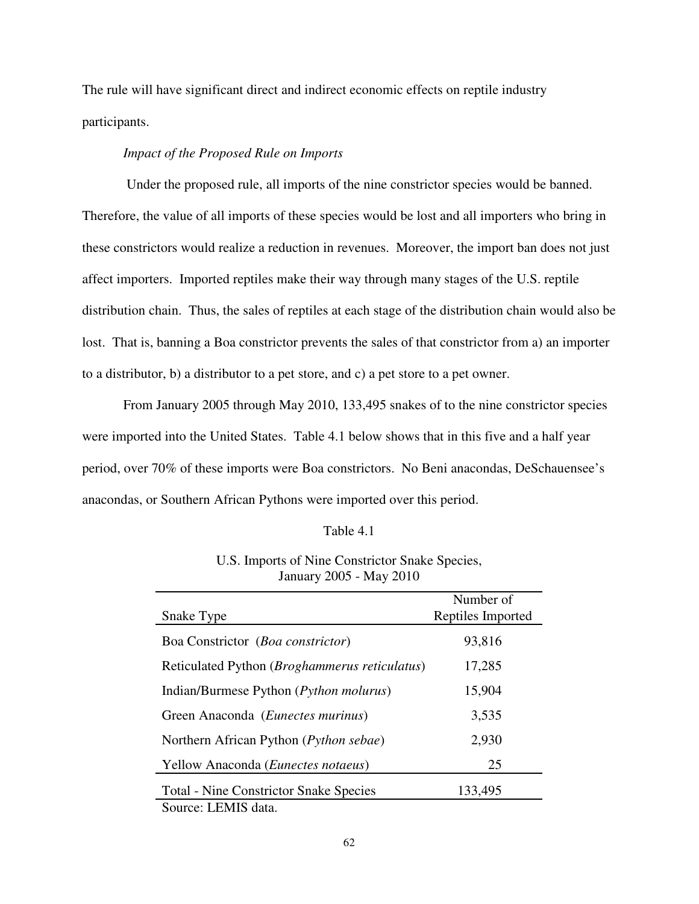The rule will have significant direct and indirect economic effects on reptile industry participants.

*Impact of the Proposed Rule on Imports*

Under the proposed rule, all imports of the nine constrictor species would be banned. Therefore, the value of all imports of these species would be lost and all importers who bring in these constrictors would realize a reduction in revenues. Moreover, the import ban does not just affect importers. Imported reptiles make their way through many stages of the U.S. reptile distribution chain. Thus, the sales of reptiles at each stage of the distribution chain would also be lost. That is, banning a Boa constrictor prevents the sales of that constrictor from a) an importer to a distributor, b) a distributor to a pet store, and c) a pet store to a pet owner.

From January 2005 through May 2010, 133,495 snakes of to the nine constrictor species were imported into the United States. Table 4.1 below shows that in this five and a half year period, over 70% of these imports were Boa constrictors. No Beni anacondas, DeSchauensee's anacondas, or Southern African Pythons were imported over this period.

Table 4.1

U.S. Imports of Nine Constrictor Snake Species, January 2005 - May 2010

| Snake Type | Number of Reptiles Imported |
|---|---|
| Boa Constrictor (*Boa constrictor*) | 93,816 |
| Reticulated Python (*Broghammerus reticulatus*) | 17,285 |
| Indian/Burmese Python (*Python molurus*) | 15,904 |
| Green Anaconda (*Eunectes murinus*) | 3,535 |
| Northern African Python (*Python sebae*) | 2,930 |
| Yellow Anaconda (*Eunectes notaeus*) | 25 |
| Total - Nine Constrictor Snake Species | 133,495 |

Source: LEMIS data.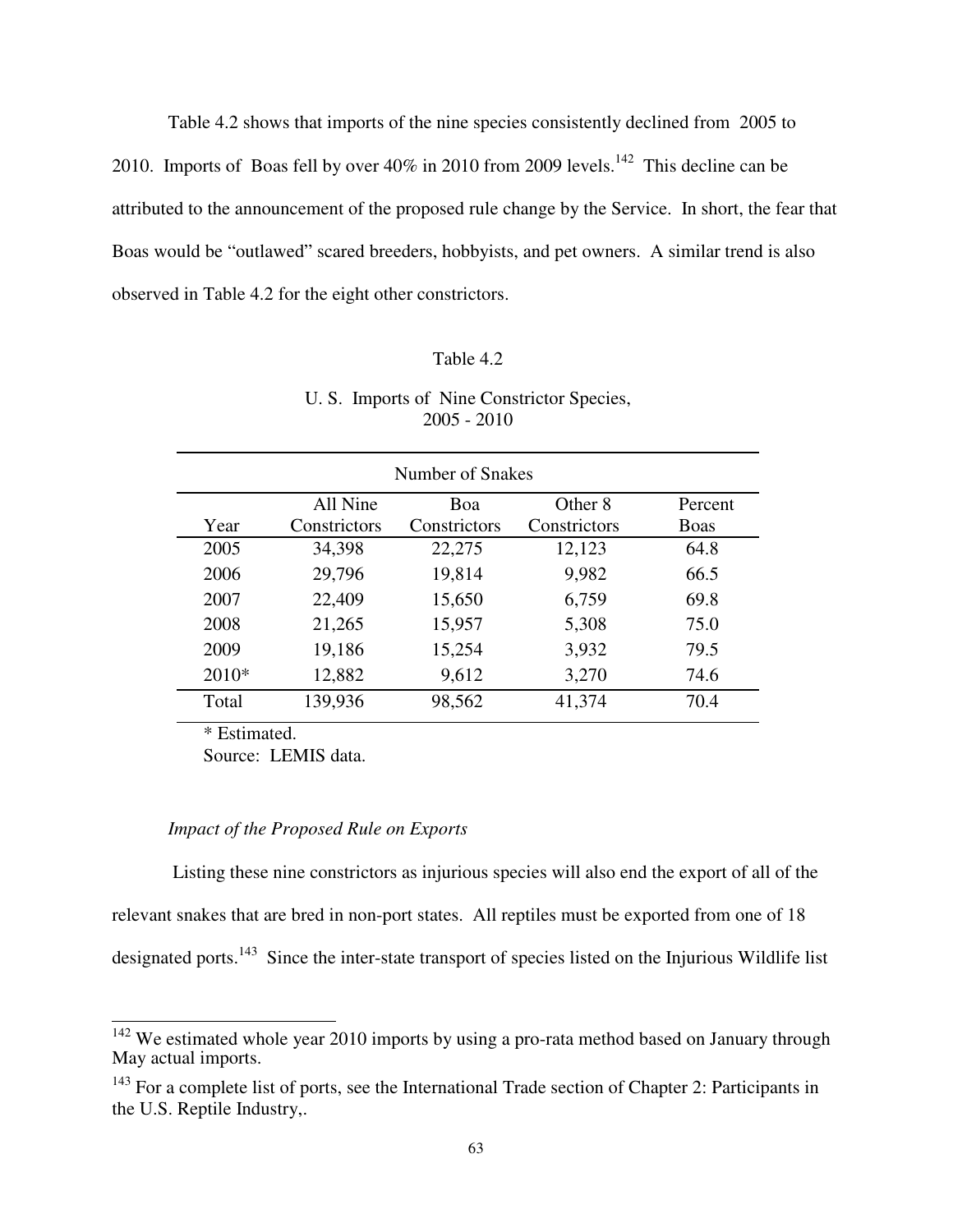Table 4.2 shows that imports of the nine species consistently declined from 2005 to 2010. Imports of Boas fell by over 40% in 2010 from 2009 levels.[142] This decline can be attributed to the announcement of the proposed rule change by the Service. In short, the fear that Boas would be "outlawed" scared breeders, hobbyists, and pet owners. A similar trend is also observed in Table 4.2 for the eight other constrictors.

Table 4.2

U. S. Imports of Nine Constrictor Species, 2005 - 2010

| Number of Snakes | | | | |
|---|---|---|---|---|
| Year | All Nine Constrictors | Boa Constrictors | Other 8 Constrictors | Percent Boas |
| 2005 | 34,398 | 22,275 | 12,123 | 64.8 |
| 2006 | 29,796 | 19,814 | 9,982 | 66.5 |
| 2007 | 22,409 | 15,650 | 6,759 | 69.8 |
| 2008 | 21,265 | 15,957 | 5,308 | 75.0 |
| 2009 | 19,186 | 15,254 | 3,932 | 79.5 |
| 2010* | 12,882 | 9,612 | 3,270 | 74.6 |
| Total | 139,936 | 98,562 | 41,374 | 70.4 |

\* Estimated.
Source: LEMIS data.

*Impact of the Proposed Rule on Exports*

Listing these nine constrictors as injurious species will also end the export of all of the relevant snakes that are bred in non-port states. All reptiles must be exported from one of 18 designated ports.[143] Since the inter-state transport of species listed on the Injurious Wildlife list

[142] We estimated whole year 2010 imports by using a pro-rata method based on January through May actual imports.

[143] For a complete list of ports, see the International Trade section of Chapter 2: Participants in the U.S. Reptile Industry,.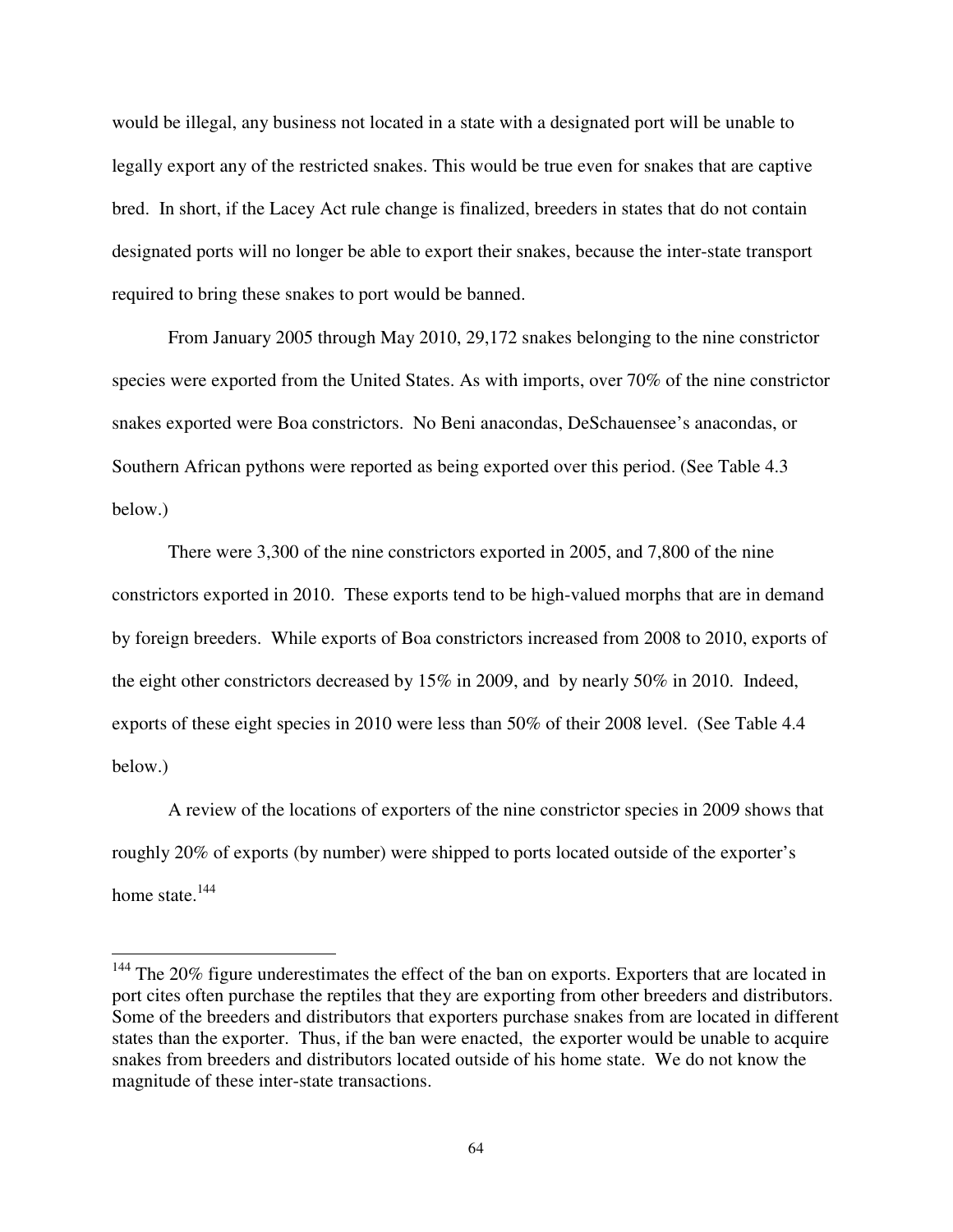would be illegal, any business not located in a state with a designated port will be unable to legally export any of the restricted snakes. This would be true even for snakes that are captive bred. In short, if the Lacey Act rule change is finalized, breeders in states that do not contain designated ports will no longer be able to export their snakes, because the inter-state transport required to bring these snakes to port would be banned.

From January 2005 through May 2010, 29,172 snakes belonging to the nine constrictor species were exported from the United States. As with imports, over 70% of the nine constrictor snakes exported were Boa constrictors. No Beni anacondas, DeSchauensee's anacondas, or Southern African pythons were reported as being exported over this period. (See Table 4.3 below.)

There were 3,300 of the nine constrictors exported in 2005, and 7,800 of the nine constrictors exported in 2010. These exports tend to be high-valued morphs that are in demand by foreign breeders. While exports of Boa constrictors increased from 2008 to 2010, exports of the eight other constrictors decreased by 15% in 2009, and by nearly 50% in 2010. Indeed, exports of these eight species in 2010 were less than 50% of their 2008 level. (See Table 4.4 below.)

A review of the locations of exporters of the nine constrictor species in 2009 shows that roughly 20% of exports (by number) were shipped to ports located outside of the exporter's home state.[144]

---

[144] The 20% figure underestimates the effect of the ban on exports. Exporters that are located in port cites often purchase the reptiles that they are exporting from other breeders and distributors. Some of the breeders and distributors that exporters purchase snakes from are located in different states than the exporter. Thus, if the ban were enacted, the exporter would be unable to acquire snakes from breeders and distributors located outside of his home state. We do not know the magnitude of these inter-state transactions.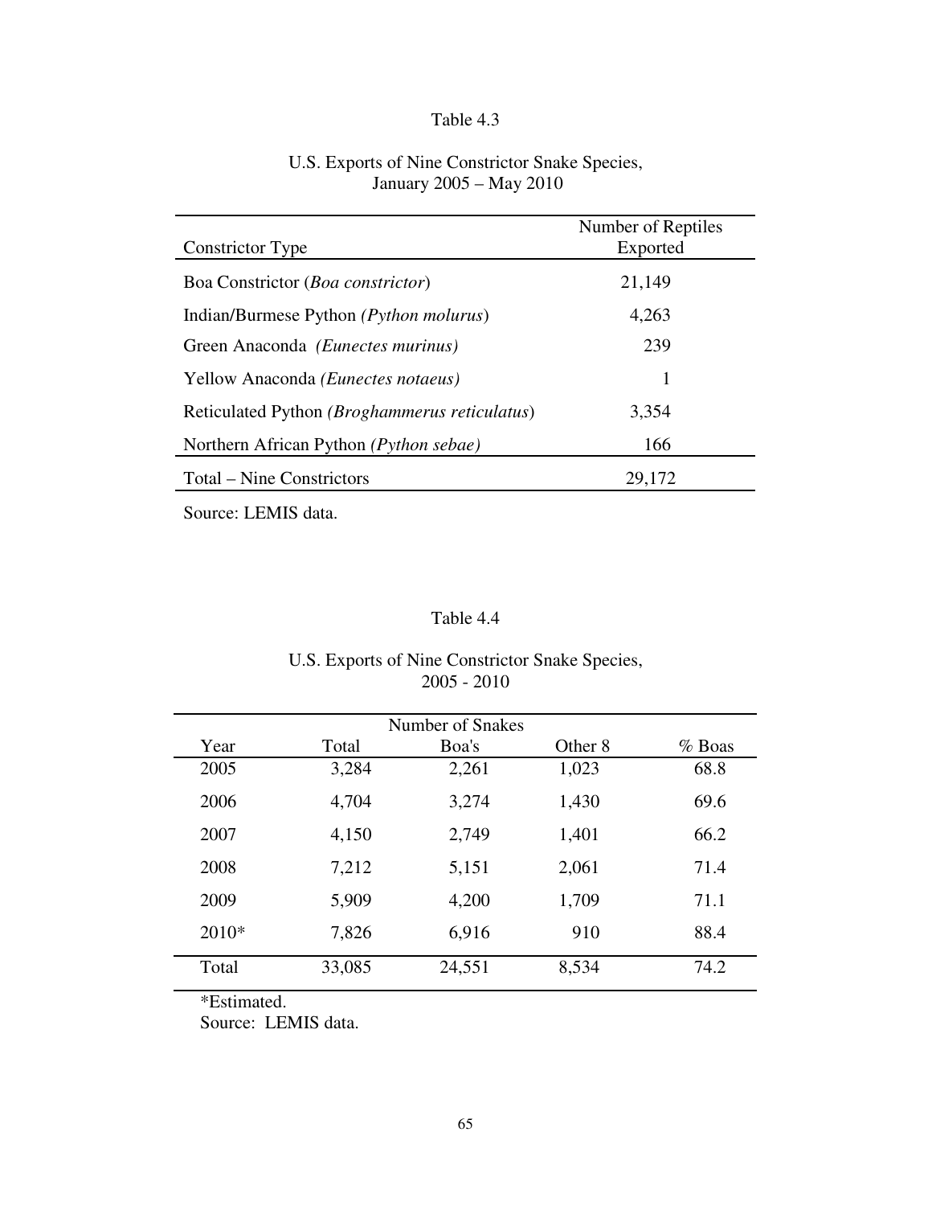Table 4.3

U.S. Exports of Nine Constrictor Snake Species,
January 2005 – May 2010

| Constrictor Type | Number of Reptiles Exported |
|---|---|
| Boa Constrictor (*Boa constrictor*) | 21,149 |
| Indian/Burmese Python *(Python molurus*) | 4,263 |
| Green Anaconda *(Eunectes murinus)* | 239 |
| Yellow Anaconda *(Eunectes notaeus)* | 1 |
| Reticulated Python (*Broghammerus reticulatus*) | 3,354 |
| Northern African Python *(Python sebae)* | 166 |
| Total – Nine Constrictors | 29,172 |

Source: LEMIS data.

Table 4.4

U.S. Exports of Nine Constrictor Snake Species,
2005 - 2010

| | Number of Snakes | | | |
|---|---|---|---|---|
| Year | Total | Boa's | Other 8 | % Boas |
| 2005 | 3,284 | 2,261 | 1,023 | 68.8 |
| 2006 | 4,704 | 3,274 | 1,430 | 69.6 |
| 2007 | 4,150 | 2,749 | 1,401 | 66.2 |
| 2008 | 7,212 | 5,151 | 2,061 | 71.4 |
| 2009 | 5,909 | 4,200 | 1,709 | 71.1 |
| 2010* | 7,826 | 6,916 | 910 | 88.4 |
| Total | 33,085 | 24,551 | 8,534 | 74.2 |

*Estimated.
Source: LEMIS data.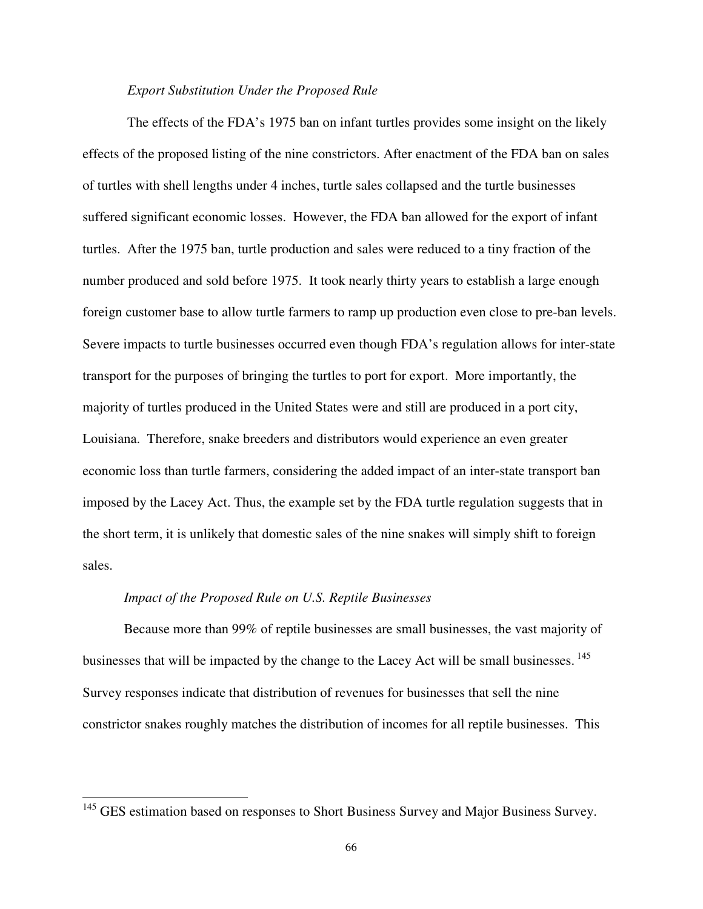*Export Substitution Under the Proposed Rule*

The effects of the FDA's 1975 ban on infant turtles provides some insight on the likely effects of the proposed listing of the nine constrictors. After enactment of the FDA ban on sales of turtles with shell lengths under 4 inches, turtle sales collapsed and the turtle businesses suffered significant economic losses. However, the FDA ban allowed for the export of infant turtles. After the 1975 ban, turtle production and sales were reduced to a tiny fraction of the number produced and sold before 1975. It took nearly thirty years to establish a large enough foreign customer base to allow turtle farmers to ramp up production even close to pre-ban levels. Severe impacts to turtle businesses occurred even though FDA's regulation allows for inter-state transport for the purposes of bringing the turtles to port for export. More importantly, the majority of turtles produced in the United States were and still are produced in a port city, Louisiana. Therefore, snake breeders and distributors would experience an even greater economic loss than turtle farmers, considering the added impact of an inter-state transport ban imposed by the Lacey Act. Thus, the example set by the FDA turtle regulation suggests that in the short term, it is unlikely that domestic sales of the nine snakes will simply shift to foreign sales.

*Impact of the Proposed Rule on U.S. Reptile Businesses*

Because more than 99% of reptile businesses are small businesses, the vast majority of businesses that will be impacted by the change to the Lacey Act will be small businesses. [145] Survey responses indicate that distribution of revenues for businesses that sell the nine constrictor snakes roughly matches the distribution of incomes for all reptile businesses. This

[145] GES estimation based on responses to Short Business Survey and Major Business Survey.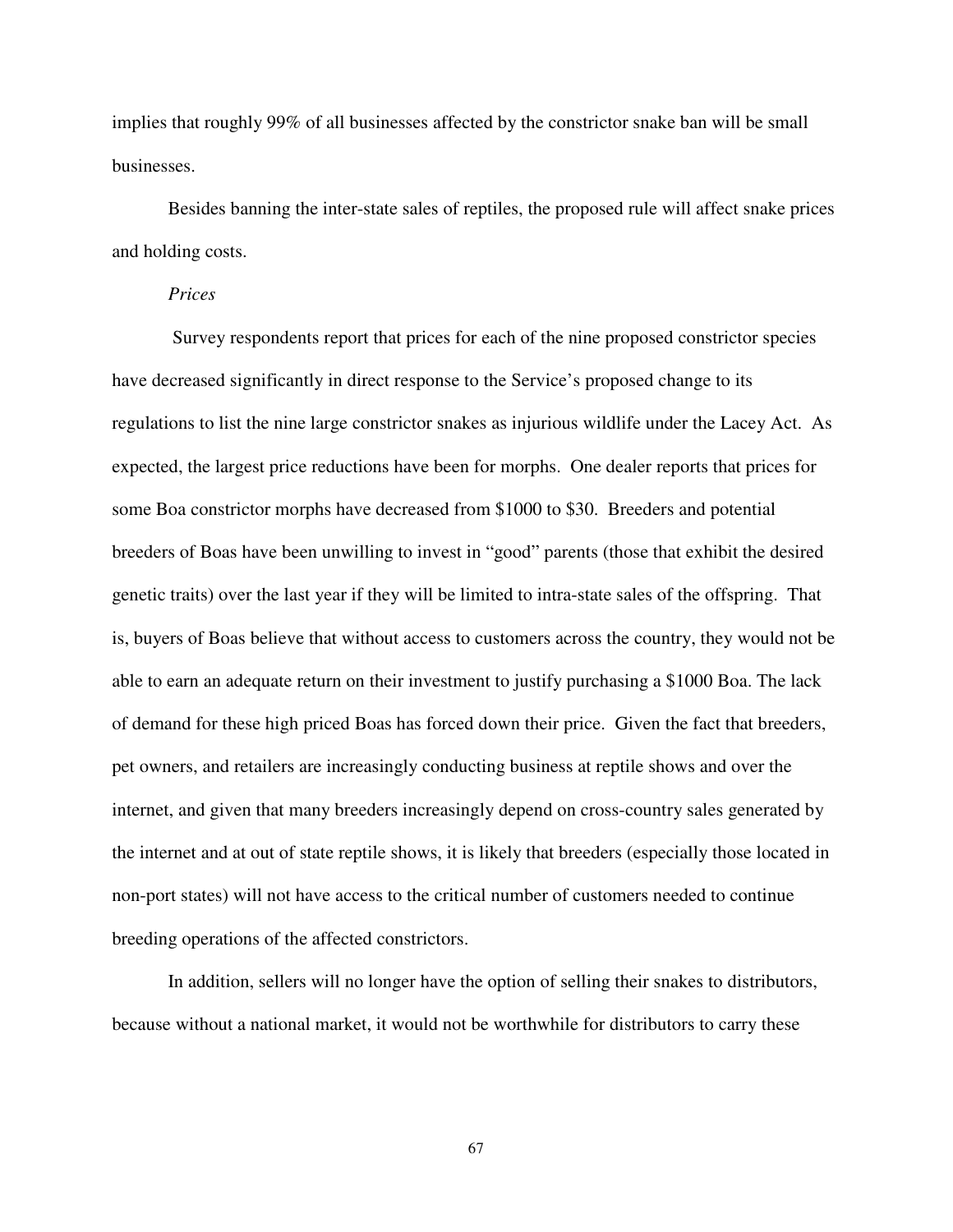implies that roughly 99% of all businesses affected by the constrictor snake ban will be small businesses.

Besides banning the inter-state sales of reptiles, the proposed rule will affect snake prices and holding costs.

*Prices*

Survey respondents report that prices for each of the nine proposed constrictor species have decreased significantly in direct response to the Service's proposed change to its regulations to list the nine large constrictor snakes as injurious wildlife under the Lacey Act. As expected, the largest price reductions have been for morphs. One dealer reports that prices for some Boa constrictor morphs have decreased from $1000 to $30. Breeders and potential breeders of Boas have been unwilling to invest in "good" parents (those that exhibit the desired genetic traits) over the last year if they will be limited to intra-state sales of the offspring. That is, buyers of Boas believe that without access to customers across the country, they would not be able to earn an adequate return on their investment to justify purchasing a $1000 Boa. The lack of demand for these high priced Boas has forced down their price. Given the fact that breeders, pet owners, and retailers are increasingly conducting business at reptile shows and over the internet, and given that many breeders increasingly depend on cross-country sales generated by the internet and at out of state reptile shows, it is likely that breeders (especially those located in non-port states) will not have access to the critical number of customers needed to continue breeding operations of the affected constrictors.

In addition, sellers will no longer have the option of selling their snakes to distributors, because without a national market, it would not be worthwhile for distributors to carry these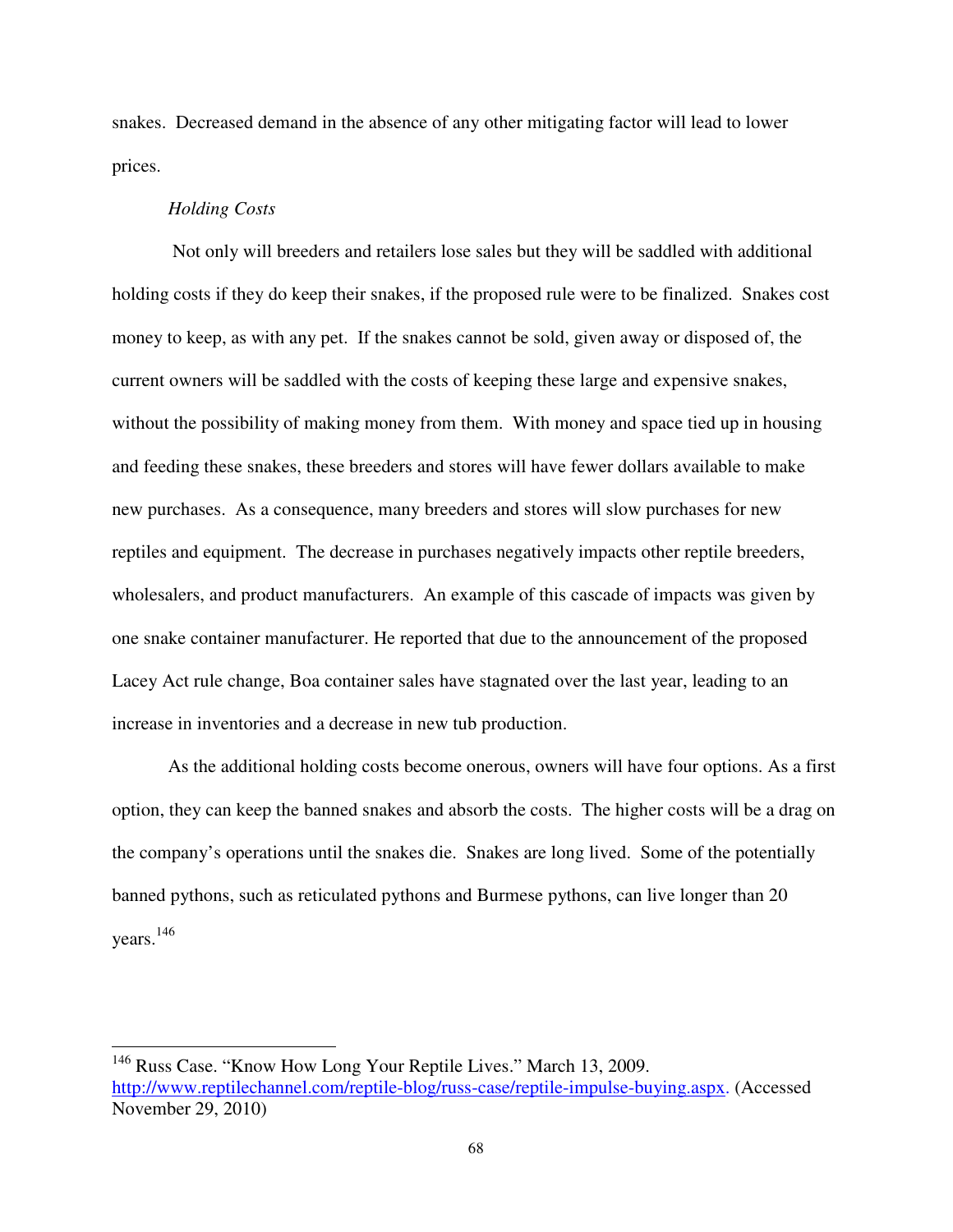snakes. Decreased demand in the absence of any other mitigating factor will lead to lower prices.

*Holding Costs*

Not only will breeders and retailers lose sales but they will be saddled with additional holding costs if they do keep their snakes, if the proposed rule were to be finalized. Snakes cost money to keep, as with any pet. If the snakes cannot be sold, given away or disposed of, the current owners will be saddled with the costs of keeping these large and expensive snakes, without the possibility of making money from them. With money and space tied up in housing and feeding these snakes, these breeders and stores will have fewer dollars available to make new purchases. As a consequence, many breeders and stores will slow purchases for new reptiles and equipment. The decrease in purchases negatively impacts other reptile breeders, wholesalers, and product manufacturers. An example of this cascade of impacts was given by one snake container manufacturer. He reported that due to the announcement of the proposed Lacey Act rule change, Boa container sales have stagnated over the last year, leading to an increase in inventories and a decrease in new tub production.

As the additional holding costs become onerous, owners will have four options. As a first option, they can keep the banned snakes and absorb the costs. The higher costs will be a drag on the company's operations until the snakes die. Snakes are long lived. Some of the potentially banned pythons, such as reticulated pythons and Burmese pythons, can live longer than 20 years.[146]

---

[146] Russ Case. "Know How Long Your Reptile Lives." March 13, 2009. http://www.reptilechannel.com/reptile-blog/russ-case/reptile-impulse-buying.aspx. (Accessed November 29, 2010)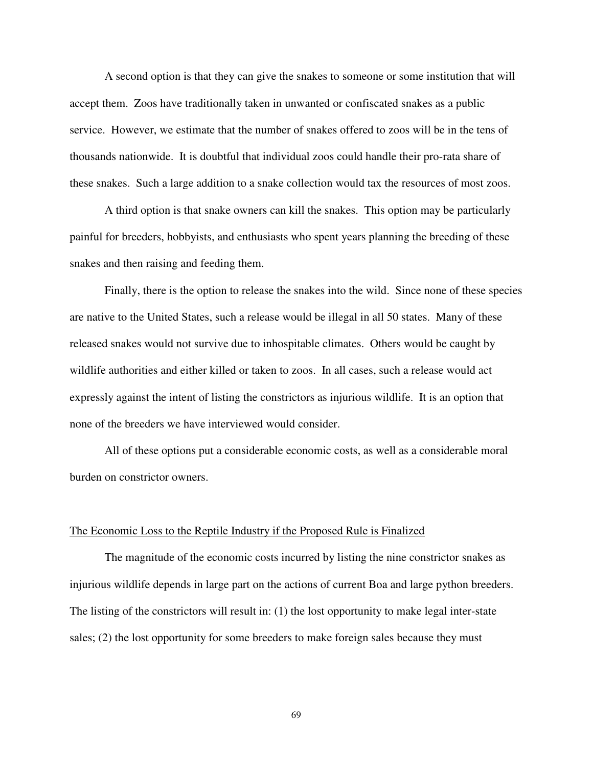A second option is that they can give the snakes to someone or some institution that will accept them. Zoos have traditionally taken in unwanted or confiscated snakes as a public service. However, we estimate that the number of snakes offered to zoos will be in the tens of thousands nationwide. It is doubtful that individual zoos could handle their pro-rata share of these snakes. Such a large addition to a snake collection would tax the resources of most zoos.

A third option is that snake owners can kill the snakes. This option may be particularly painful for breeders, hobbyists, and enthusiasts who spent years planning the breeding of these snakes and then raising and feeding them.

Finally, there is the option to release the snakes into the wild. Since none of these species are native to the United States, such a release would be illegal in all 50 states. Many of these released snakes would not survive due to inhospitable climates. Others would be caught by wildlife authorities and either killed or taken to zoos. In all cases, such a release would act expressly against the intent of listing the constrictors as injurious wildlife. It is an option that none of the breeders we have interviewed would consider.

All of these options put a considerable economic costs, as well as a considerable moral burden on constrictor owners.

## The Economic Loss to the Reptile Industry if the Proposed Rule is Finalized

The magnitude of the economic costs incurred by listing the nine constrictor snakes as injurious wildlife depends in large part on the actions of current Boa and large python breeders. The listing of the constrictors will result in: (1) the lost opportunity to make legal inter-state sales; (2) the lost opportunity for some breeders to make foreign sales because they must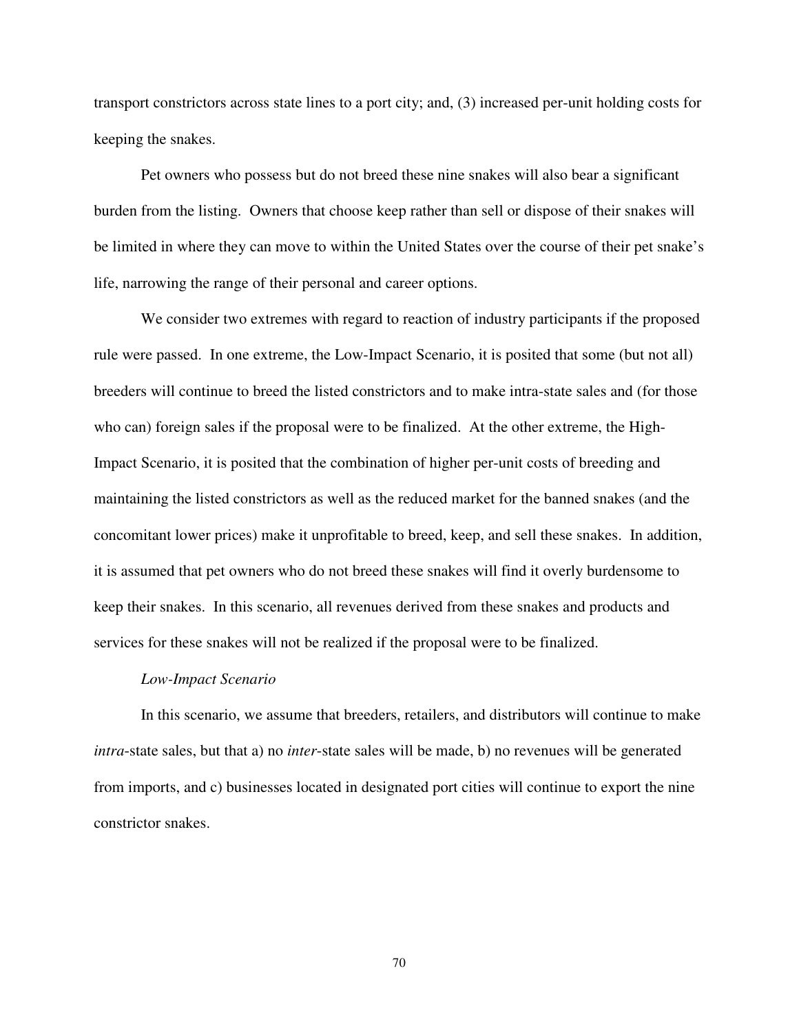transport constrictors across state lines to a port city; and, (3) increased per-unit holding costs for keeping the snakes.

Pet owners who possess but do not breed these nine snakes will also bear a significant burden from the listing. Owners that choose keep rather than sell or dispose of their snakes will be limited in where they can move to within the United States over the course of their pet snake's life, narrowing the range of their personal and career options.

We consider two extremes with regard to reaction of industry participants if the proposed rule were passed. In one extreme, the Low-Impact Scenario, it is posited that some (but not all) breeders will continue to breed the listed constrictors and to make intra-state sales and (for those who can) foreign sales if the proposal were to be finalized. At the other extreme, the High-Impact Scenario, it is posited that the combination of higher per-unit costs of breeding and maintaining the listed constrictors as well as the reduced market for the banned snakes (and the concomitant lower prices) make it unprofitable to breed, keep, and sell these snakes. In addition, it is assumed that pet owners who do not breed these snakes will find it overly burdensome to keep their snakes. In this scenario, all revenues derived from these snakes and products and services for these snakes will not be realized if the proposal were to be finalized.

*Low-Impact Scenario*

In this scenario, we assume that breeders, retailers, and distributors will continue to make *intra*-state sales, but that a) no *inter*-state sales will be made, b) no revenues will be generated from imports, and c) businesses located in designated port cities will continue to export the nine constrictor snakes.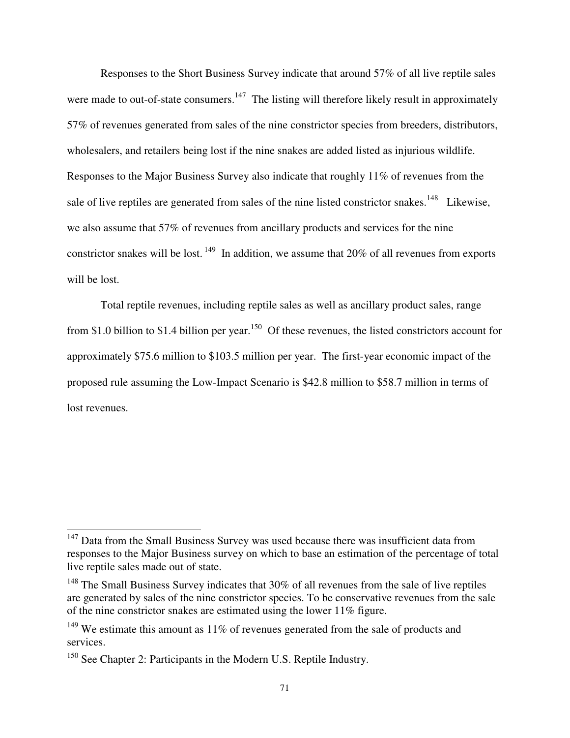Responses to the Short Business Survey indicate that around 57% of all live reptile sales were made to out-of-state consumers.[147] The listing will therefore likely result in approximately 57% of revenues generated from sales of the nine constrictor species from breeders, distributors, wholesalers, and retailers being lost if the nine snakes are added listed as injurious wildlife. Responses to the Major Business Survey also indicate that roughly 11% of revenues from the sale of live reptiles are generated from sales of the nine listed constrictor snakes.[148] Likewise, we also assume that 57% of revenues from ancillary products and services for the nine constrictor snakes will be lost.[149] In addition, we assume that 20% of all revenues from exports will be lost.

Total reptile revenues, including reptile sales as well as ancillary product sales, range from $1.0 billion to $1.4 billion per year.[150] Of these revenues, the listed constrictors account for approximately $75.6 million to $103.5 million per year. The first-year economic impact of the proposed rule assuming the Low-Impact Scenario is $42.8 million to $58.7 million in terms of lost revenues.

---

[147] Data from the Small Business Survey was used because there was insufficient data from responses to the Major Business survey on which to base an estimation of the percentage of total live reptile sales made out of state.

[148] The Small Business Survey indicates that 30% of all revenues from the sale of live reptiles are generated by sales of the nine constrictor species. To be conservative revenues from the sale of the nine constrictor snakes are estimated using the lower 11% figure.

[149] We estimate this amount as 11% of revenues generated from the sale of products and services.

[150] See Chapter 2: Participants in the Modern U.S. Reptile Industry.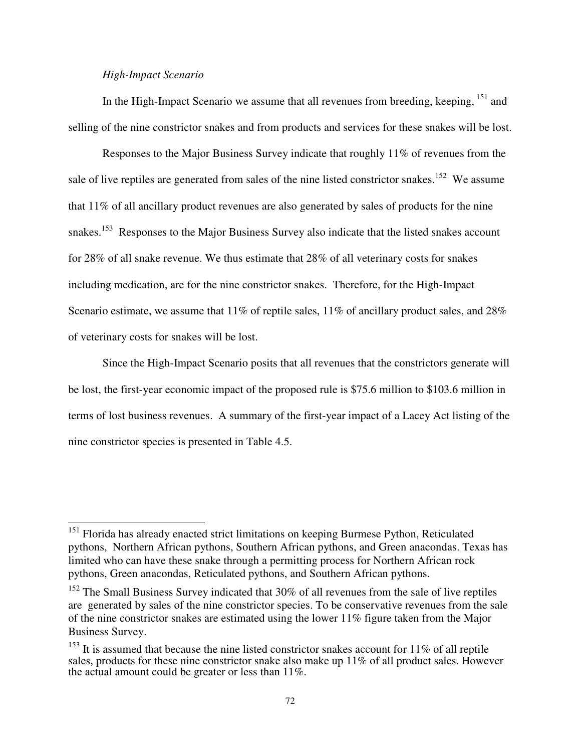*High-Impact Scenario*

In the High-Impact Scenario we assume that all revenues from breeding, keeping, [151] and selling of the nine constrictor snakes and from products and services for these snakes will be lost.

Responses to the Major Business Survey indicate that roughly 11% of revenues from the sale of live reptiles are generated from sales of the nine listed constrictor snakes.[152] We assume that 11% of all ancillary product revenues are also generated by sales of products for the nine snakes.[153] Responses to the Major Business Survey also indicate that the listed snakes account for 28% of all snake revenue. We thus estimate that 28% of all veterinary costs for snakes including medication, are for the nine constrictor snakes. Therefore, for the High-Impact Scenario estimate, we assume that 11% of reptile sales, 11% of ancillary product sales, and 28% of veterinary costs for snakes will be lost.

Since the High-Impact Scenario posits that all revenues that the constrictors generate will be lost, the first-year economic impact of the proposed rule is $75.6 million to $103.6 million in terms of lost business revenues. A summary of the first-year impact of a Lacey Act listing of the nine constrictor species is presented in Table 4.5.

---

[151] Florida has already enacted strict limitations on keeping Burmese Python, Reticulated pythons, Northern African pythons, Southern African pythons, and Green anacondas. Texas has limited who can have these snake through a permitting process for Northern African rock pythons, Green anacondas, Reticulated pythons, and Southern African pythons.

[152] The Small Business Survey indicated that 30% of all revenues from the sale of live reptiles are generated by sales of the nine constrictor species. To be conservative revenues from the sale of the nine constrictor snakes are estimated using the lower 11% figure taken from the Major Business Survey.

[153] It is assumed that because the nine listed constrictor snakes account for 11% of all reptile sales, products for these nine constrictor snake also make up 11% of all product sales. However the actual amount could be greater or less than 11%.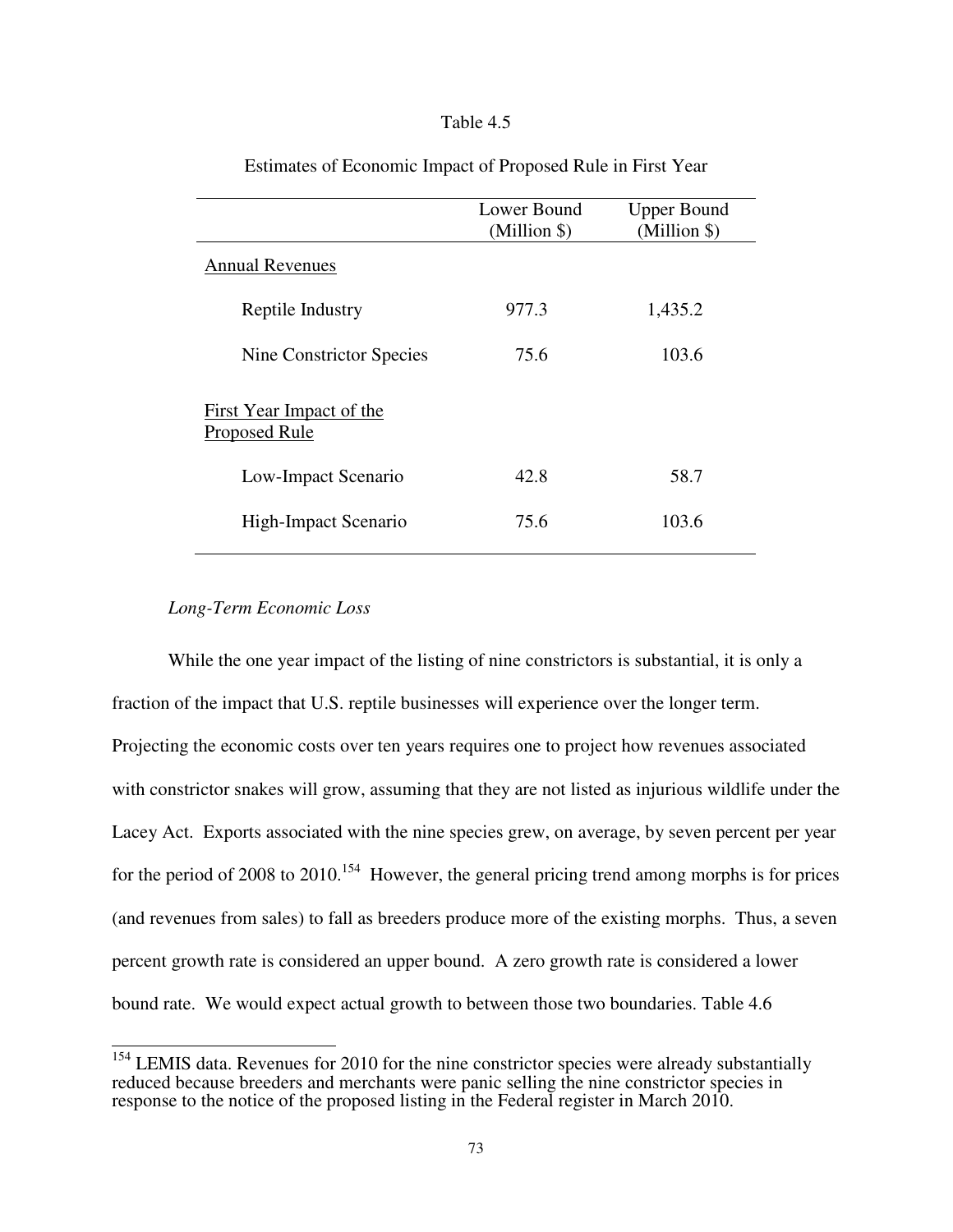Table 4.5

Estimates of Economic Impact of Proposed Rule in First Year

| | Lower Bound (Million $) | Upper Bound (Million $) |
|---|---|---|
| Annual Revenues | | |
| Reptile Industry | 977.3 | 1,435.2 |
| Nine Constrictor Species | 75.6 | 103.6 |
| First Year Impact of the Proposed Rule | | |
| Low-Impact Scenario | 42.8 | 58.7 |
| High-Impact Scenario | 75.6 | 103.6 |

*Long-Term Economic Loss*

While the one year impact of the listing of nine constrictors is substantial, it is only a fraction of the impact that U.S. reptile businesses will experience over the longer term. Projecting the economic costs over ten years requires one to project how revenues associated with constrictor snakes will grow, assuming that they are not listed as injurious wildlife under the Lacey Act. Exports associated with the nine species grew, on average, by seven percent per year for the period of 2008 to 2010.[154] However, the general pricing trend among morphs is for prices (and revenues from sales) to fall as breeders produce more of the existing morphs. Thus, a seven percent growth rate is considered an upper bound. A zero growth rate is considered a lower bound rate. We would expect actual growth to between those two boundaries. Table 4.6

[154] LEMIS data. Revenues for 2010 for the nine constrictor species were already substantially reduced because breeders and merchants were panic selling the nine constrictor species in response to the notice of the proposed listing in the Federal register in March 2010.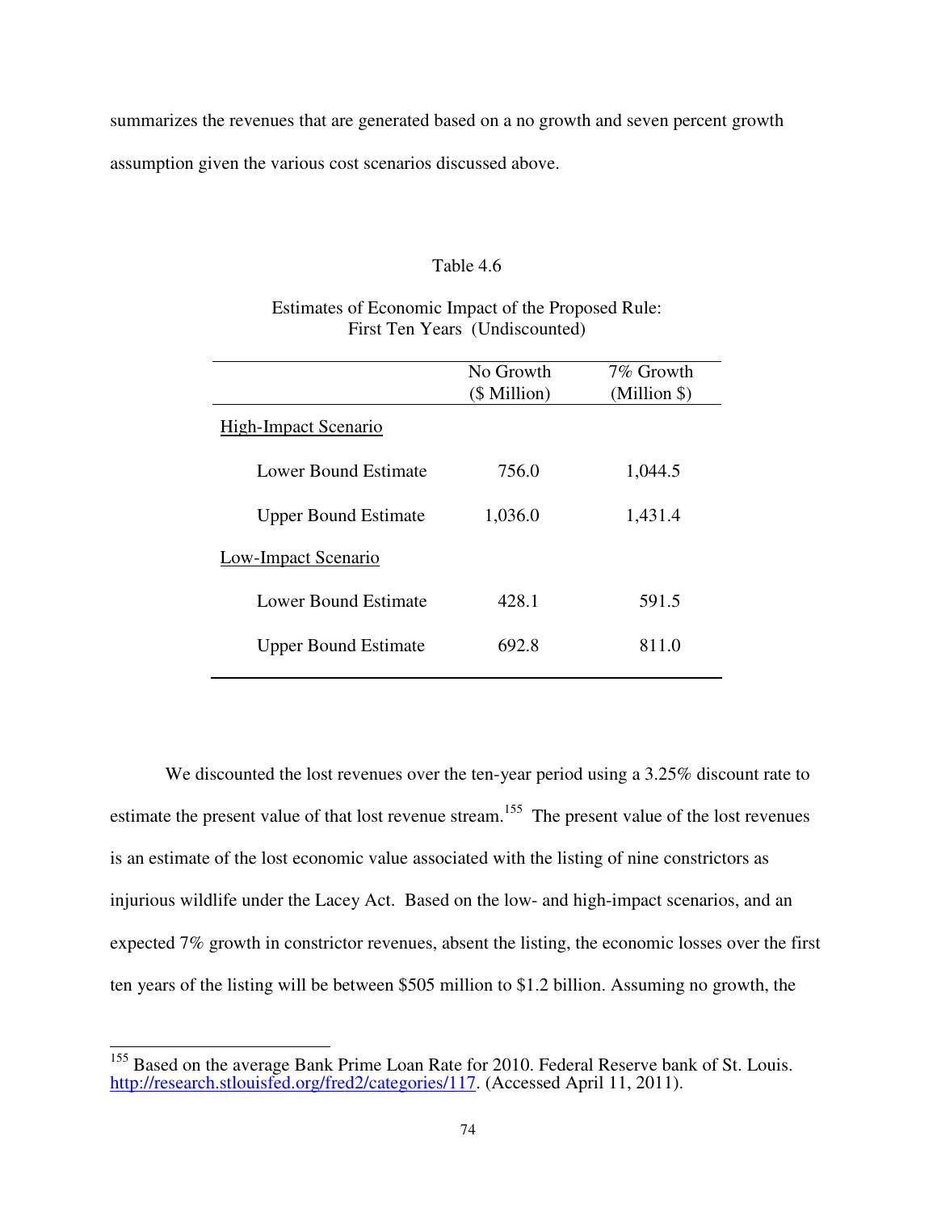summarizes the revenues that are generated based on a no growth and seven percent growth assumption given the various cost scenarios discussed above.

Table 4.6

Estimates of Economic Impact of the Proposed Rule:
First Ten Years (Undiscounted)

| | No Growth ($ Million) | 7% Growth (Million $) |
|---|---|---|
| High-Impact Scenario | | |
| Lower Bound Estimate | 756.0 | 1,044.5 |
| Upper Bound Estimate | 1,036.0 | 1,431.4 |
| Low-Impact Scenario | | |
| Lower Bound Estimate | 428.1 | 591.5 |
| Upper Bound Estimate | 692.8 | 811.0 |

We discounted the lost revenues over the ten-year period using a 3.25% discount rate to estimate the present value of that lost revenue stream.[155] The present value of the lost revenues is an estimate of the lost economic value associated with the listing of nine constrictors as injurious wildlife under the Lacey Act. Based on the low- and high-impact scenarios, and an expected 7% growth in constrictor revenues, absent the listing, the economic losses over the first ten years of the listing will be between $505 million to $1.2 billion. Assuming no growth, the

[155] Based on the average Bank Prime Loan Rate for 2010. Federal Reserve bank of St. Louis. http://research.stlouisfed.org/fred2/categories/117. (Accessed April 11, 2011).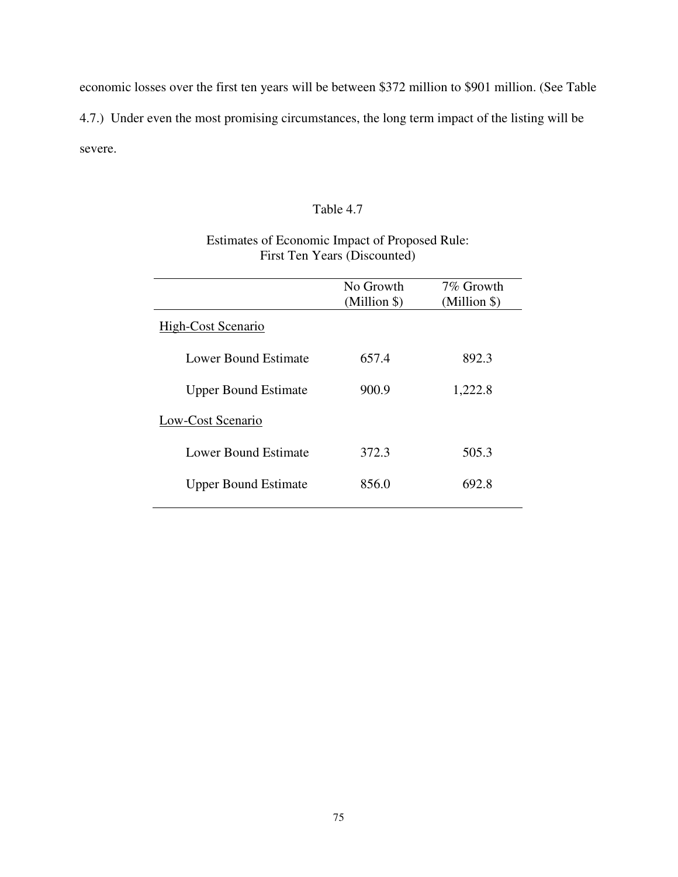economic losses over the first ten years will be between $372 million to $901 million. (See Table 4.7.) Under even the most promising circumstances, the long term impact of the listing will be severe.

Table 4.7

Estimates of Economic Impact of Proposed Rule: First Ten Years (Discounted)

| | No Growth (Million $) | 7% Growth (Million $) |
|---|---|---|
| High-Cost Scenario | | |
| Lower Bound Estimate | 657.4 | 892.3 |
| Upper Bound Estimate | 900.9 | 1,222.8 |
| Low-Cost Scenario | | |
| Lower Bound Estimate | 372.3 | 505.3 |
| Upper Bound Estimate | 856.0 | 692.8 |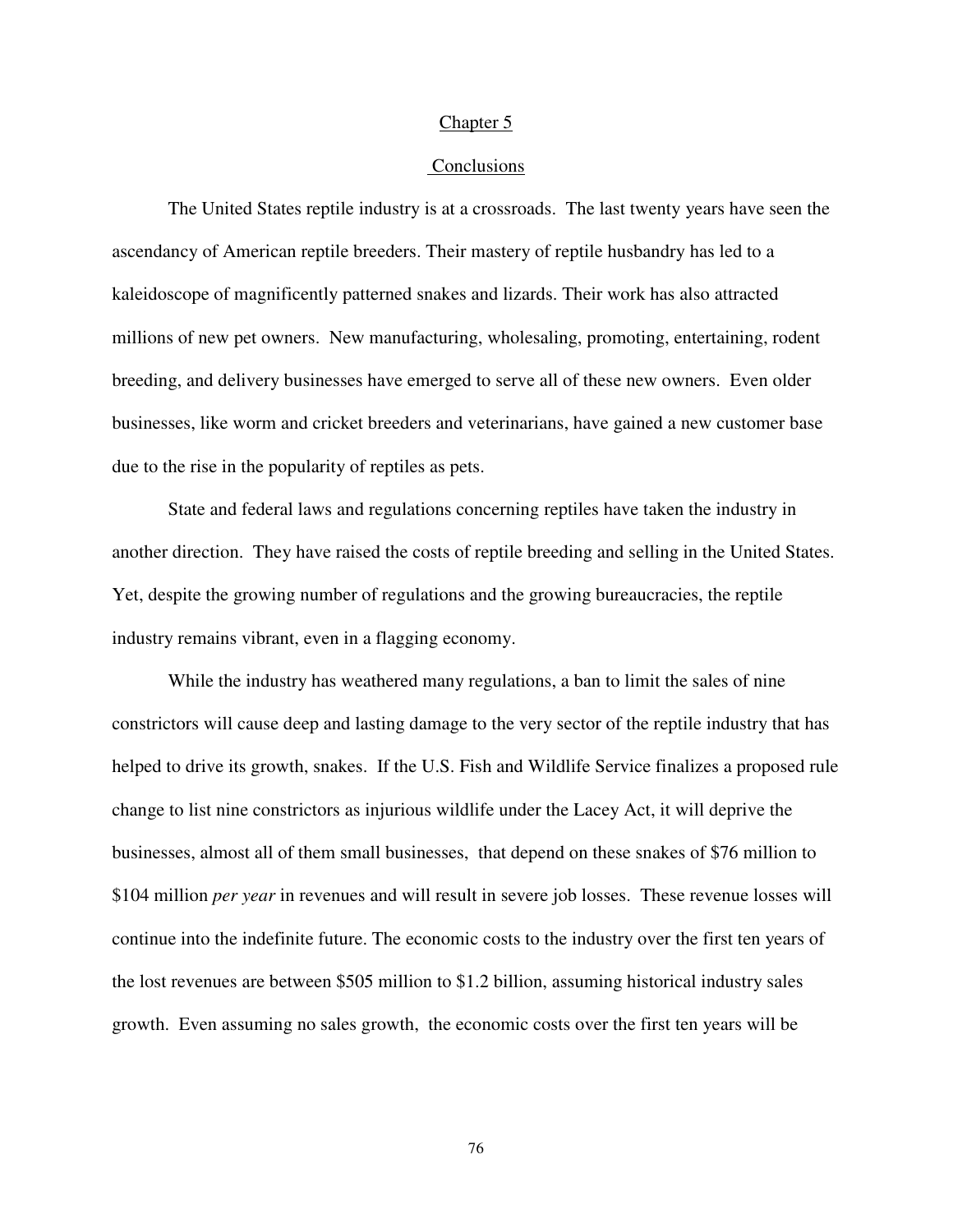# Chapter 5

## Conclusions

The United States reptile industry is at a crossroads. The last twenty years have seen the ascendancy of American reptile breeders. Their mastery of reptile husbandry has led to a kaleidoscope of magnificently patterned snakes and lizards. Their work has also attracted millions of new pet owners. New manufacturing, wholesaling, promoting, entertaining, rodent breeding, and delivery businesses have emerged to serve all of these new owners. Even older businesses, like worm and cricket breeders and veterinarians, have gained a new customer base due to the rise in the popularity of reptiles as pets.

State and federal laws and regulations concerning reptiles have taken the industry in another direction. They have raised the costs of reptile breeding and selling in the United States. Yet, despite the growing number of regulations and the growing bureaucracies, the reptile industry remains vibrant, even in a flagging economy.

While the industry has weathered many regulations, a ban to limit the sales of nine constrictors will cause deep and lasting damage to the very sector of the reptile industry that has helped to drive its growth, snakes. If the U.S. Fish and Wildlife Service finalizes a proposed rule change to list nine constrictors as injurious wildlife under the Lacey Act, it will deprive the businesses, almost all of them small businesses, that depend on these snakes of $76 million to $104 million *per year* in revenues and will result in severe job losses. These revenue losses will continue into the indefinite future. The economic costs to the industry over the first ten years of the lost revenues are between $505 million to $1.2 billion, assuming historical industry sales growth. Even assuming no sales growth, the economic costs over the first ten years will be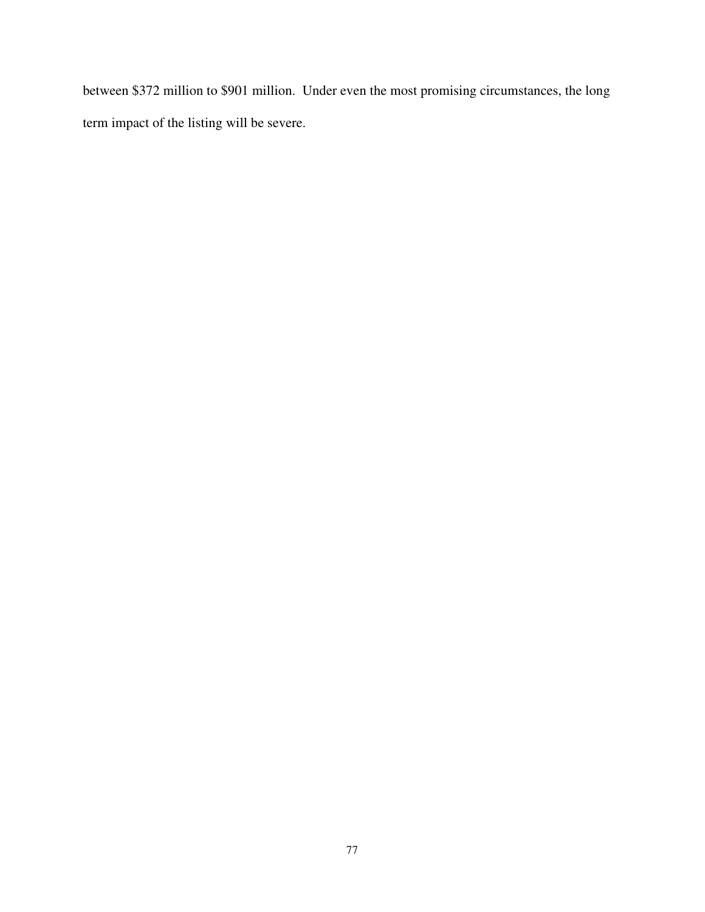between $372 million to $901 million. Under even the most promising circumstances, the long term impact of the listing will be severe.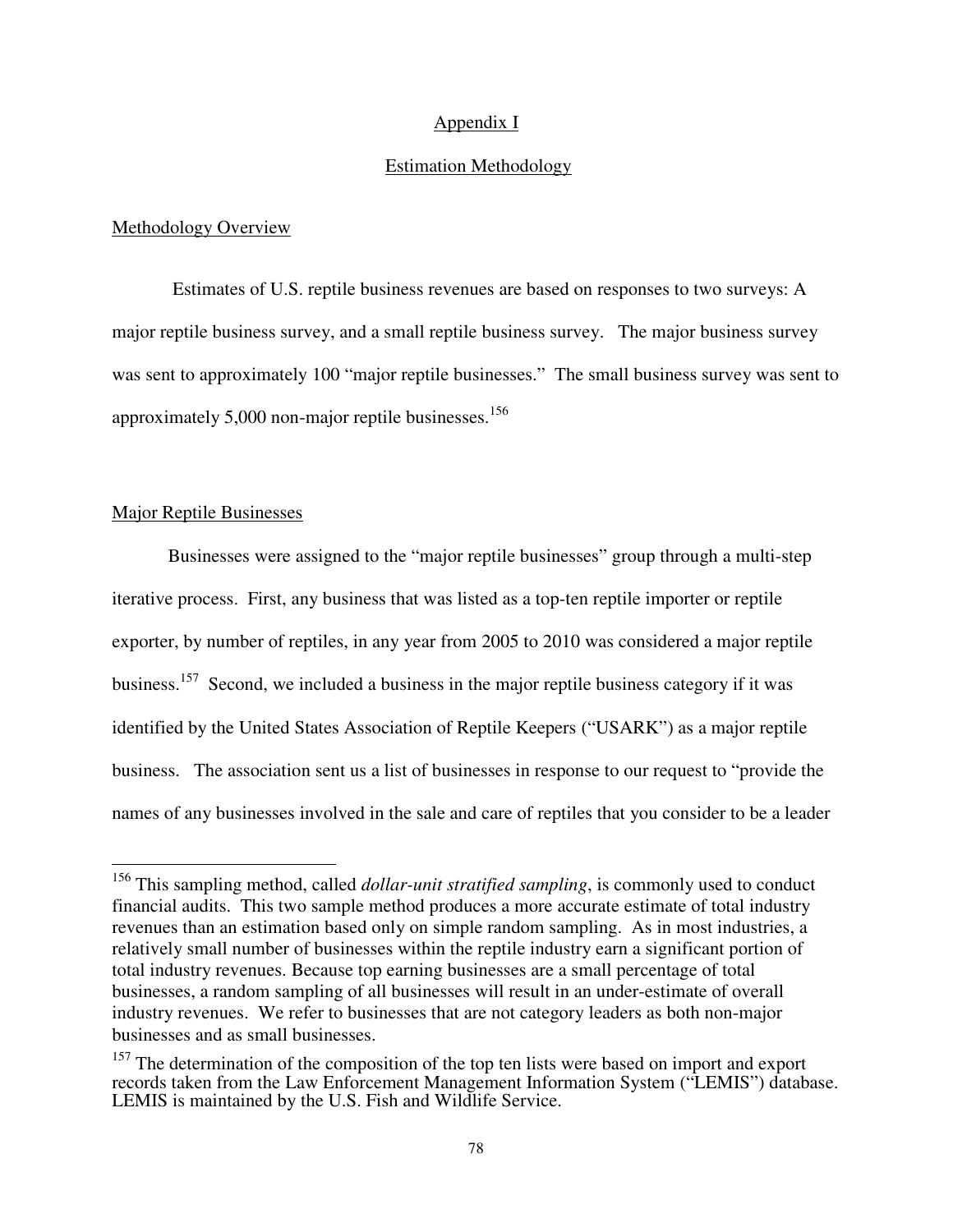## Appendix I

## Estimation Methodology

### Methodology Overview

Estimates of U.S. reptile business revenues are based on responses to two surveys: A major reptile business survey, and a small reptile business survey. The major business survey was sent to approximately 100 "major reptile businesses." The small business survey was sent to approximately 5,000 non-major reptile businesses.[156]

### Major Reptile Businesses

Businesses were assigned to the "major reptile businesses" group through a multi-step iterative process. First, any business that was listed as a top-ten reptile importer or reptile exporter, by number of reptiles, in any year from 2005 to 2010 was considered a major reptile business.[157] Second, we included a business in the major reptile business category if it was identified by the United States Association of Reptile Keepers ("USARK") as a major reptile business. The association sent us a list of businesses in response to our request to "provide the names of any businesses involved in the sale and care of reptiles that you consider to be a leader

---

[156] This sampling method, called *dollar-unit stratified sampling*, is commonly used to conduct financial audits. This two sample method produces a more accurate estimate of total industry revenues than an estimation based only on simple random sampling. As in most industries, a relatively small number of businesses within the reptile industry earn a significant portion of total industry revenues. Because top earning businesses are a small percentage of total businesses, a random sampling of all businesses will result in an under-estimate of overall industry revenues. We refer to businesses that are not category leaders as both non-major businesses and as small businesses.

[157] The determination of the composition of the top ten lists were based on import and export records taken from the Law Enforcement Management Information System ("LEMIS") database. LEMIS is maintained by the U.S. Fish and Wildlife Service.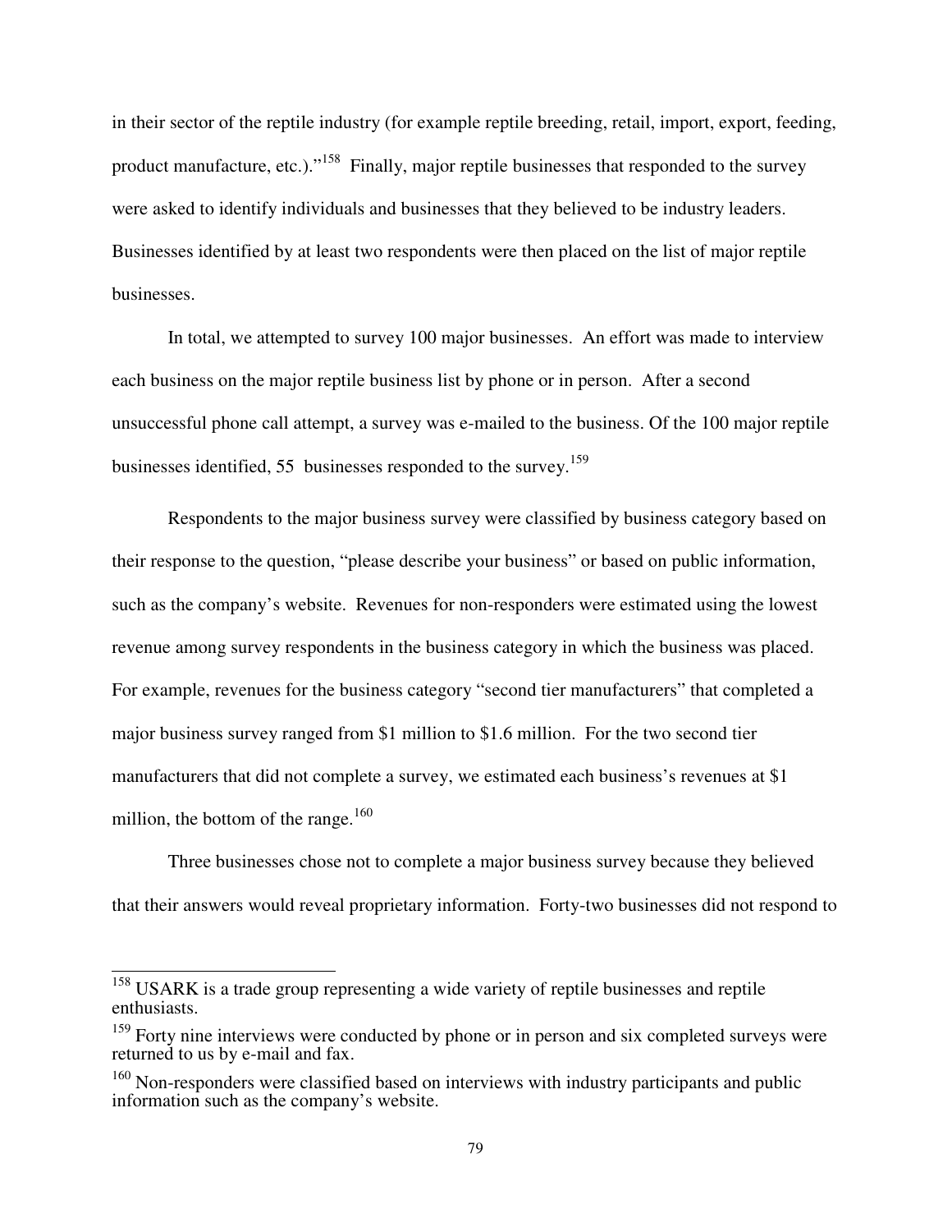in their sector of the reptile industry (for example reptile breeding, retail, import, export, feeding, product manufacture, etc.)."[158] Finally, major reptile businesses that responded to the survey were asked to identify individuals and businesses that they believed to be industry leaders. Businesses identified by at least two respondents were then placed on the list of major reptile businesses.

In total, we attempted to survey 100 major businesses. An effort was made to interview each business on the major reptile business list by phone or in person. After a second unsuccessful phone call attempt, a survey was e-mailed to the business. Of the 100 major reptile businesses identified, 55 businesses responded to the survey.[159]

Respondents to the major business survey were classified by business category based on their response to the question, "please describe your business" or based on public information, such as the company's website. Revenues for non-responders were estimated using the lowest revenue among survey respondents in the business category in which the business was placed. For example, revenues for the business category "second tier manufacturers" that completed a major business survey ranged from $1 million to $1.6 million. For the two second tier manufacturers that did not complete a survey, we estimated each business's revenues at $1 million, the bottom of the range.[160]

Three businesses chose not to complete a major business survey because they believed that their answers would reveal proprietary information. Forty-two businesses did not respond to

---

[158] USARK is a trade group representing a wide variety of reptile businesses and reptile enthusiasts.

[159] Forty nine interviews were conducted by phone or in person and six completed surveys were returned to us by e-mail and fax.

[160] Non-responders were classified based on interviews with industry participants and public information such as the company's website.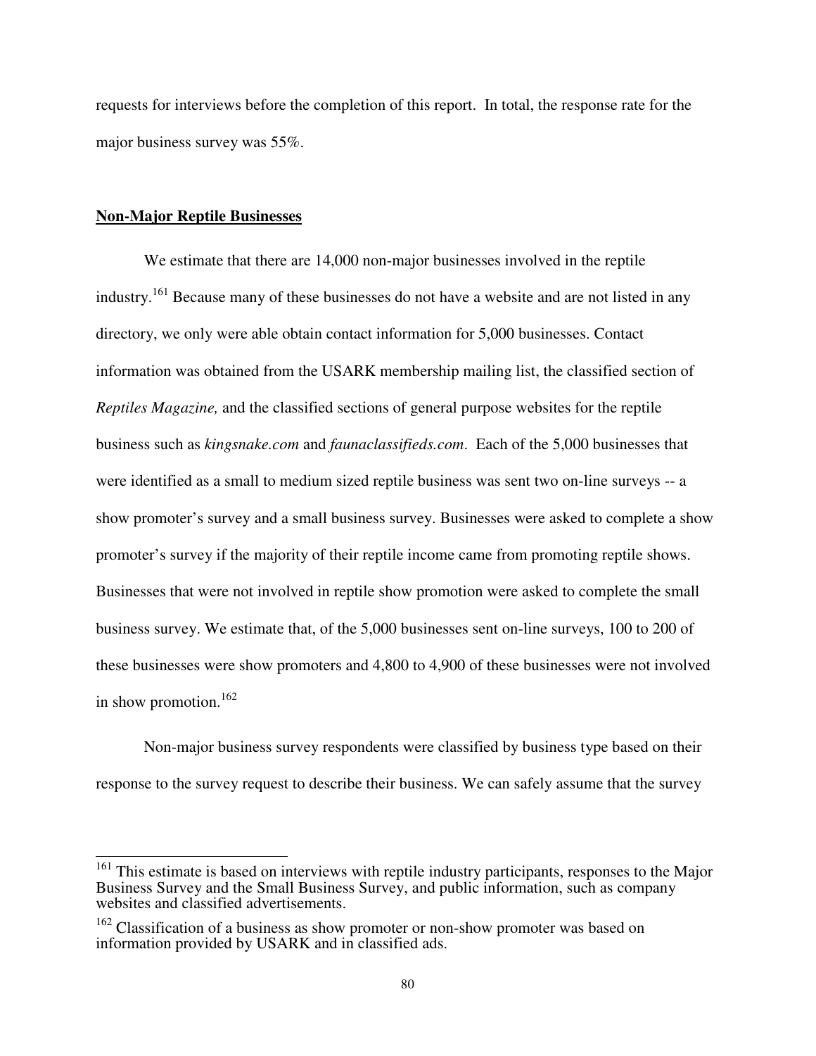requests for interviews before the completion of this report. In total, the response rate for the major business survey was 55%.

**Non-Major Reptile Businesses**

We estimate that there are 14,000 non-major businesses involved in the reptile industry.[161] Because many of these businesses do not have a website and are not listed in any directory, we only were able obtain contact information for 5,000 businesses. Contact information was obtained from the USARK membership mailing list, the classified section of *Reptiles Magazine,* and the classified sections of general purpose websites for the reptile business such as *kingsnake.com* and *faunaclassifieds.com*. Each of the 5,000 businesses that were identified as a small to medium sized reptile business was sent two on-line surveys -- a show promoter's survey and a small business survey. Businesses were asked to complete a show promoter's survey if the majority of their reptile income came from promoting reptile shows. Businesses that were not involved in reptile show promotion were asked to complete the small business survey. We estimate that, of the 5,000 businesses sent on-line surveys, 100 to 200 of these businesses were show promoters and 4,800 to 4,900 of these businesses were not involved in show promotion.[162]

Non-major business survey respondents were classified by business type based on their response to the survey request to describe their business. We can safely assume that the survey

---

[161] This estimate is based on interviews with reptile industry participants, responses to the Major Business Survey and the Small Business Survey, and public information, such as company websites and classified advertisements.

[162] Classification of a business as show promoter or non-show promoter was based on information provided by USARK and in classified ads.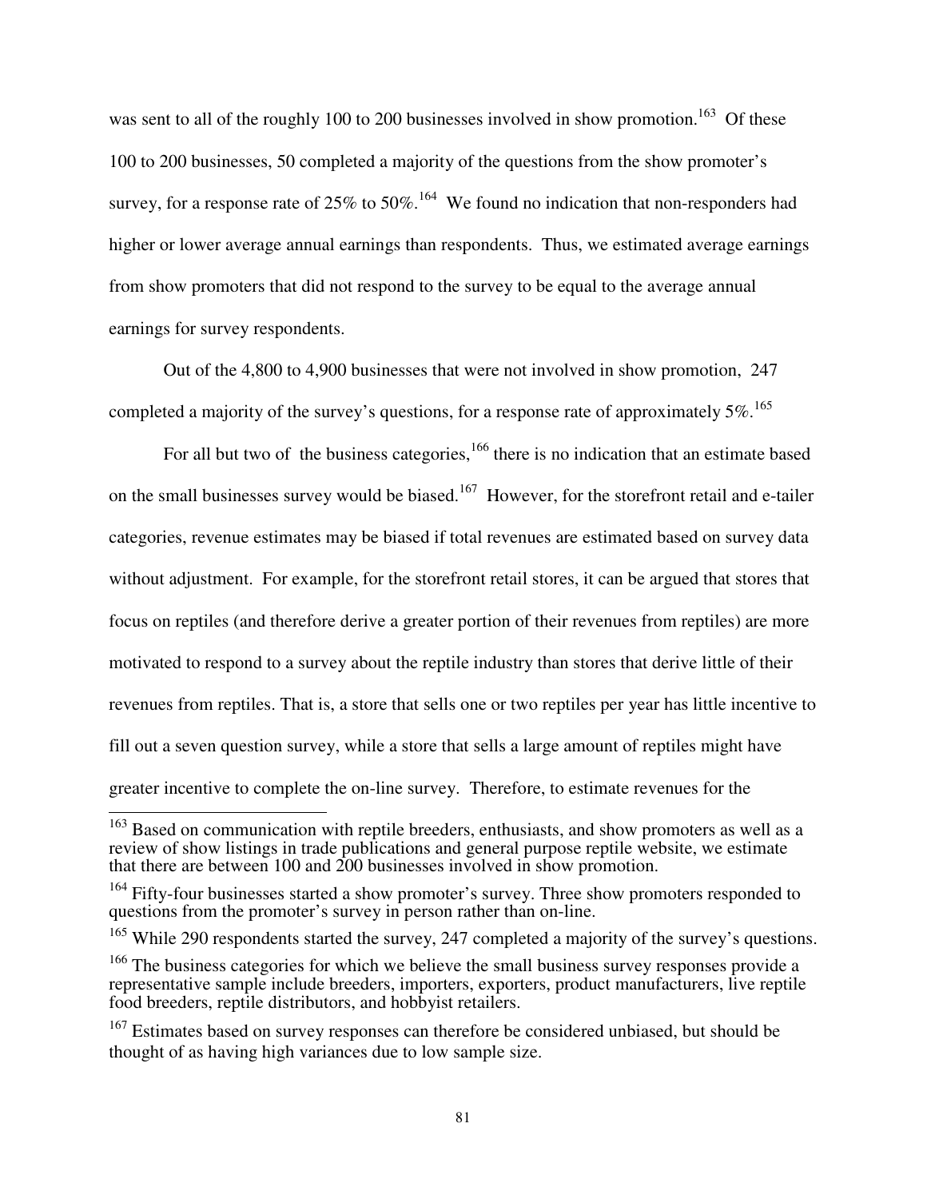was sent to all of the roughly 100 to 200 businesses involved in show promotion.[163] Of these 100 to 200 businesses, 50 completed a majority of the questions from the show promoter's survey, for a response rate of 25% to 50%.[164] We found no indication that non-responders had higher or lower average annual earnings than respondents. Thus, we estimated average earnings from show promoters that did not respond to the survey to be equal to the average annual earnings for survey respondents.

Out of the 4,800 to 4,900 businesses that were not involved in show promotion, 247 completed a majority of the survey's questions, for a response rate of approximately 5%.[165]

For all but two of the business categories,[166] there is no indication that an estimate based on the small businesses survey would be biased.[167] However, for the storefront retail and e-tailer categories, revenue estimates may be biased if total revenues are estimated based on survey data without adjustment. For example, for the storefront retail stores, it can be argued that stores that focus on reptiles (and therefore derive a greater portion of their revenues from reptiles) are more motivated to respond to a survey about the reptile industry than stores that derive little of their revenues from reptiles. That is, a store that sells one or two reptiles per year has little incentive to fill out a seven question survey, while a store that sells a large amount of reptiles might have greater incentive to complete the on-line survey. Therefore, to estimate revenues for the

---

[163] Based on communication with reptile breeders, enthusiasts, and show promoters as well as a review of show listings in trade publications and general purpose reptile website, we estimate that there are between 100 and 200 businesses involved in show promotion.

[164] Fifty-four businesses started a show promoter's survey. Three show promoters responded to questions from the promoter's survey in person rather than on-line.

[165] While 290 respondents started the survey, 247 completed a majority of the survey's questions.

[166] The business categories for which we believe the small business survey responses provide a representative sample include breeders, importers, exporters, product manufacturers, live reptile food breeders, reptile distributors, and hobbyist retailers.

[167] Estimates based on survey responses can therefore be considered unbiased, but should be thought of as having high variances due to low sample size.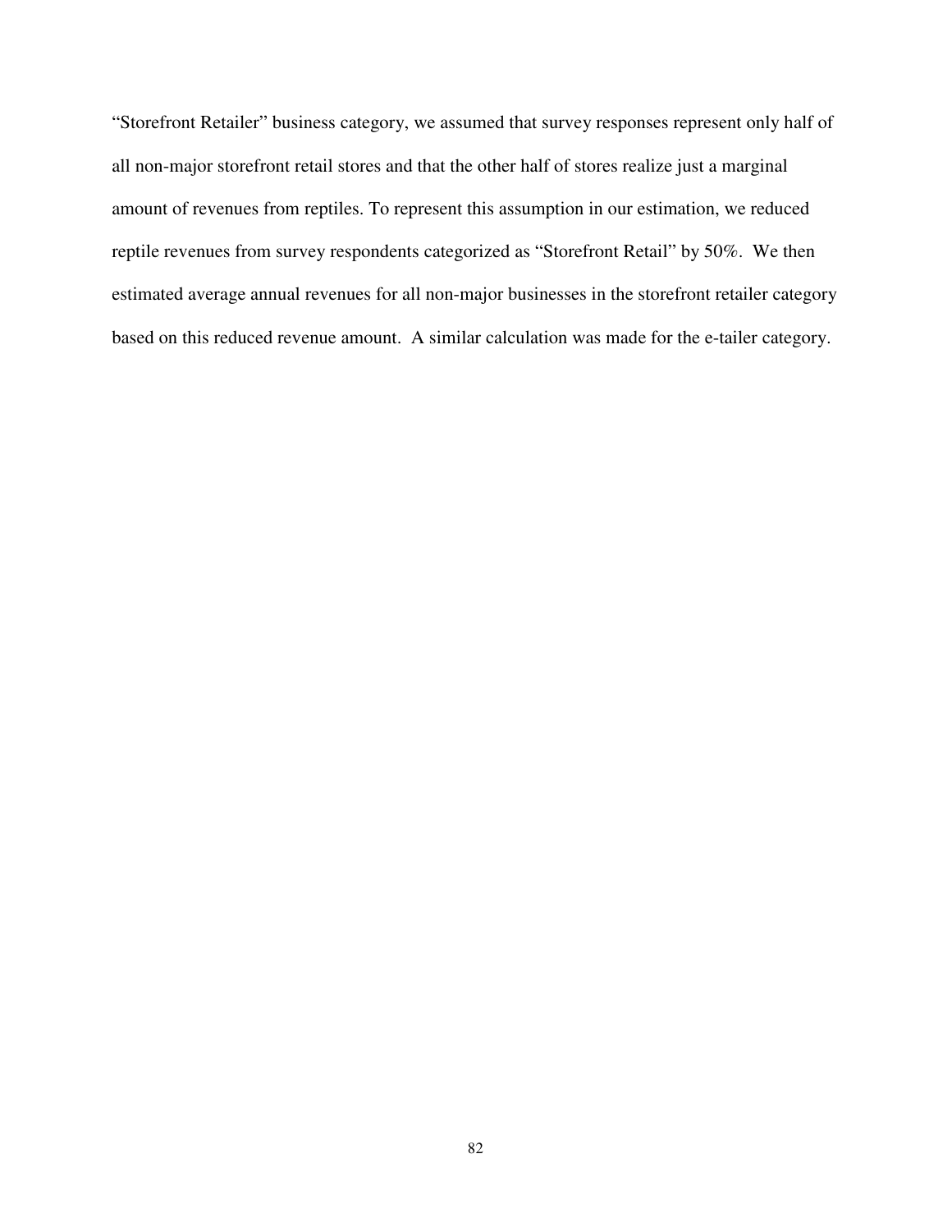"Storefront Retailer" business category, we assumed that survey responses represent only half of all non-major storefront retail stores and that the other half of stores realize just a marginal amount of revenues from reptiles. To represent this assumption in our estimation, we reduced reptile revenues from survey respondents categorized as "Storefront Retail" by 50%. We then estimated average annual revenues for all non-major businesses in the storefront retailer category based on this reduced revenue amount. A similar calculation was made for the e-tailer category.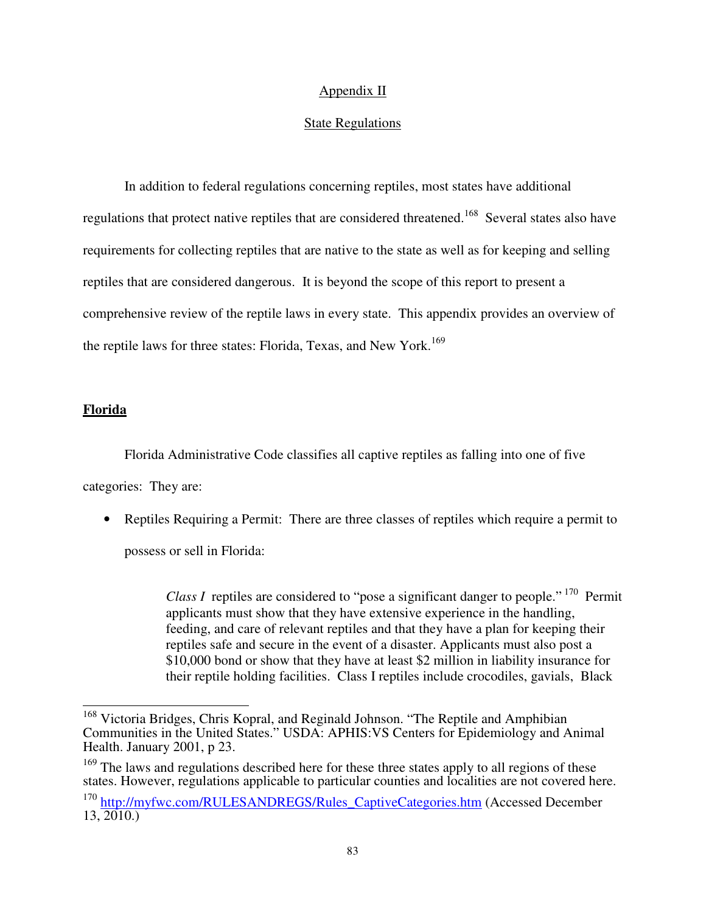## Appendix II

## State Regulations

In addition to federal regulations concerning reptiles, most states have additional regulations that protect native reptiles that are considered threatened.[168] Several states also have requirements for collecting reptiles that are native to the state as well as for keeping and selling reptiles that are considered dangerous. It is beyond the scope of this report to present a comprehensive review of the reptile laws in every state. This appendix provides an overview of the reptile laws for three states: Florida, Texas, and New York.[169]

### **Florida**

Florida Administrative Code classifies all captive reptiles as falling into one of five categories: They are:

- Reptiles Requiring a Permit: There are three classes of reptiles which require a permit to possess or sell in Florida:

> *Class I* reptiles are considered to "pose a significant danger to people." [170] Permit applicants must show that they have extensive experience in the handling, feeding, and care of relevant reptiles and that they have a plan for keeping their reptiles safe and secure in the event of a disaster. Applicants must also post a $10,000 bond or show that they have at least $2 million in liability insurance for their reptile holding facilities. Class I reptiles include crocodiles, gavials, Black

---

[168] Victoria Bridges, Chris Kopral, and Reginald Johnson. "The Reptile and Amphibian Communities in the United States." USDA: APHIS:VS Centers for Epidemiology and Animal Health. January 2001, p 23.

[169] The laws and regulations described here for these three states apply to all regions of these states. However, regulations applicable to particular counties and localities are not covered here.

[170] http://myfwc.com/RULESANDREGS/Rules_CaptiveCategories.htm (Accessed December 13, 2010.)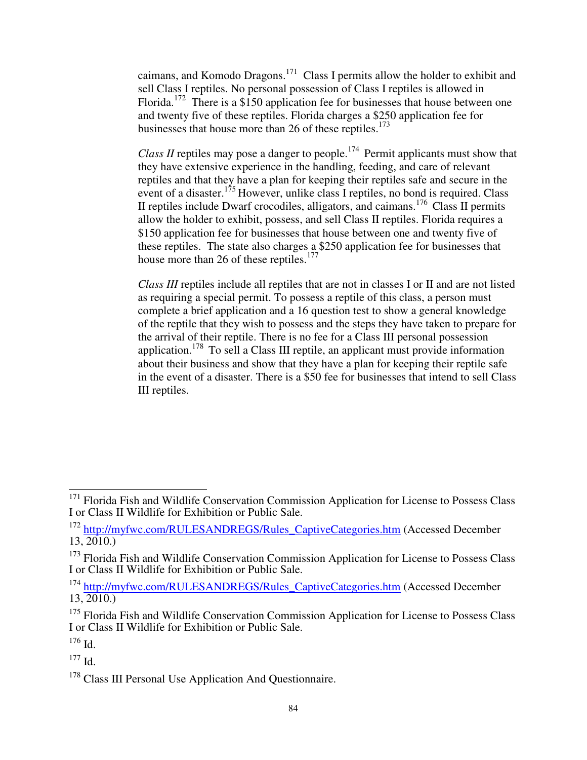caimans, and Komodo Dragons.[171] Class I permits allow the holder to exhibit and sell Class I reptiles. No personal possession of Class I reptiles is allowed in Florida.[172] There is a $150 application fee for businesses that house between one and twenty five of these reptiles. Florida charges a $250 application fee for businesses that house more than 26 of these reptiles.[173]

*Class II* reptiles may pose a danger to people.[174] Permit applicants must show that they have extensive experience in the handling, feeding, and care of relevant reptiles and that they have a plan for keeping their reptiles safe and secure in the event of a disaster.[175] However, unlike class I reptiles, no bond is required. Class II reptiles include Dwarf crocodiles, alligators, and caimans.[176] Class II permits allow the holder to exhibit, possess, and sell Class II reptiles. Florida requires a $150 application fee for businesses that house between one and twenty five of these reptiles. The state also charges a $250 application fee for businesses that house more than 26 of these reptiles.[177]

*Class III* reptiles include all reptiles that are not in classes I or II and are not listed as requiring a special permit. To possess a reptile of this class, a person must complete a brief application and a 16 question test to show a general knowledge of the reptile that they wish to possess and the steps they have taken to prepare for the arrival of their reptile. There is no fee for a Class III personal possession application.[178] To sell a Class III reptile, an applicant must provide information about their business and show that they have a plan for keeping their reptile safe in the event of a disaster. There is a $50 fee for businesses that intend to sell Class III reptiles.

---

[171] Florida Fish and Wildlife Conservation Commission Application for License to Possess Class I or Class II Wildlife for Exhibition or Public Sale.

[172] http://myfwc.com/RULESANDREGS/Rules_CaptiveCategories.htm (Accessed December 13, 2010.)

[173] Florida Fish and Wildlife Conservation Commission Application for License to Possess Class I or Class II Wildlife for Exhibition or Public Sale.

[174] http://myfwc.com/RULESANDREGS/Rules_CaptiveCategories.htm (Accessed December 13, 2010.)

[175] Florida Fish and Wildlife Conservation Commission Application for License to Possess Class I or Class II Wildlife for Exhibition or Public Sale.

[176] Id.

[177] Id.

[178] Class III Personal Use Application And Questionnaire.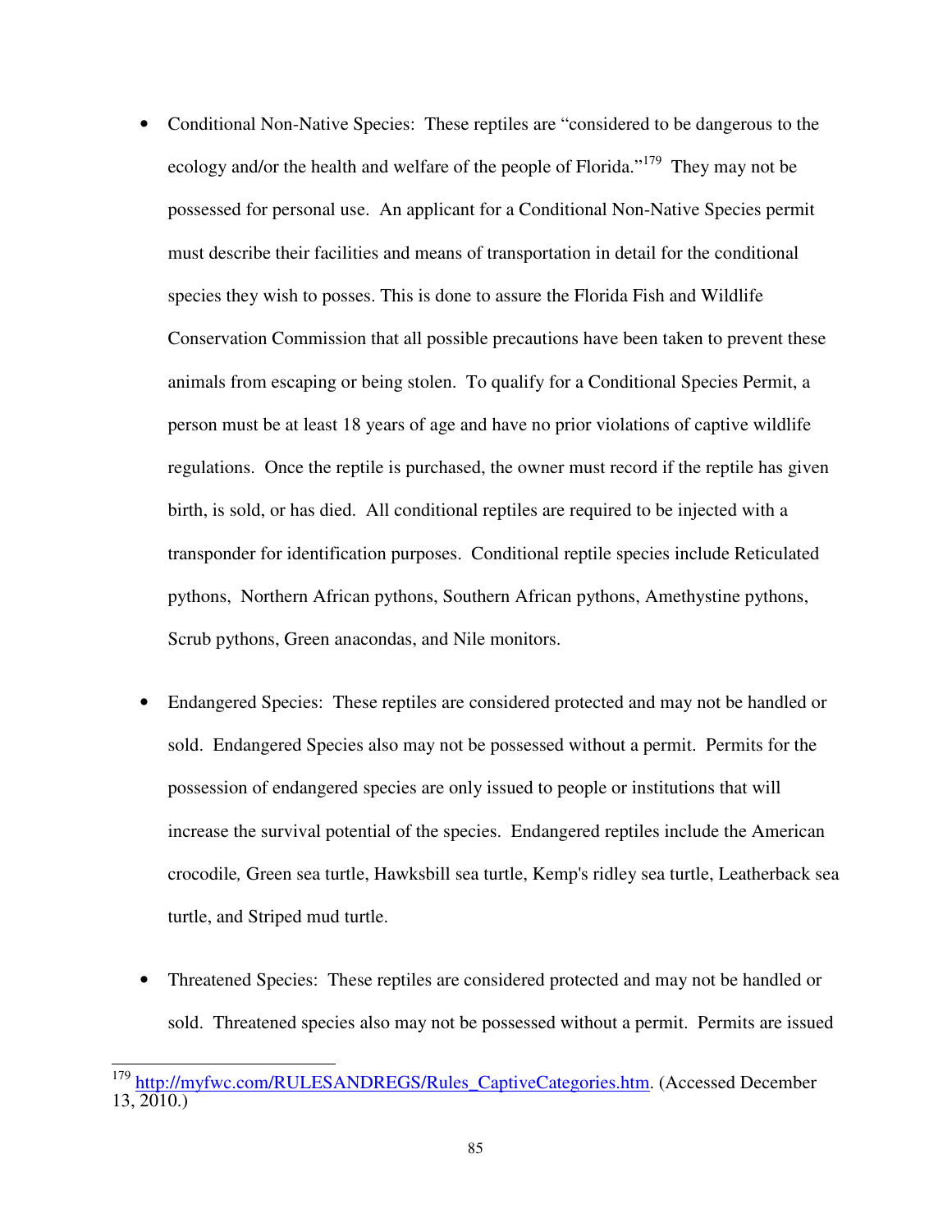- Conditional Non-Native Species: These reptiles are "considered to be dangerous to the ecology and/or the health and welfare of the people of Florida."[179] They may not be possessed for personal use. An applicant for a Conditional Non-Native Species permit must describe their facilities and means of transportation in detail for the conditional species they wish to posses. This is done to assure the Florida Fish and Wildlife Conservation Commission that all possible precautions have been taken to prevent these animals from escaping or being stolen. To qualify for a Conditional Species Permit, a person must be at least 18 years of age and have no prior violations of captive wildlife regulations. Once the reptile is purchased, the owner must record if the reptile has given birth, is sold, or has died. All conditional reptiles are required to be injected with a transponder for identification purposes. Conditional reptile species include Reticulated pythons, Northern African pythons, Southern African pythons, Amethystine pythons, Scrub pythons, Green anacondas, and Nile monitors.

- Endangered Species: These reptiles are considered protected and may not be handled or sold. Endangered Species also may not be possessed without a permit. Permits for the possession of endangered species are only issued to people or institutions that will increase the survival potential of the species. Endangered reptiles include the American crocodile*,* Green sea turtle, Hawksbill sea turtle, Kemp's ridley sea turtle, Leatherback sea turtle, and Striped mud turtle.

- Threatened Species: These reptiles are considered protected and may not be handled or sold. Threatened species also may not be possessed without a permit. Permits are issued

---

[179] http://myfwc.com/RULESANDREGS/Rules_CaptiveCategories.htm. (Accessed December 13, 2010.)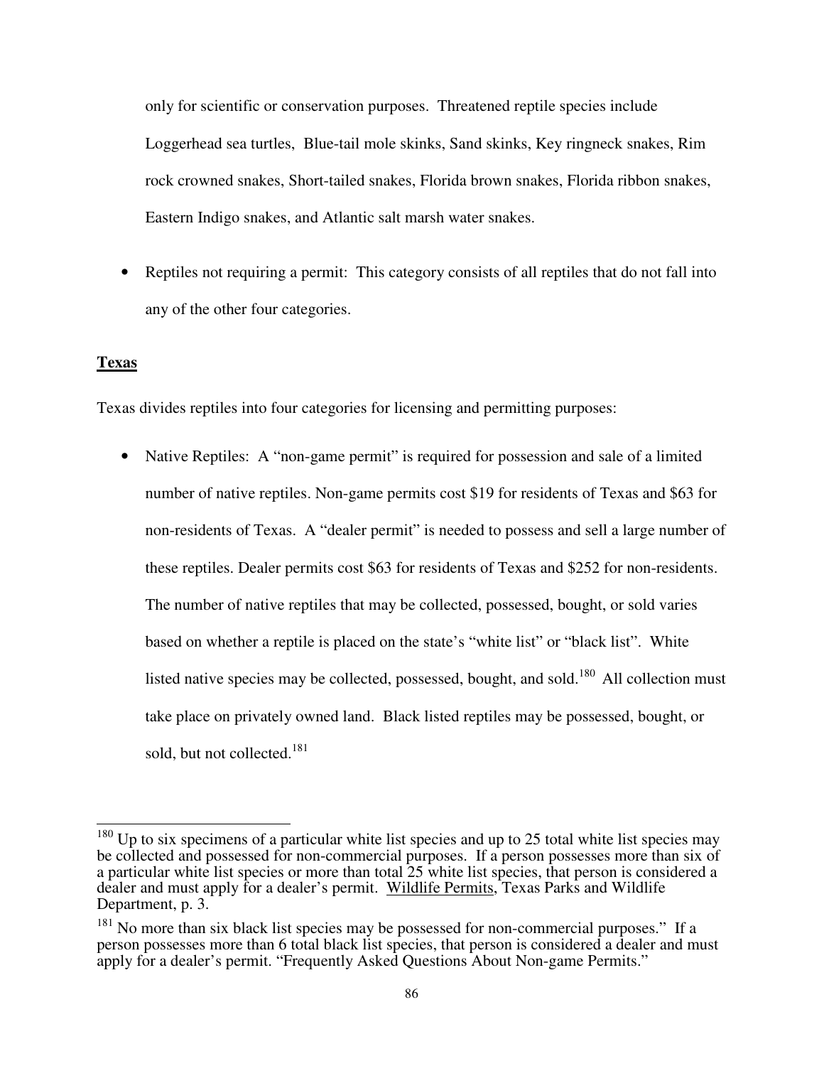only for scientific or conservation purposes. Threatened reptile species include Loggerhead sea turtles, Blue-tail mole skinks, Sand skinks, Key ringneck snakes, Rim rock crowned snakes, Short-tailed snakes, Florida brown snakes, Florida ribbon snakes, Eastern Indigo snakes, and Atlantic salt marsh water snakes.

- Reptiles not requiring a permit: This category consists of all reptiles that do not fall into any of the other four categories.

**Texas**

Texas divides reptiles into four categories for licensing and permitting purposes:

- Native Reptiles: A "non-game permit" is required for possession and sale of a limited number of native reptiles. Non-game permits cost $19 for residents of Texas and $63 for non-residents of Texas. A "dealer permit" is needed to possess and sell a large number of these reptiles. Dealer permits cost $63 for residents of Texas and $252 for non-residents. The number of native reptiles that may be collected, possessed, bought, or sold varies based on whether a reptile is placed on the state's "white list" or "black list". White listed native species may be collected, possessed, bought, and sold.[180] All collection must take place on privately owned land. Black listed reptiles may be possessed, bought, or sold, but not collected.[181]

---

[180] Up to six specimens of a particular white list species and up to 25 total white list species may be collected and possessed for non-commercial purposes. If a person possesses more than six of a particular white list species or more than total 25 white list species, that person is considered a dealer and must apply for a dealer's permit. Wildlife Permits, Texas Parks and Wildlife Department, p. 3.

[181] No more than six black list species may be possessed for non-commercial purposes." If a person possesses more than 6 total black list species, that person is considered a dealer and must apply for a dealer's permit. "Frequently Asked Questions About Non-game Permits."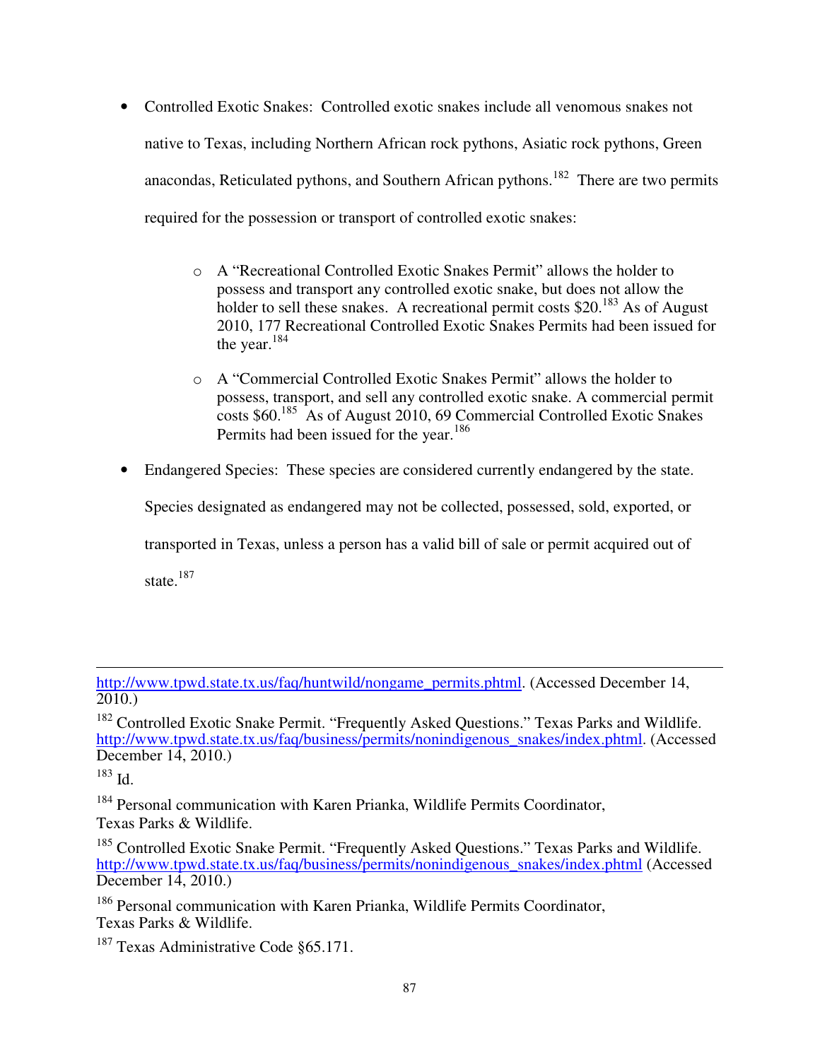- Controlled Exotic Snakes: Controlled exotic snakes include all venomous snakes not native to Texas, including Northern African rock pythons, Asiatic rock pythons, Green anacondas, Reticulated pythons, and Southern African pythons.[182] There are two permits required for the possession or transport of controlled exotic snakes:

  - A "Recreational Controlled Exotic Snakes Permit" allows the holder to possess and transport any controlled exotic snake, but does not allow the holder to sell these snakes. A recreational permit costs $20.[183] As of August 2010, 177 Recreational Controlled Exotic Snakes Permits had been issued for the year.[184]

  - A "Commercial Controlled Exotic Snakes Permit" allows the holder to possess, transport, and sell any controlled exotic snake. A commercial permit costs $60.[185] As of August 2010, 69 Commercial Controlled Exotic Snakes Permits had been issued for the year.[186]

- Endangered Species: These species are considered currently endangered by the state. Species designated as endangered may not be collected, possessed, sold, exported, or transported in Texas, unless a person has a valid bill of sale or permit acquired out of state.[187]

---

http://www.tpwd.state.tx.us/faq/huntwild/nongame_permits.phtml. (Accessed December 14, 2010.)

[182] Controlled Exotic Snake Permit. "Frequently Asked Questions." Texas Parks and Wildlife. http://www.tpwd.state.tx.us/faq/business/permits/nonindigenous_snakes/index.phtml. (Accessed December 14, 2010.)

[183] Id.

[184] Personal communication with Karen Prianka, Wildlife Permits Coordinator, Texas Parks & Wildlife.

[185] Controlled Exotic Snake Permit. "Frequently Asked Questions." Texas Parks and Wildlife. http://www.tpwd.state.tx.us/faq/business/permits/nonindigenous_snakes/index.phtml (Accessed December 14, 2010.)

[186] Personal communication with Karen Prianka, Wildlife Permits Coordinator, Texas Parks & Wildlife.

[187] Texas Administrative Code §65.171.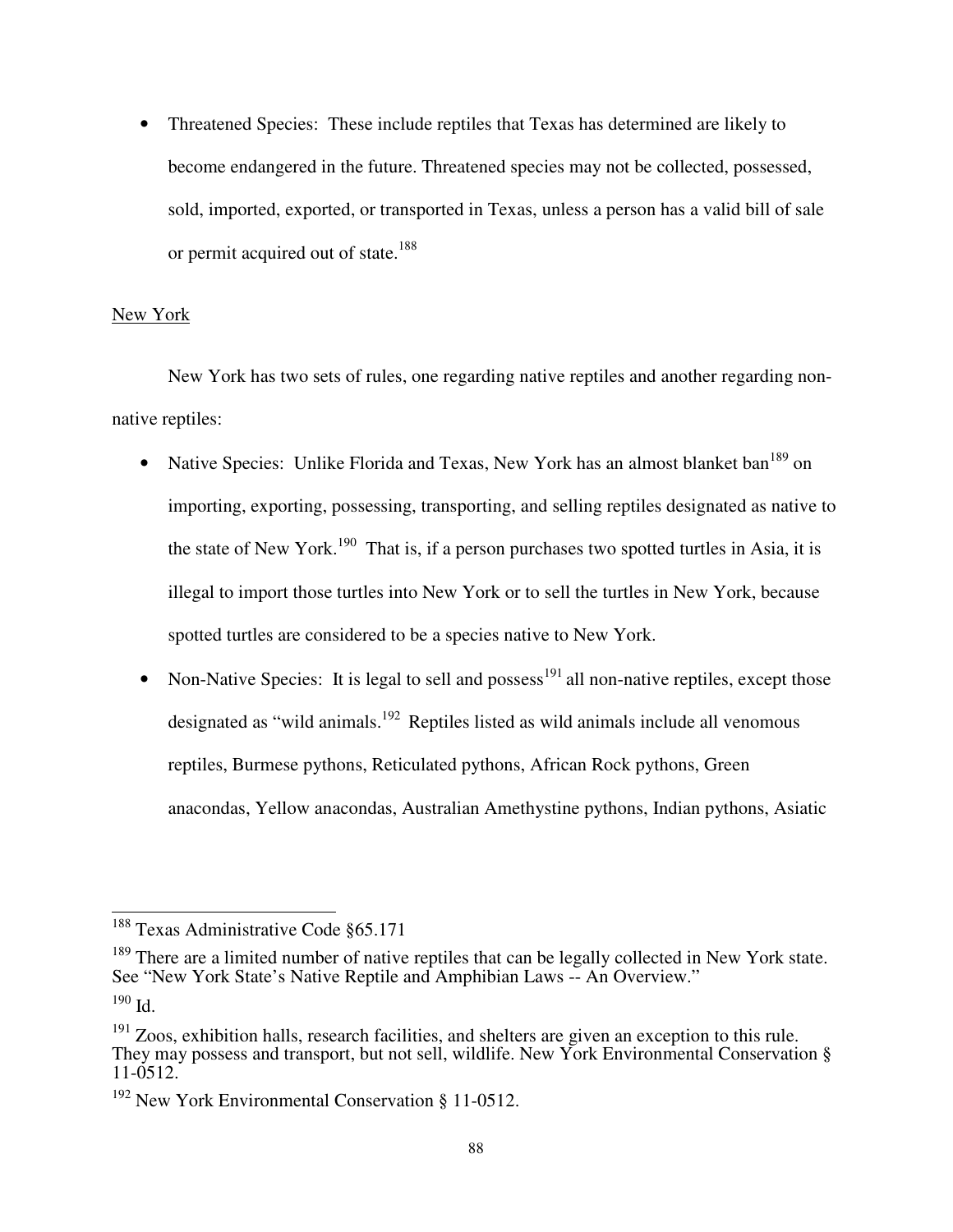- Threatened Species: These include reptiles that Texas has determined are likely to become endangered in the future. Threatened species may not be collected, possessed, sold, imported, exported, or transported in Texas, unless a person has a valid bill of sale or permit acquired out of state.[188]

<u>New York</u>

New York has two sets of rules, one regarding native reptiles and another regarding non-native reptiles:

- Native Species: Unlike Florida and Texas, New York has an almost blanket ban[189] on importing, exporting, possessing, transporting, and selling reptiles designated as native to the state of New York.[190] That is, if a person purchases two spotted turtles in Asia, it is illegal to import those turtles into New York or to sell the turtles in New York, because spotted turtles are considered to be a species native to New York.
- Non-Native Species: It is legal to sell and possess[191] all non-native reptiles, except those designated as "wild animals.[192] Reptiles listed as wild animals include all venomous reptiles, Burmese pythons, Reticulated pythons, African Rock pythons, Green anacondas, Yellow anacondas, Australian Amethystine pythons, Indian pythons, Asiatic

---

[188] Texas Administrative Code §65.171

[189] There are a limited number of native reptiles that can be legally collected in New York state. See "New York State's Native Reptile and Amphibian Laws -- An Overview."

[190] Id.

[191] Zoos, exhibition halls, research facilities, and shelters are given an exception to this rule. They may possess and transport, but not sell, wildlife. New York Environmental Conservation § 11-0512.

[192] New York Environmental Conservation § 11-0512.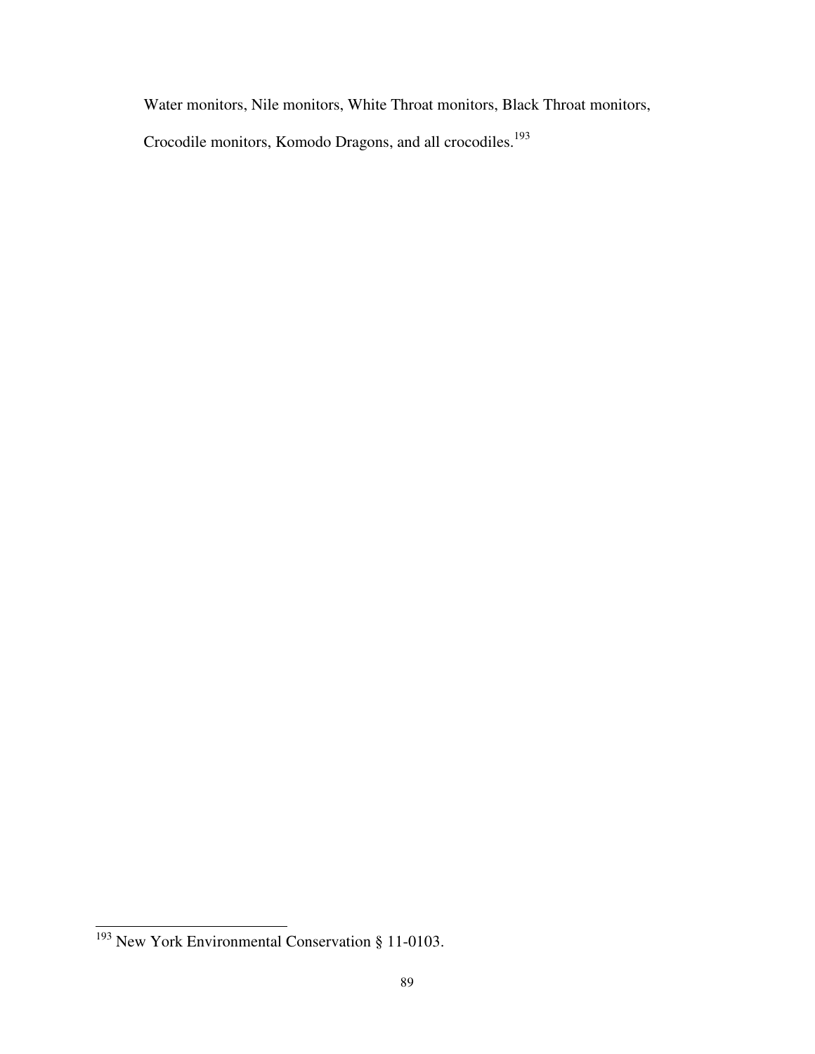Water monitors, Nile monitors, White Throat monitors, Black Throat monitors, Crocodile monitors, Komodo Dragons, and all crocodiles.[193]

---

[193] New York Environmental Conservation § 11-0103.